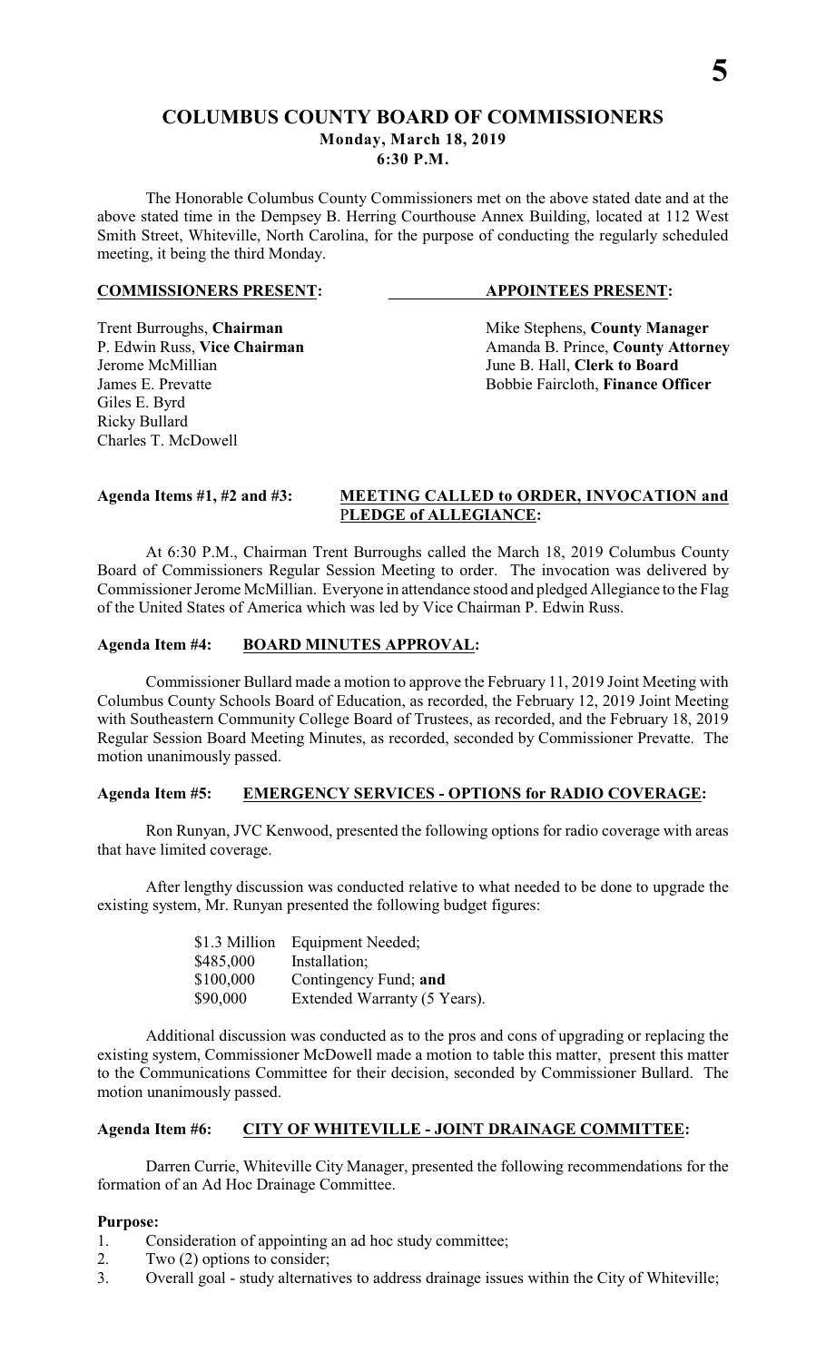# COLUMBUS COUNTY BOARD OF COMMISSIONERS

**Monday, March 18, 2019**
**6:30 P.M.**

The Honorable Columbus County Commissioners met on the above stated date and at the above stated time in the Dempsey B. Herring Courthouse Annex Building, located at 112 West Smith Street, Whiteville, North Carolina, for the purpose of conducting the regularly scheduled meeting, it being the third Monday.

| **COMMISSIONERS PRESENT:** | **APPOINTEES PRESENT:** |
|---|---|
| Trent Burroughs, **Chairman** | Mike Stephens, **County Manager** |
| P. Edwin Russ, **Vice Chairman** | Amanda B. Prince, **County Attorney** |
| Jerome McMillian | June B. Hall, **Clerk to Board** |
| James E. Prevatte | Bobbie Faircloth, **Finance Officer** |
| Giles E. Byrd | |
| Ricky Bullard | |
| Charles T. McDowell | |

**Agenda Items #1, #2 and #3: MEETING CALLED to ORDER, INVOCATION and PLEDGE of ALLEGIANCE:**

At 6:30 P.M., Chairman Trent Burroughs called the March 18, 2019 Columbus County Board of Commissioners Regular Session Meeting to order. The invocation was delivered by Commissioner Jerome McMillian. Everyone in attendance stood and pledged Allegiance to the Flag of the United States of America which was led by Vice Chairman P. Edwin Russ.

**Agenda Item #4: BOARD MINUTES APPROVAL:**

Commissioner Bullard made a motion to approve the February 11, 2019 Joint Meeting with Columbus County Schools Board of Education, as recorded, the February 12, 2019 Joint Meeting with Southeastern Community College Board of Trustees, as recorded, and the February 18, 2019 Regular Session Board Meeting Minutes, as recorded, seconded by Commissioner Prevatte. The motion unanimously passed.

**Agenda Item #5: EMERGENCY SERVICES - OPTIONS for RADIO COVERAGE:**

Ron Runyan, JVC Kenwood, presented the following options for radio coverage with areas that have limited coverage.

After lengthy discussion was conducted relative to what needed to be done to upgrade the existing system, Mr. Runyan presented the following budget figures:

| | |
|---|---|
| \$1.3 Million | Equipment Needed; |
| \$485,000 | Installation; |
| \$100,000 | Contingency Fund; **and** |
| \$90,000 | Extended Warranty (5 Years). |

Additional discussion was conducted as to the pros and cons of upgrading or replacing the existing system, Commissioner McDowell made a motion to table this matter, present this matter to the Communications Committee for their decision, seconded by Commissioner Bullard. The motion unanimously passed.

**Agenda Item #6: CITY OF WHITEVILLE - JOINT DRAINAGE COMMITTEE:**

Darren Currie, Whiteville City Manager, presented the following recommendations for the formation of an Ad Hoc Drainage Committee.

**Purpose:**

1. Consideration of appointing an ad hoc study committee;
2. Two (2) options to consider;
3. Overall goal - study alternatives to address drainage issues within the City of Whiteville;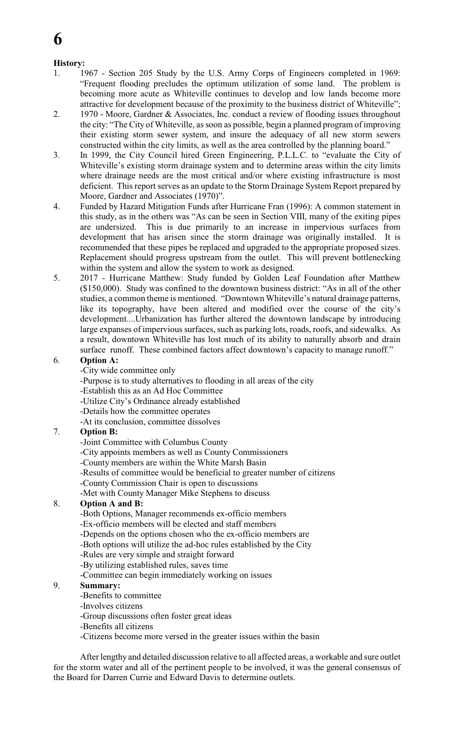# 6

**History:**

1. 1967 - Section 205 Study by the U.S. Army Corps of Engineers completed in 1969: "Frequent flooding precludes the optimum utilization of some land. The problem is becoming more acute as Whiteville continues to develop and low lands become more attractive for development because of the proximity to the business district of Whiteville";
2. 1970 - Moore, Gardner & Associates, Inc. conduct a review of flooding issues throughout the city: "The City of Whiteville, as soon as possible, begin a planned program of improving their existing storm sewer system, and insure the adequacy of all new storm sewers constructed within the city limits, as well as the area controlled by the planning board."
3. In 1999, the City Council hired Green Engineering, P.L.L.C. to "evaluate the City of Whiteville's existing storm drainage system and to determine areas within the city limits where drainage needs are the most critical and/or where existing infrastructure is most deficient. This report serves as an update to the Storm Drainage System Report prepared by Moore, Gardner and Associates (1970)".
4. Funded by Hazard Mitigation Funds after Hurricane Fran (1996): A common statement in this study, as in the others was "As can be seen in Section VIII, many of the exiting pipes are undersized. This is due primarily to an increase in impervious surfaces from development that has arisen since the storm drainage was originally installed. It is recommended that these pipes be replaced and upgraded to the appropriate proposed sizes. Replacement should progress upstream from the outlet. This will prevent bottlenecking within the system and allow the system to work as designed.
5. 2017 - Hurricane Matthew: Study funded by Golden Leaf Foundation after Matthew ($150,000). Study was confined to the downtown business district: "As in all of the other studies, a common theme is mentioned. "Downtown Whiteville's natural drainage patterns, like its topography, have been altered and modified over the course of the city's development....Urbanization has further altered the downtown landscape by introducing large expanses of impervious surfaces, such as parking lots, roads, roofs, and sidewalks. As a result, downtown Whiteville has lost much of its ability to naturally absorb and drain surface runoff. These combined factors affect downtown's capacity to manage runoff."
6. **Option A:**
   -City wide committee only
   -Purpose is to study alternatives to flooding in all areas of the city
   -Establish this as an Ad Hoc Committee
   -Utilize City's Ordinance already established
   -Details how the committee operates
   -At its conclusion, committee dissolves
7. **Option B:**
   -Joint Committee with Columbus County
   -City appoints members as well as County Commissioners
   -County members are within the White Marsh Basin
   -Results of committee would be beneficial to greater number of citizens
   -County Commission Chair is open to discussions
   -Met with County Manager Mike Stephens to discuss
8. **Option A and B:**
   -Both Options, Manager recommends ex-officio members
   -Ex-officio members will be elected and staff members
   -Depends on the options chosen who the ex-officio members are
   -Both options will utilize the ad-hoc rules established by the City
   -Rules are very simple and straight forward
   -By utilizing established rules, saves time
   -Committee can begin immediately working on issues
9. **Summary:**
   -Benefits to committee
   -Involves citizens
   -Group discussions often foster great ideas
   -Benefits all citizens
   -Citizens become more versed in the greater issues within the basin

After lengthy and detailed discussion relative to all affected areas, a workable and sure outlet for the storm water and all of the pertinent people to be involved, it was the general consensus of the Board for Darren Currie and Edward Davis to determine outlets.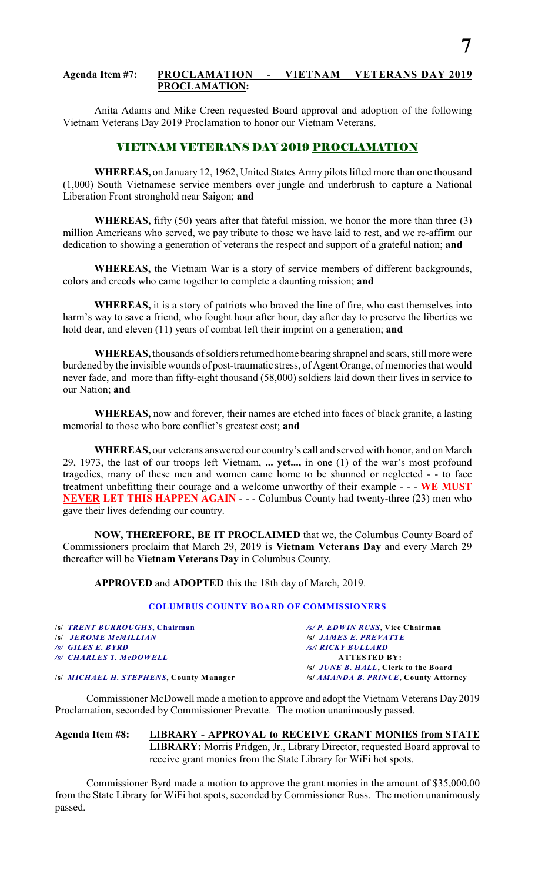**Agenda Item #7: PROCLAMATION - VIETNAM VETERANS DAY 2019 PROCLAMATION:**

Anita Adams and Mike Creen requested Board approval and adoption of the following Vietnam Veterans Day 2019 Proclamation to honor our Vietnam Veterans.

## VIETNAM VETERANS DAY 2019 PROCLAMATION

**WHEREAS,** on January 12, 1962, United States Army pilots lifted more than one thousand (1,000) South Vietnamese service members over jungle and underbrush to capture a National Liberation Front stronghold near Saigon; **and**

**WHEREAS,** fifty (50) years after that fateful mission, we honor the more than three (3) million Americans who served, we pay tribute to those we have laid to rest, and we re-affirm our dedication to showing a generation of veterans the respect and support of a grateful nation; **and**

**WHEREAS,** the Vietnam War is a story of service members of different backgrounds, colors and creeds who came together to complete a daunting mission; **and**

**WHEREAS,** it is a story of patriots who braved the line of fire, who cast themselves into harm's way to save a friend, who fought hour after hour, day after day to preserve the liberties we hold dear, and eleven (11) years of combat left their imprint on a generation; **and**

**WHEREAS,** thousands of soldiers returned home bearing shrapnel and scars, still more were burdened by the invisible wounds of post-traumatic stress, of Agent Orange, of memories that would never fade, and more than fifty-eight thousand (58,000) soldiers laid down their lives in service to our Nation; **and**

**WHEREAS,** now and forever, their names are etched into faces of black granite, a lasting memorial to those who bore conflict's greatest cost; **and**

**WHEREAS,** our veterans answered our country's call and served with honor, and on March 29, 1973, the last of our troops left Vietnam, **... yet...,** in one (1) of the war's most profound tragedies, many of these men and women came home to be shunned or neglected - - to face treatment unbefitting their courage and a welcome unworthy of their example - - - **WE MUST NEVER LET THIS HAPPEN AGAIN** - - - Columbus County had twenty-three (23) men who gave their lives defending our country.

**NOW, THEREFORE, BE IT PROCLAIMED** that we, the Columbus County Board of Commissioners proclaim that March 29, 2019 is **Vietnam Veterans Day** and every March 29 thereafter will be **Vietnam Veterans Day** in Columbus County.

**APPROVED** and **ADOPTED** this the 18th day of March, 2019.

**COLUMBUS COUNTY BOARD OF COMMISSIONERS**

/s/ *TRENT BURROUGHS*, **Chairman**
/s/ *JEROME McMILLIAN*
/s/ *GILES E. BYRD*
/s/ *CHARLES T. McDOWELL*

/s/ *P. EDWIN RUSS*, **Vice Chairman**
/s/ *JAMES E. PREVATTE*
/s/ *RICKY BULLARD*

**ATTESTED BY:**
/s/ *JUNE B. HALL*, **Clerk to the Board**

/s/ *MICHAEL H. STEPHENS*, **County Manager**
/s/ *AMANDA B. PRINCE*, **County Attorney**

Commissioner McDowell made a motion to approve and adopt the Vietnam Veterans Day 2019 Proclamation, seconded by Commissioner Prevatte. The motion unanimously passed.

**Agenda Item #8: LIBRARY - APPROVAL to RECEIVE GRANT MONIES from STATE LIBRARY:** Morris Pridgen, Jr., Library Director, requested Board approval to receive grant monies from the State Library for WiFi hot spots.

Commissioner Byrd made a motion to approve the grant monies in the amount of $35,000.00 from the State Library for WiFi hot spots, seconded by Commissioner Russ. The motion unanimously passed.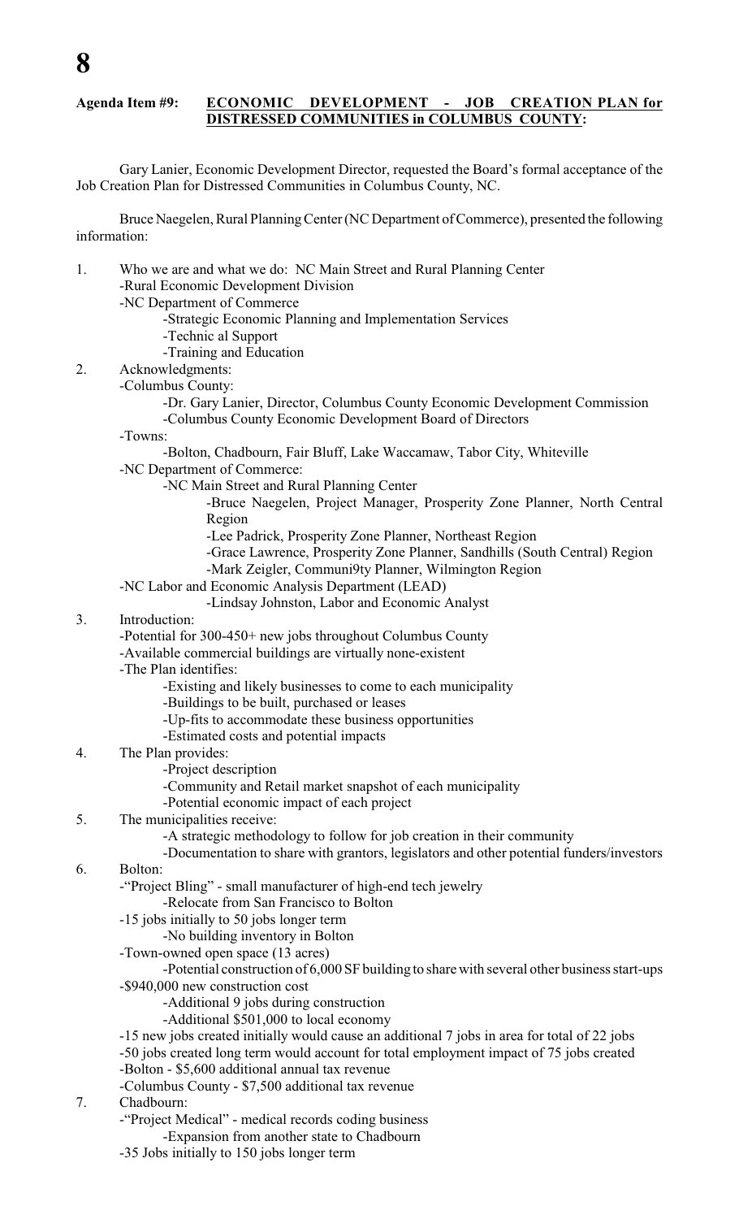**Agenda Item #9: ECONOMIC DEVELOPMENT - JOB CREATION PLAN for DISTRESSED COMMUNITIES in COLUMBUS COUNTY:**

Gary Lanier, Economic Development Director, requested the Board's formal acceptance of the Job Creation Plan for Distressed Communities in Columbus County, NC.

Bruce Naegelen, Rural Planning Center (NC Department of Commerce), presented the following information:

1. Who we are and what we do: NC Main Street and Rural Planning Center
   - -Rural Economic Development Division
   - -NC Department of Commerce
     - -Strategic Economic Planning and Implementation Services
     - -Technic al Support
     - -Training and Education
2. Acknowledgments:
   - -Columbus County:
     - -Dr. Gary Lanier, Director, Columbus County Economic Development Commission
     - -Columbus County Economic Development Board of Directors
   - -Towns:
     - -Bolton, Chadbourn, Fair Bluff, Lake Waccamaw, Tabor City, Whiteville
   - -NC Department of Commerce:
     - -NC Main Street and Rural Planning Center
       - -Bruce Naegelen, Project Manager, Prosperity Zone Planner, North Central Region
       - -Lee Padrick, Prosperity Zone Planner, Northeast Region
       - -Grace Lawrence, Prosperity Zone Planner, Sandhills (South Central) Region
       - -Mark Zeigler, Communi9ty Planner, Wilmington Region
   - -NC Labor and Economic Analysis Department (LEAD)
     - -Lindsay Johnston, Labor and Economic Analyst
3. Introduction:
   - -Potential for 300-450+ new jobs throughout Columbus County
   - -Available commercial buildings are virtually none-existent
   - -The Plan identifies:
     - -Existing and likely businesses to come to each municipality
     - -Buildings to be built, purchased or leases
     - -Up-fits to accommodate these business opportunities
     - -Estimated costs and potential impacts
4. The Plan provides:
   - -Project description
   - -Community and Retail market snapshot of each municipality
   - -Potential economic impact of each project
5. The municipalities receive:
   - -A strategic methodology to follow for job creation in their community
   - -Documentation to share with grantors, legislators and other potential funders/investors
6. Bolton:
   - -"Project Bling" - small manufacturer of high-end tech jewelry
     - -Relocate from San Francisco to Bolton
   - -15 jobs initially to 50 jobs longer term
     - -No building inventory in Bolton
   - -Town-owned open space (13 acres)
     - -Potential construction of 6,000 SF building to share with several other business start-ups
   - -$940,000 new construction cost
     - -Additional 9 jobs during construction
     - -Additional $501,000 to local economy
   - -15 new jobs created initially would cause an additional 7 jobs in area for total of 22 jobs
   - -50 jobs created long term would account for total employment impact of 75 jobs created
   - -Bolton - $5,600 additional annual tax revenue
   - -Columbus County - $7,500 additional tax revenue
7. Chadbourn:
   - -"Project Medical" - medical records coding business
     - -Expansion from another state to Chadbourn
   - -35 Jobs initially to 150 jobs longer term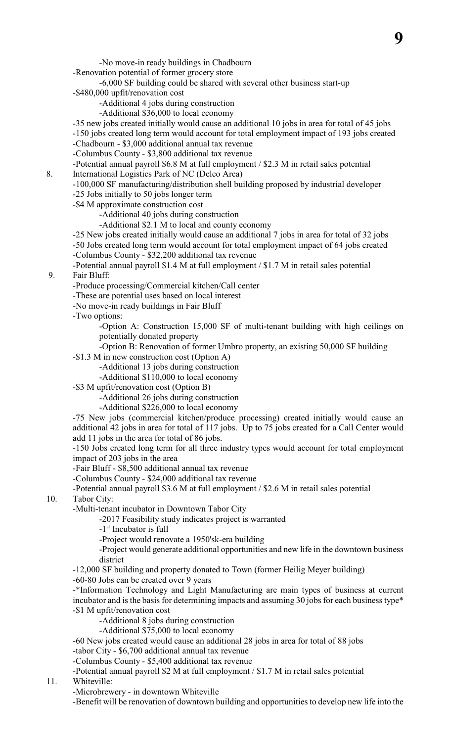-No move-in ready buildings in Chadbourn

-Renovation potential of former grocery store

-6,000 SF building could be shared with several other business start-up

-$480,000 upfit/renovation cost

-Additional 4 jobs during construction

-Additional $36,000 to local economy

-35 new jobs created initially would cause an additional 10 jobs in area for total of 45 jobs

-150 jobs created long term would account for total employment impact of 193 jobs created

-Chadbourn - $3,000 additional annual tax revenue

-Columbus County - $3,800 additional tax revenue

-Potential annual payroll $6.8 M at full employment / $2.3 M in retail sales potential

8. International Logistics Park of NC (Delco Area)

-100,000 SF manufacturing/distribution shell building proposed by industrial developer

-25 Jobs initially to 50 jobs longer term

-$4 M approximate construction cost

-Additional 40 jobs during construction

-Additional $2.1 M to local and county economy

-25 New jobs created initially would cause an additional 7 jobs in area for total of 32 jobs

-50 Jobs created long term would account for total employment impact of 64 jobs created

-Columbus County - $32,200 additional tax revenue

-Potential annual payroll $1.4 M at full employment / $1.7 M in retail sales potential

9. Fair Bluff:

-Produce processing/Commercial kitchen/Call center

-These are potential uses based on local interest

-No move-in ready buildings in Fair Bluff

-Two options:

-Option A: Construction 15,000 SF of multi-tenant building with high ceilings on potentially donated property

-Option B: Renovation of former Umbro property, an existing 50,000 SF building

-$1.3 M in new construction cost (Option A)

-Additional 13 jobs during construction

-Additional $110,000 to local economy

-$3 M upfit/renovation cost (Option B)

-Additional 26 jobs during construction

-Additional $226,000 to local economy

-75 New jobs (commercial kitchen/produce processing) created initially would cause an additional 42 jobs in area for total of 117 jobs. Up to 75 jobs created for a Call Center would add 11 jobs in the area for total of 86 jobs.

-150 Jobs created long term for all three industry types would account for total employment impact of 203 jobs in the area

-Fair Bluff - $8,500 additional annual tax revenue

-Columbus County - $24,000 additional tax revenue

-Potential annual payroll $3.6 M at full employment / $2.6 M in retail sales potential

10. Tabor City:

-Multi-tenant incubator in Downtown Tabor City

-2017 Feasibility study indicates project is warranted

-1st Incubator is full

-Project would renovate a 1950'sk-era building

-Project would generate additional opportunities and new life in the downtown business district

-12,000 SF building and property donated to Town (former Heilig Meyer building)

-60-80 Jobs can be created over 9 years

-*Information Technology and Light Manufacturing are main types of business at current incubator and is the basis for determining impacts and assuming 30 jobs for each business type*

-$1 M upfit/renovation cost

-Additional 8 jobs during construction

-Additional $75,000 to local economy

-60 New jobs created would cause an additional 28 jobs in area for total of 88 jobs

-tabor City - $6,700 additional annual tax revenue

-Columbus County - $5,400 additional tax revenue

-Potential annual payroll $2 M at full employment / $1.7 M in retail sales potential

11. Whiteville:

-Microbrewery - in downtown Whiteville

-Benefit will be renovation of downtown building and opportunities to develop new life into the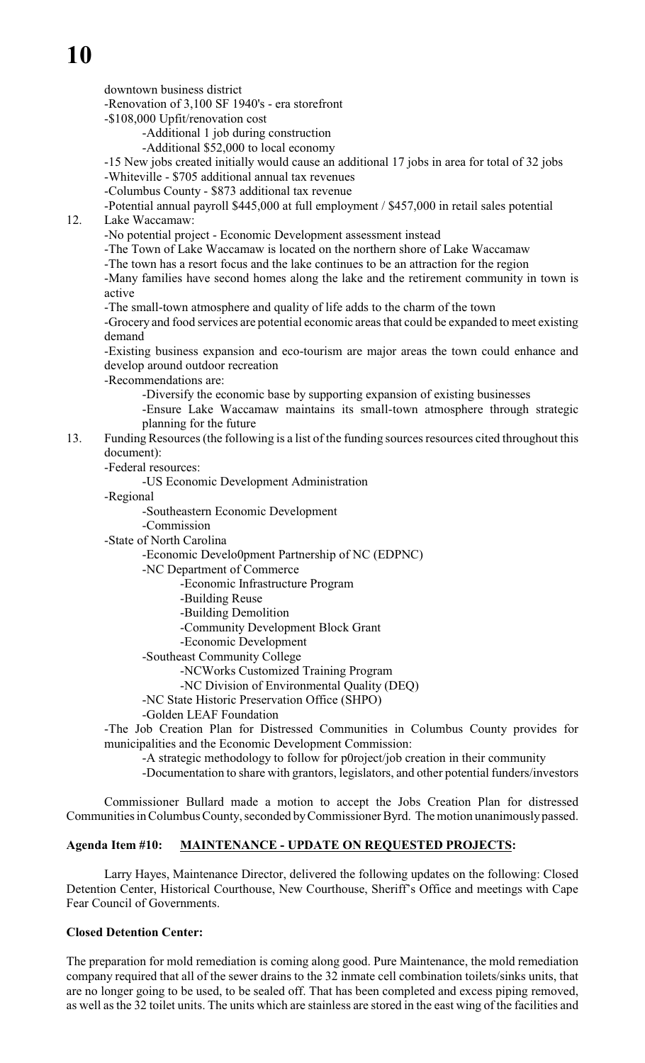downtown business district

-Renovation of 3,100 SF 1940's - era storefront

-$108,000 Upfit/renovation cost

- -Additional 1 job during construction
- -Additional $52,000 to local economy

-15 New jobs created initially would cause an additional 17 jobs in area for total of 32 jobs

-Whiteville - $705 additional annual tax revenues

-Columbus County - $873 additional tax revenue

-Potential annual payroll $445,000 at full employment / $457,000 in retail sales potential

12. Lake Waccamaw:

-No potential project - Economic Development assessment instead

-The Town of Lake Waccamaw is located on the northern shore of Lake Waccamaw

-The town has a resort focus and the lake continues to be an attraction for the region

-Many families have second homes along the lake and the retirement community in town is active

-The small-town atmosphere and quality of life adds to the charm of the town

-Grocery and food services are potential economic areas that could be expanded to meet existing demand

-Existing business expansion and eco-tourism are major areas the town could enhance and develop around outdoor recreation

-Recommendations are:

- -Diversify the economic base by supporting expansion of existing businesses
- -Ensure Lake Waccamaw maintains its small-town atmosphere through strategic planning for the future

13. Funding Resources (the following is a list of the funding sources resources cited throughout this document):

-Federal resources:

- -US Economic Development Administration

-Regional

- -Southeastern Economic Development
- -Commission

-State of North Carolina

- -Economic Develo0pment Partnership of NC (EDPNC)
- -NC Department of Commerce
  - -Economic Infrastructure Program
  - -Building Reuse
  - -Building Demolition
  - -Community Development Block Grant
  - -Economic Development
- -Southeast Community College
  - -NCWorks Customized Training Program
  - -NC Division of Environmental Quality (DEQ)
- -NC State Historic Preservation Office (SHPO)
- -Golden LEAF Foundation

-The Job Creation Plan for Distressed Communities in Columbus County provides for municipalities and the Economic Development Commission:

- -A strategic methodology to follow for p0roject/job creation in their community
- -Documentation to share with grantors, legislators, and other potential funders/investors

Commissioner Bullard made a motion to accept the Jobs Creation Plan for distressed Communities in Columbus County, seconded by Commissioner Byrd. The motion unanimously passed.

**Agenda Item #10: MAINTENANCE - UPDATE ON REQUESTED PROJECTS:**

Larry Hayes, Maintenance Director, delivered the following updates on the following: Closed Detention Center, Historical Courthouse, New Courthouse, Sheriff's Office and meetings with Cape Fear Council of Governments.

**Closed Detention Center:**

The preparation for mold remediation is coming along good. Pure Maintenance, the mold remediation company required that all of the sewer drains to the 32 inmate cell combination toilets/sinks units, that are no longer going to be used, to be sealed off. That has been completed and excess piping removed, as well as the 32 toilet units. The units which are stainless are stored in the east wing of the facilities and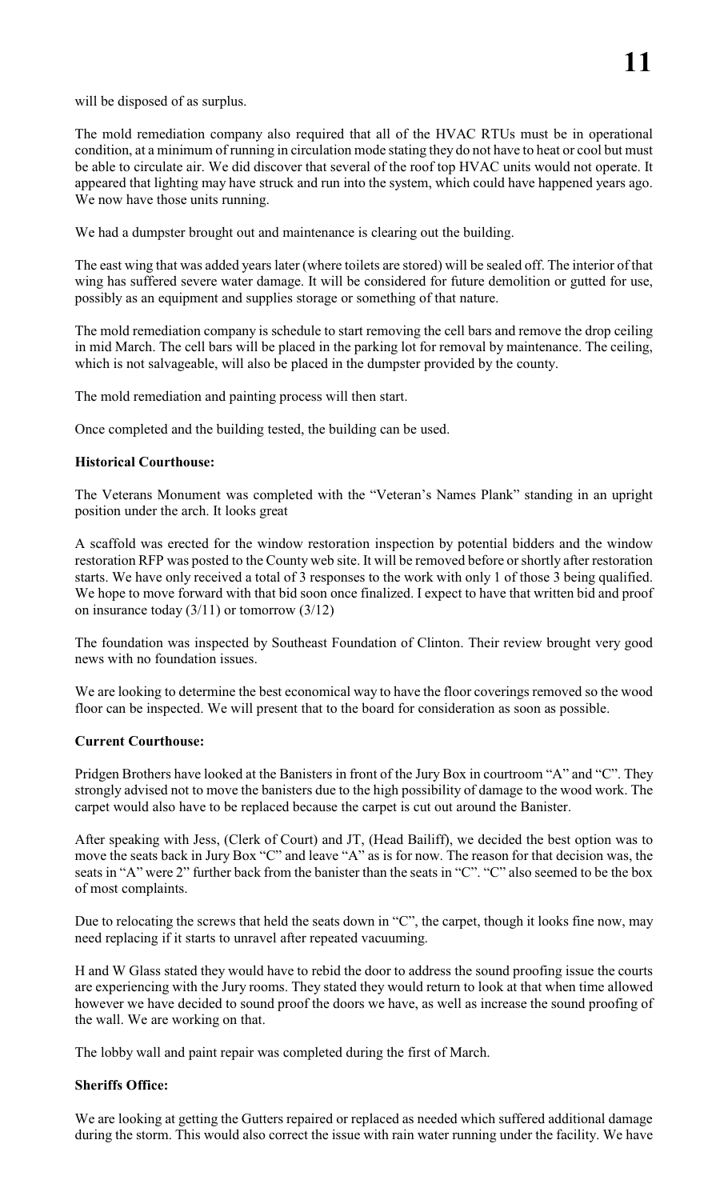will be disposed of as surplus.

The mold remediation company also required that all of the HVAC RTUs must be in operational condition, at a minimum of running in circulation mode stating they do not have to heat or cool but must be able to circulate air. We did discover that several of the roof top HVAC units would not operate. It appeared that lighting may have struck and run into the system, which could have happened years ago. We now have those units running.

We had a dumpster brought out and maintenance is clearing out the building.

The east wing that was added years later (where toilets are stored) will be sealed off. The interior of that wing has suffered severe water damage. It will be considered for future demolition or gutted for use, possibly as an equipment and supplies storage or something of that nature.

The mold remediation company is schedule to start removing the cell bars and remove the drop ceiling in mid March. The cell bars will be placed in the parking lot for removal by maintenance. The ceiling, which is not salvageable, will also be placed in the dumpster provided by the county.

The mold remediation and painting process will then start.

Once completed and the building tested, the building can be used.

**Historical Courthouse:**

The Veterans Monument was completed with the "Veteran's Names Plank" standing in an upright position under the arch. It looks great

A scaffold was erected for the window restoration inspection by potential bidders and the window restoration RFP was posted to the County web site. It will be removed before or shortly after restoration starts. We have only received a total of 3 responses to the work with only 1 of those 3 being qualified. We hope to move forward with that bid soon once finalized. I expect to have that written bid and proof on insurance today (3/11) or tomorrow (3/12)

The foundation was inspected by Southeast Foundation of Clinton. Their review brought very good news with no foundation issues.

We are looking to determine the best economical way to have the floor coverings removed so the wood floor can be inspected. We will present that to the board for consideration as soon as possible.

**Current Courthouse:**

Pridgen Brothers have looked at the Banisters in front of the Jury Box in courtroom "A" and "C". They strongly advised not to move the banisters due to the high possibility of damage to the wood work. The carpet would also have to be replaced because the carpet is cut out around the Banister.

After speaking with Jess, (Clerk of Court) and JT, (Head Bailiff), we decided the best option was to move the seats back in Jury Box "C" and leave "A" as is for now. The reason for that decision was, the seats in "A" were 2" further back from the banister than the seats in "C". "C" also seemed to be the box of most complaints.

Due to relocating the screws that held the seats down in "C", the carpet, though it looks fine now, may need replacing if it starts to unravel after repeated vacuuming.

H and W Glass stated they would have to rebid the door to address the sound proofing issue the courts are experiencing with the Jury rooms. They stated they would return to look at that when time allowed however we have decided to sound proof the doors we have, as well as increase the sound proofing of the wall. We are working on that.

The lobby wall and paint repair was completed during the first of March.

**Sheriffs Office:**

We are looking at getting the Gutters repaired or replaced as needed which suffered additional damage during the storm. This would also correct the issue with rain water running under the facility. We have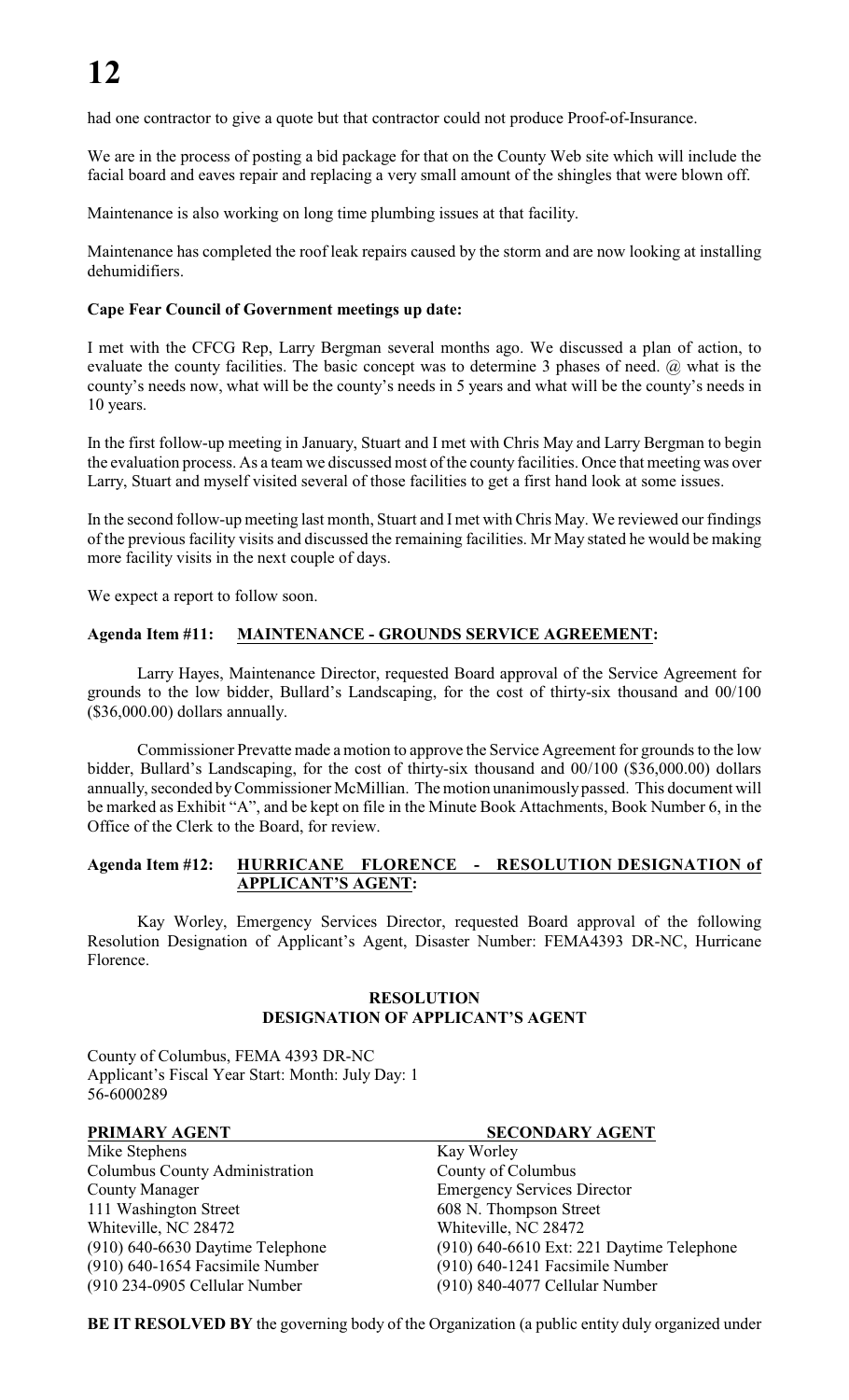had one contractor to give a quote but that contractor could not produce Proof-of-Insurance.

We are in the process of posting a bid package for that on the County Web site which will include the facial board and eaves repair and replacing a very small amount of the shingles that were blown off.

Maintenance is also working on long time plumbing issues at that facility.

Maintenance has completed the roof leak repairs caused by the storm and are now looking at installing dehumidifiers.

**Cape Fear Council of Government meetings up date:**

I met with the CFCG Rep, Larry Bergman several months ago. We discussed a plan of action, to evaluate the county facilities. The basic concept was to determine 3 phases of need. @ what is the county's needs now, what will be the county's needs in 5 years and what will be the county's needs in 10 years.

In the first follow-up meeting in January, Stuart and I met with Chris May and Larry Bergman to begin the evaluation process. As a team we discussed most of the county facilities. Once that meeting was over Larry, Stuart and myself visited several of those facilities to get a first hand look at some issues.

In the second follow-up meeting last month, Stuart and I met with Chris May. We reviewed our findings of the previous facility visits and discussed the remaining facilities. Mr May stated he would be making more facility visits in the next couple of days.

We expect a report to follow soon.

**Agenda Item #11: MAINTENANCE - GROUNDS SERVICE AGREEMENT:**

Larry Hayes, Maintenance Director, requested Board approval of the Service Agreement for grounds to the low bidder, Bullard's Landscaping, for the cost of thirty-six thousand and 00/100 ($36,000.00) dollars annually.

Commissioner Prevatte made a motion to approve the Service Agreement for grounds to the low bidder, Bullard's Landscaping, for the cost of thirty-six thousand and 00/100 ($36,000.00) dollars annually, seconded by Commissioner McMillian. The motion unanimously passed. This document will be marked as Exhibit "A", and be kept on file in the Minute Book Attachments, Book Number 6, in the Office of the Clerk to the Board, for review.

**Agenda Item #12: HURRICANE FLORENCE - RESOLUTION DESIGNATION of APPLICANT'S AGENT:**

Kay Worley, Emergency Services Director, requested Board approval of the following Resolution Designation of Applicant's Agent, Disaster Number: FEMA4393 DR-NC, Hurricane Florence.

**RESOLUTION**
**DESIGNATION OF APPLICANT'S AGENT**

County of Columbus, FEMA 4393 DR-NC
Applicant's Fiscal Year Start: Month: July Day: 1
56-6000289

| PRIMARY AGENT | SECONDARY AGENT |
|---|---|
| Mike Stephens | Kay Worley |
| Columbus County Administration | County of Columbus |
| County Manager | Emergency Services Director |
| 111 Washington Street | 608 N. Thompson Street |
| Whiteville, NC 28472 | Whiteville, NC 28472 |
| (910) 640-6630 Daytime Telephone | (910) 640-6610 Ext: 221 Daytime Telephone |
| (910) 640-1654 Facsimile Number | (910) 640-1241 Facsimile Number |
| (910 234-0905 Cellular Number | (910) 840-4077 Cellular Number |

**BE IT RESOLVED BY** the governing body of the Organization (a public entity duly organized under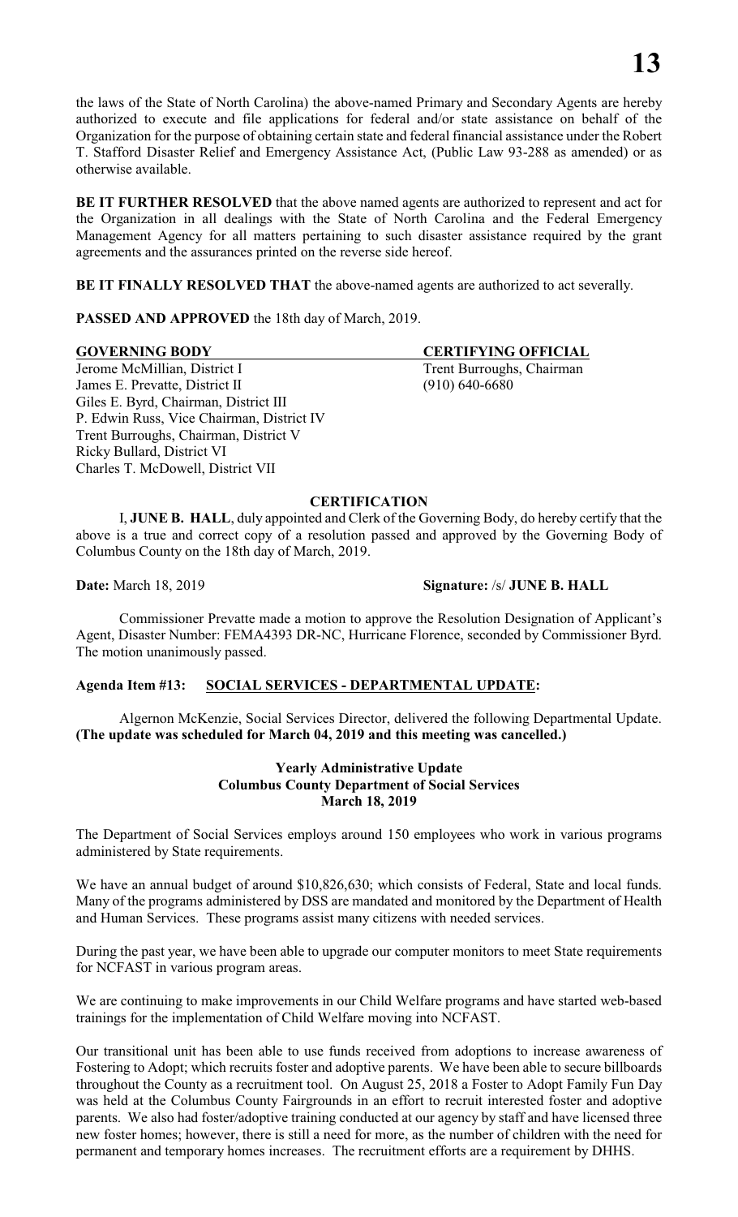the laws of the State of North Carolina) the above-named Primary and Secondary Agents are hereby authorized to execute and file applications for federal and/or state assistance on behalf of the Organization for the purpose of obtaining certain state and federal financial assistance under the Robert T. Stafford Disaster Relief and Emergency Assistance Act, (Public Law 93-288 as amended) or as otherwise available.

**BE IT FURTHER RESOLVED** that the above named agents are authorized to represent and act for the Organization in all dealings with the State of North Carolina and the Federal Emergency Management Agency for all matters pertaining to such disaster assistance required by the grant agreements and the assurances printed on the reverse side hereof.

**BE IT FINALLY RESOLVED THAT** the above-named agents are authorized to act severally.

**PASSED AND APPROVED** the 18th day of March, 2019.

| **GOVERNING BODY** | **CERTIFYING OFFICIAL** |
|---|---|
| Jerome McMillian, District I | Trent Burroughs, Chairman |
| James E. Prevatte, District II | (910) 640-6680 |
| Giles E. Byrd, Chairman, District III | |
| P. Edwin Russ, Vice Chairman, District IV | |
| Trent Burroughs, Chairman, District V | |
| Ricky Bullard, District VI | |
| Charles T. McDowell, District VII | |

**CERTIFICATION**

I, **JUNE B. HALL**, duly appointed and Clerk of the Governing Body, do hereby certify that the above is a true and correct copy of a resolution passed and approved by the Governing Body of Columbus County on the 18th day of March, 2019.

**Date:** March 18, 2019 **Signature:** /s/ **JUNE B. HALL**

Commissioner Prevatte made a motion to approve the Resolution Designation of Applicant's Agent, Disaster Number: FEMA4393 DR-NC, Hurricane Florence, seconded by Commissioner Byrd. The motion unanimously passed.

**Agenda Item #13: SOCIAL SERVICES - DEPARTMENTAL UPDATE:**

Algernon McKenzie, Social Services Director, delivered the following Departmental Update. **(The update was scheduled for March 04, 2019 and this meeting was cancelled.)**

**Yearly Administrative Update**
**Columbus County Department of Social Services**
**March 18, 2019**

The Department of Social Services employs around 150 employees who work in various programs administered by State requirements.

We have an annual budget of around $10,826,630; which consists of Federal, State and local funds. Many of the programs administered by DSS are mandated and monitored by the Department of Health and Human Services. These programs assist many citizens with needed services.

During the past year, we have been able to upgrade our computer monitors to meet State requirements for NCFAST in various program areas.

We are continuing to make improvements in our Child Welfare programs and have started web-based trainings for the implementation of Child Welfare moving into NCFAST.

Our transitional unit has been able to use funds received from adoptions to increase awareness of Fostering to Adopt; which recruits foster and adoptive parents. We have been able to secure billboards throughout the County as a recruitment tool. On August 25, 2018 a Foster to Adopt Family Fun Day was held at the Columbus County Fairgrounds in an effort to recruit interested foster and adoptive parents. We also had foster/adoptive training conducted at our agency by staff and have licensed three new foster homes; however, there is still a need for more, as the number of children with the need for permanent and temporary homes increases. The recruitment efforts are a requirement by DHHS.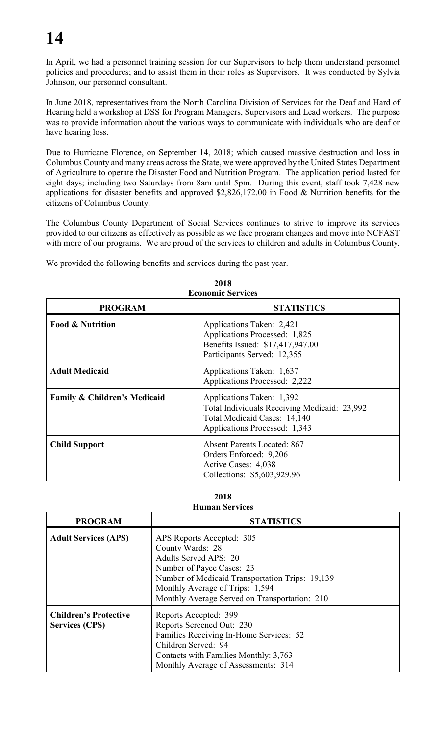In April, we had a personnel training session for our Supervisors to help them understand personnel policies and procedures; and to assist them in their roles as Supervisors. It was conducted by Sylvia Johnson, our personnel consultant.

In June 2018, representatives from the North Carolina Division of Services for the Deaf and Hard of Hearing held a workshop at DSS for Program Managers, Supervisors and Lead workers. The purpose was to provide information about the various ways to communicate with individuals who are deaf or have hearing loss.

Due to Hurricane Florence, on September 14, 2018; which caused massive destruction and loss in Columbus County and many areas across the State, we were approved by the United States Department of Agriculture to operate the Disaster Food and Nutrition Program. The application period lasted for eight days; including two Saturdays from 8am until 5pm. During this event, staff took 7,428 new applications for disaster benefits and approved $2,826,172.00 in Food & Nutrition benefits for the citizens of Columbus County.

The Columbus County Department of Social Services continues to strive to improve its services provided to our citizens as effectively as possible as we face program changes and move into NCFAST with more of our programs. We are proud of the services to children and adults in Columbus County.

We provided the following benefits and services during the past year.

**2018**
**Economic Services**

| PROGRAM | STATISTICS |
|---|---|
| **Food & Nutrition** | Applications Taken: 2,421<br>Applications Processed: 1,825<br>Benefits Issued: $17,417,947.00<br>Participants Served: 12,355 |
| **Adult Medicaid** | Applications Taken: 1,637<br>Applications Processed: 2,222 |
| **Family & Children's Medicaid** | Applications Taken: 1,392<br>Total Individuals Receiving Medicaid: 23,992<br>Total Medicaid Cases: 14,140<br>Applications Processed: 1,343 |
| **Child Support** | Absent Parents Located: 867<br>Orders Enforced: 9,206<br>Active Cases: 4,038<br>Collections: $5,603,929.96 |

**2018**
**Human Services**

| PROGRAM | STATISTICS |
|---|---|
| **Adult Services (APS)** | APS Reports Accepted: 305<br>County Wards: 28<br>Adults Served APS: 20<br>Number of Payee Cases: 23<br>Number of Medicaid Transportation Trips: 19,139<br>Monthly Average of Trips: 1,594<br>Monthly Average Served on Transportation: 210 |
| **Children's Protective Services (CPS)** | Reports Accepted: 399<br>Reports Screened Out: 230<br>Families Receiving In-Home Services: 52<br>Children Served: 94<br>Contacts with Families Monthly: 3,763<br>Monthly Average of Assessments: 314 |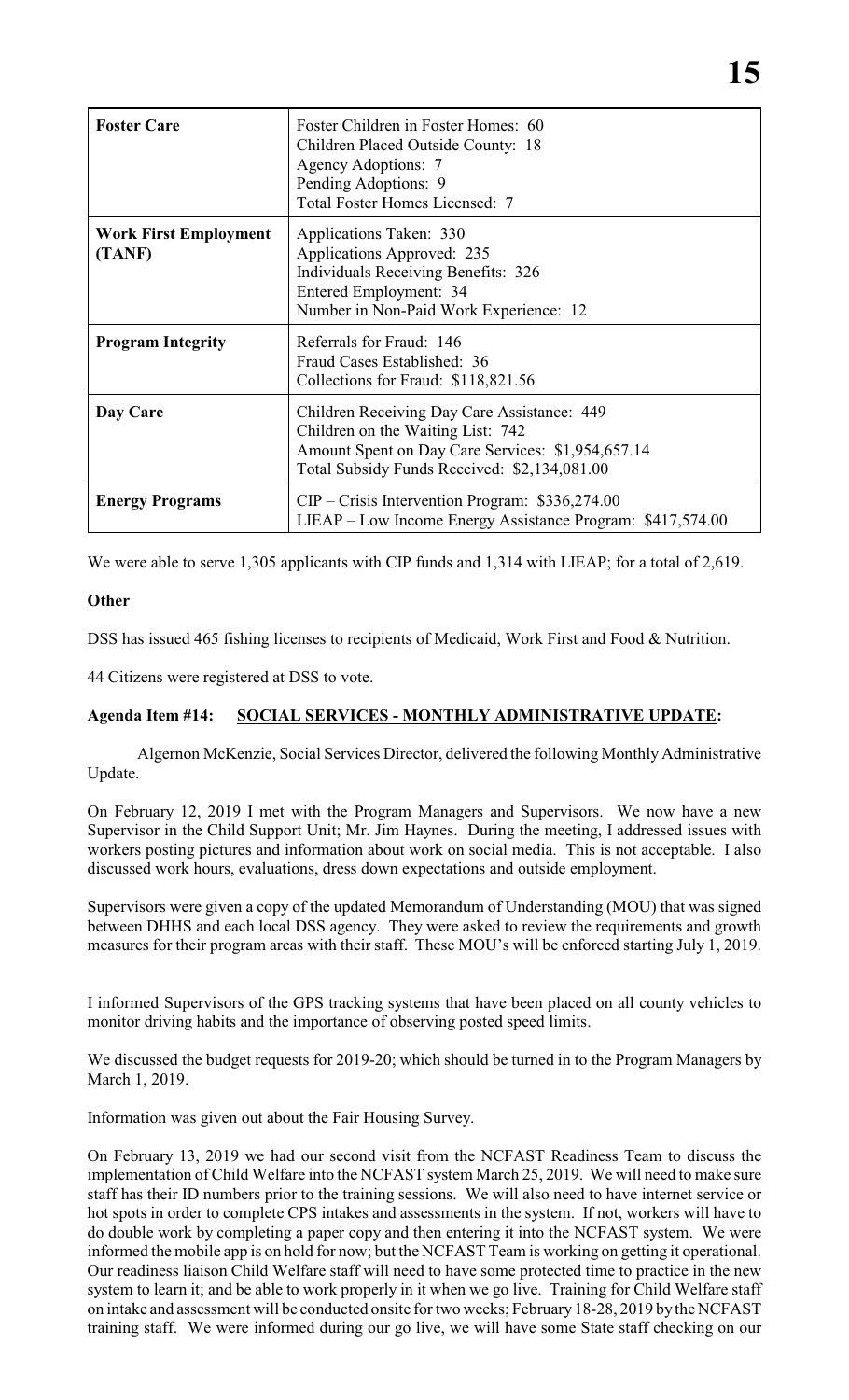| | |
|---|---|
| **Foster Care** | Foster Children in Foster Homes: 60<br>Children Placed Outside County: 18<br>Agency Adoptions: 7<br>Pending Adoptions: 9<br>Total Foster Homes Licensed: 7 |
| **Work First Employment (TANF)** | Applications Taken: 330<br>Applications Approved: 235<br>Individuals Receiving Benefits: 326<br>Entered Employment: 34<br>Number in Non-Paid Work Experience: 12 |
| **Program Integrity** | Referrals for Fraud: 146<br>Fraud Cases Established: 36<br>Collections for Fraud: $118,821.56 |
| **Day Care** | Children Receiving Day Care Assistance: 449<br>Children on the Waiting List: 742<br>Amount Spent on Day Care Services: $1,954,657.14<br>Total Subsidy Funds Received: $2,134,081.00 |
| **Energy Programs** | CIP – Crisis Intervention Program: $336,274.00<br>LIEAP – Low Income Energy Assistance Program: $417,574.00 |

We were able to serve 1,305 applicants with CIP funds and 1,314 with LIEAP; for a total of 2,619.

**Other**

DSS has issued 465 fishing licenses to recipients of Medicaid, Work First and Food & Nutrition.

44 Citizens were registered at DSS to vote.

**Agenda Item #14: SOCIAL SERVICES - MONTHLY ADMINISTRATIVE UPDATE:**

Algernon McKenzie, Social Services Director, delivered the following Monthly Administrative Update.

On February 12, 2019 I met with the Program Managers and Supervisors. We now have a new Supervisor in the Child Support Unit; Mr. Jim Haynes. During the meeting, I addressed issues with workers posting pictures and information about work on social media. This is not acceptable. I also discussed work hours, evaluations, dress down expectations and outside employment.

Supervisors were given a copy of the updated Memorandum of Understanding (MOU) that was signed between DHHS and each local DSS agency. They were asked to review the requirements and growth measures for their program areas with their staff. These MOU's will be enforced starting July 1, 2019.

I informed Supervisors of the GPS tracking systems that have been placed on all county vehicles to monitor driving habits and the importance of observing posted speed limits.

We discussed the budget requests for 2019-20; which should be turned in to the Program Managers by March 1, 2019.

Information was given out about the Fair Housing Survey.

On February 13, 2019 we had our second visit from the NCFAST Readiness Team to discuss the implementation of Child Welfare into the NCFAST system March 25, 2019. We will need to make sure staff has their ID numbers prior to the training sessions. We will also need to have internet service or hot spots in order to complete CPS intakes and assessments in the system. If not, workers will have to do double work by completing a paper copy and then entering it into the NCFAST system. We were informed the mobile app is on hold for now; but the NCFAST Team is working on getting it operational. Our readiness liaison Child Welfare staff will need to have some protected time to practice in the new system to learn it; and be able to work properly in it when we go live. Training for Child Welfare staff on intake and assessment will be conducted onsite for two weeks; February 18-28, 2019 by the NCFAST training staff. We were informed during our go live, we will have some State staff checking on our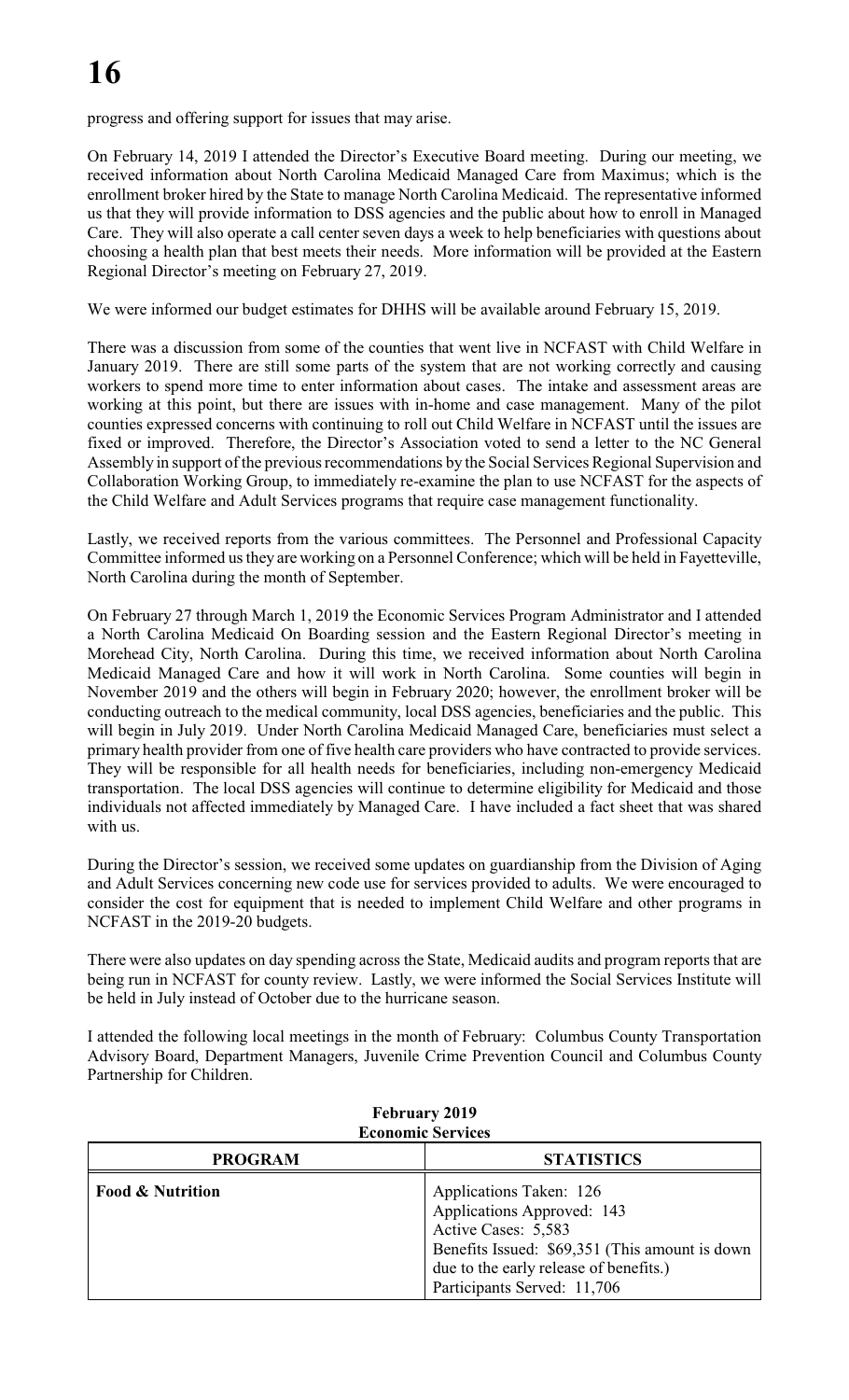progress and offering support for issues that may arise.

On February 14, 2019 I attended the Director's Executive Board meeting. During our meeting, we received information about North Carolina Medicaid Managed Care from Maximus; which is the enrollment broker hired by the State to manage North Carolina Medicaid. The representative informed us that they will provide information to DSS agencies and the public about how to enroll in Managed Care. They will also operate a call center seven days a week to help beneficiaries with questions about choosing a health plan that best meets their needs. More information will be provided at the Eastern Regional Director's meeting on February 27, 2019.

We were informed our budget estimates for DHHS will be available around February 15, 2019.

There was a discussion from some of the counties that went live in NCFAST with Child Welfare in January 2019. There are still some parts of the system that are not working correctly and causing workers to spend more time to enter information about cases. The intake and assessment areas are working at this point, but there are issues with in-home and case management. Many of the pilot counties expressed concerns with continuing to roll out Child Welfare in NCFAST until the issues are fixed or improved. Therefore, the Director's Association voted to send a letter to the NC General Assembly in support of the previous recommendations by the Social Services Regional Supervision and Collaboration Working Group, to immediately re-examine the plan to use NCFAST for the aspects of the Child Welfare and Adult Services programs that require case management functionality.

Lastly, we received reports from the various committees. The Personnel and Professional Capacity Committee informed us they are working on a Personnel Conference; which will be held in Fayetteville, North Carolina during the month of September.

On February 27 through March 1, 2019 the Economic Services Program Administrator and I attended a North Carolina Medicaid On Boarding session and the Eastern Regional Director's meeting in Morehead City, North Carolina. During this time, we received information about North Carolina Medicaid Managed Care and how it will work in North Carolina. Some counties will begin in November 2019 and the others will begin in February 2020; however, the enrollment broker will be conducting outreach to the medical community, local DSS agencies, beneficiaries and the public. This will begin in July 2019. Under North Carolina Medicaid Managed Care, beneficiaries must select a primary health provider from one of five health care providers who have contracted to provide services. They will be responsible for all health needs for beneficiaries, including non-emergency Medicaid transportation. The local DSS agencies will continue to determine eligibility for Medicaid and those individuals not affected immediately by Managed Care. I have included a fact sheet that was shared with us.

During the Director's session, we received some updates on guardianship from the Division of Aging and Adult Services concerning new code use for services provided to adults. We were encouraged to consider the cost for equipment that is needed to implement Child Welfare and other programs in NCFAST in the 2019-20 budgets.

There were also updates on day spending across the State, Medicaid audits and program reports that are being run in NCFAST for county review. Lastly, we were informed the Social Services Institute will be held in July instead of October due to the hurricane season.

I attended the following local meetings in the month of February: Columbus County Transportation Advisory Board, Department Managers, Juvenile Crime Prevention Council and Columbus County Partnership for Children.

**February 2019**
**Economic Services**

| PROGRAM | STATISTICS |
|---|---|
| **Food & Nutrition** | Applications Taken: 126<br>Applications Approved: 143<br>Active Cases: 5,583<br>Benefits Issued: $69,351 (This amount is down due to the early release of benefits.)<br>Participants Served: 11,706 |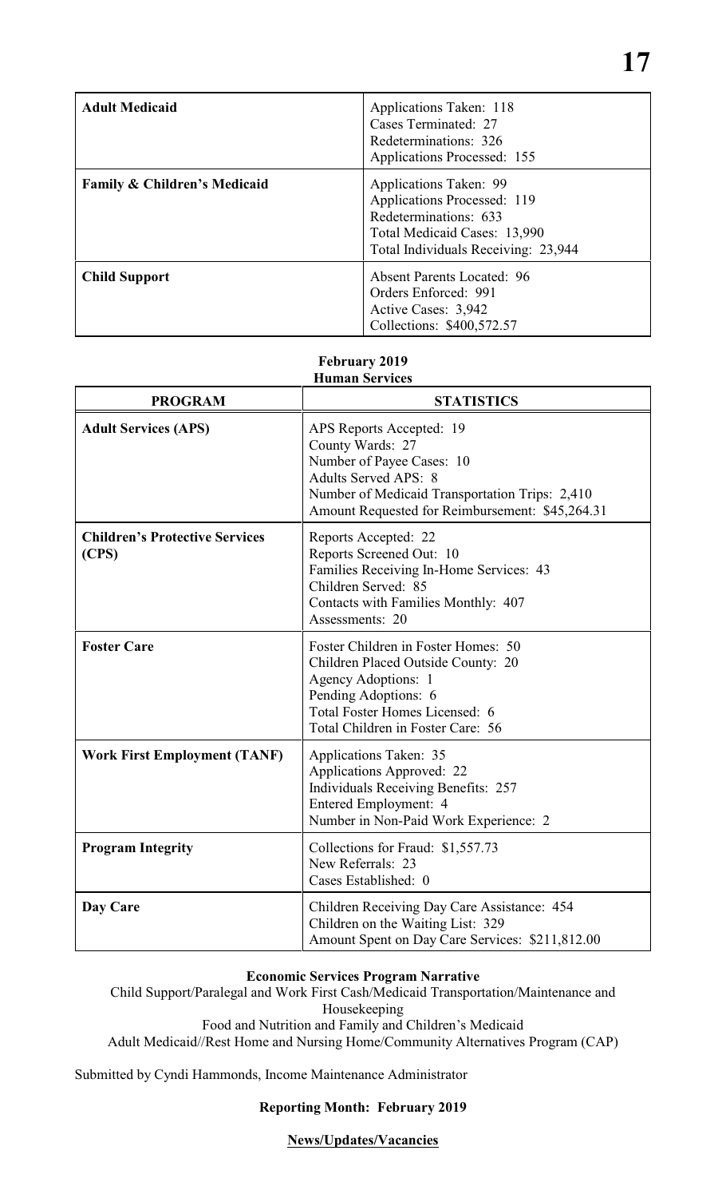| | |
|---|---|
| **Adult Medicaid** | Applications Taken: 118<br>Cases Terminated: 27<br>Redeterminations: 326<br>Applications Processed: 155 |
| **Family & Children's Medicaid** | Applications Taken: 99<br>Applications Processed: 119<br>Redeterminations: 633<br>Total Medicaid Cases: 13,990<br>Total Individuals Receiving: 23,944 |
| **Child Support** | Absent Parents Located: 96<br>Orders Enforced: 991<br>Active Cases: 3,942<br>Collections: $400,572.57 |

**February 2019**
**Human Services**

| PROGRAM | STATISTICS |
|---|---|
| **Adult Services (APS)** | APS Reports Accepted: 19<br>County Wards: 27<br>Number of Payee Cases: 10<br>Adults Served APS: 8<br>Number of Medicaid Transportation Trips: 2,410<br>Amount Requested for Reimbursement: $45,264.31 |
| **Children's Protective Services (CPS)** | Reports Accepted: 22<br>Reports Screened Out: 10<br>Families Receiving In-Home Services: 43<br>Children Served: 85<br>Contacts with Families Monthly: 407<br>Assessments: 20 |
| **Foster Care** | Foster Children in Foster Homes: 50<br>Children Placed Outside County: 20<br>Agency Adoptions: 1<br>Pending Adoptions: 6<br>Total Foster Homes Licensed: 6<br>Total Children in Foster Care: 56 |
| **Work First Employment (TANF)** | Applications Taken: 35<br>Applications Approved: 22<br>Individuals Receiving Benefits: 257<br>Entered Employment: 4<br>Number in Non-Paid Work Experience: 2 |
| **Program Integrity** | Collections for Fraud: $1,557.73<br>New Referrals: 23<br>Cases Established: 0 |
| **Day Care** | Children Receiving Day Care Assistance: 454<br>Children on the Waiting List: 329<br>Amount Spent on Day Care Services: $211,812.00 |

**Economic Services Program Narrative**

Child Support/Paralegal and Work First Cash/Medicaid Transportation/Maintenance and Housekeeping
Food and Nutrition and Family and Children's Medicaid
Adult Medicaid//Rest Home and Nursing Home/Community Alternatives Program (CAP)

Submitted by Cyndi Hammonds, Income Maintenance Administrator

**Reporting Month: February 2019**

**News/Updates/Vacancies**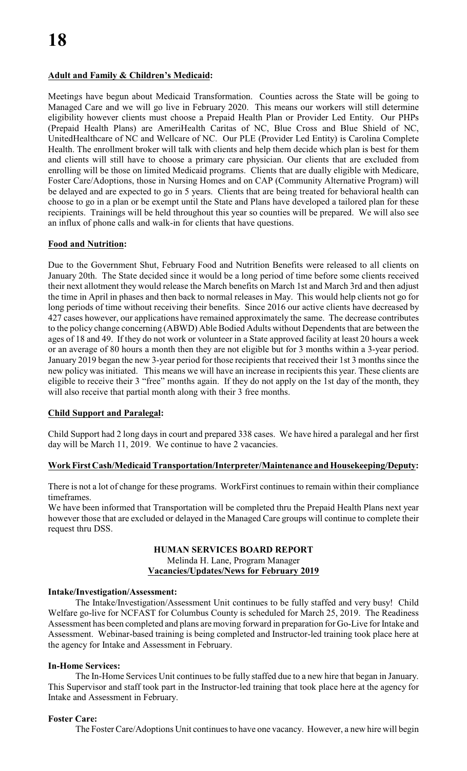**Adult and Family & Children's Medicaid:**

Meetings have begun about Medicaid Transformation. Counties across the State will be going to Managed Care and we will go live in February 2020. This means our workers will still determine eligibility however clients must choose a Prepaid Health Plan or Provider Led Entity. Our PHPs (Prepaid Health Plans) are AmeriHealth Caritas of NC, Blue Cross and Blue Shield of NC, UnitedHealthcare of NC and Wellcare of NC. Our PLE (Provider Led Entity) is Carolina Complete Health. The enrollment broker will talk with clients and help them decide which plan is best for them and clients will still have to choose a primary care physician. Our clients that are excluded from enrolling will be those on limited Medicaid programs. Clients that are dually eligible with Medicare, Foster Care/Adoptions, those in Nursing Homes and on CAP (Community Alternative Program) will be delayed and are expected to go in 5 years. Clients that are being treated for behavioral health can choose to go in a plan or be exempt until the State and Plans have developed a tailored plan for these recipients. Trainings will be held throughout this year so counties will be prepared. We will also see an influx of phone calls and walk-in for clients that have questions.

**Food and Nutrition:**

Due to the Government Shut, February Food and Nutrition Benefits were released to all clients on January 20th. The State decided since it would be a long period of time before some clients received their next allotment they would release the March benefits on March 1st and March 3rd and then adjust the time in April in phases and then back to normal releases in May. This would help clients not go for long periods of time without receiving their benefits. Since 2016 our active clients have decreased by 427 cases however, our applications have remained approximately the same. The decrease contributes to the policy change concerning (ABWD) Able Bodied Adults without Dependents that are between the ages of 18 and 49. If they do not work or volunteer in a State approved facility at least 20 hours a week or an average of 80 hours a month then they are not eligible but for 3 months within a 3-year period. January 2019 began the new 3-year period for those recipients that received their 1st 3 months since the new policy was initiated. This means we will have an increase in recipients this year. These clients are eligible to receive their 3 "free" months again. If they do not apply on the 1st day of the month, they will also receive that partial month along with their 3 free months.

**Child Support and Paralegal:**

Child Support had 2 long days in court and prepared 338 cases. We have hired a paralegal and her first day will be March 11, 2019. We continue to have 2 vacancies.

**Work First Cash/Medicaid Transportation/Interpreter/Maintenance and Housekeeping/Deputy:**

There is not a lot of change for these programs. WorkFirst continues to remain within their compliance timeframes.

We have been informed that Transportation will be completed thru the Prepaid Health Plans next year however those that are excluded or delayed in the Managed Care groups will continue to complete their request thru DSS.

**HUMAN SERVICES BOARD REPORT**
Melinda H. Lane, Program Manager
**Vacancies/Updates/News for February 2019**

**Intake/Investigation/Assessment:**

The Intake/Investigation/Assessment Unit continues to be fully staffed and very busy! Child Welfare go-live for NCFAST for Columbus County is scheduled for March 25, 2019. The Readiness Assessment has been completed and plans are moving forward in preparation for Go-Live for Intake and Assessment. Webinar-based training is being completed and Instructor-led training took place here at the agency for Intake and Assessment in February.

**In-Home Services:**

The In-Home Services Unit continues to be fully staffed due to a new hire that began in January. This Supervisor and staff took part in the Instructor-led training that took place here at the agency for Intake and Assessment in February.

**Foster Care:**

The Foster Care/Adoptions Unit continues to have one vacancy. However, a new hire will begin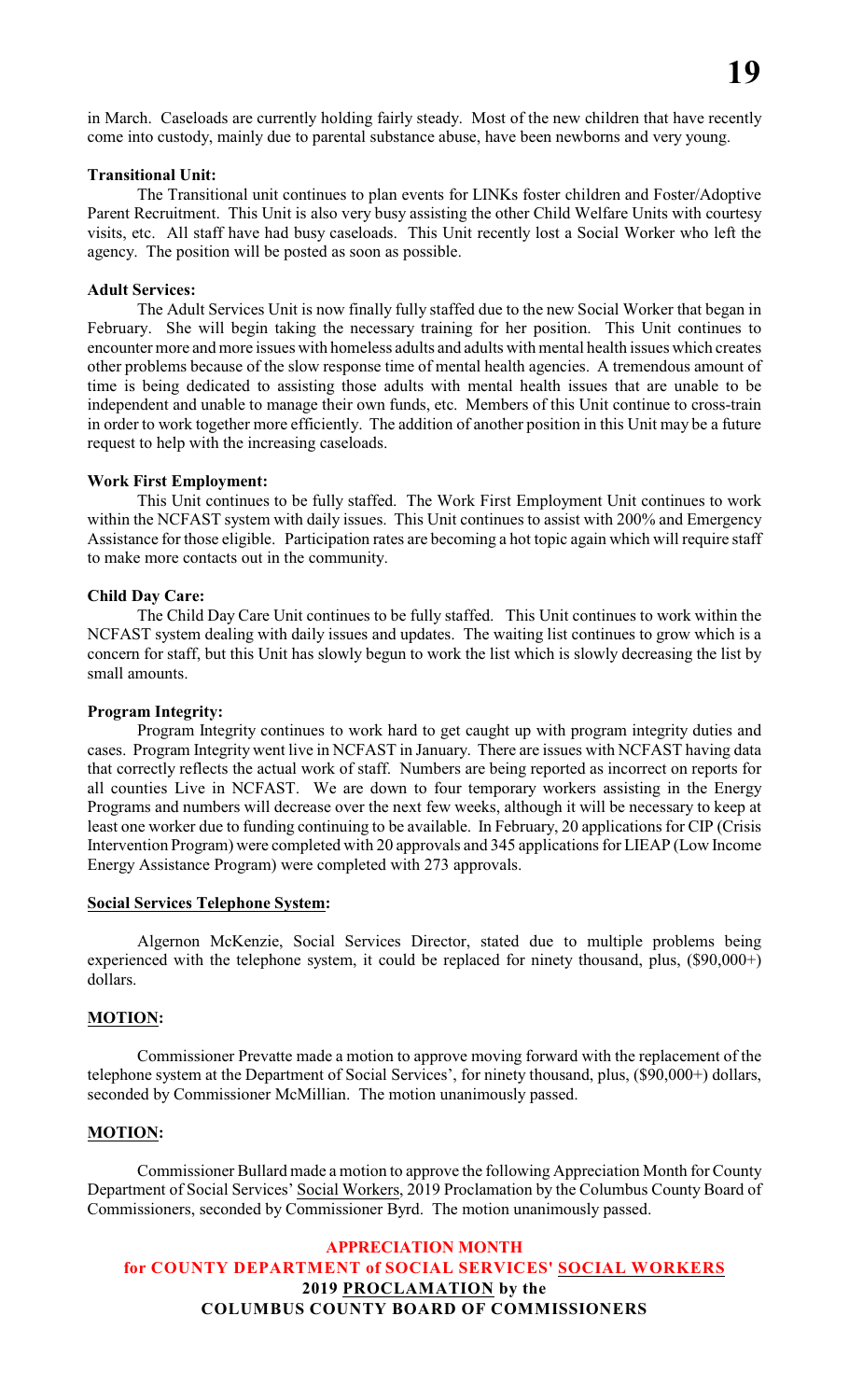in March. Caseloads are currently holding fairly steady. Most of the new children that have recently come into custody, mainly due to parental substance abuse, have been newborns and very young.

**Transitional Unit:**

The Transitional unit continues to plan events for LINKs foster children and Foster/Adoptive Parent Recruitment. This Unit is also very busy assisting the other Child Welfare Units with courtesy visits, etc. All staff have had busy caseloads. This Unit recently lost a Social Worker who left the agency. The position will be posted as soon as possible.

**Adult Services:**

The Adult Services Unit is now finally fully staffed due to the new Social Worker that began in February. She will begin taking the necessary training for her position. This Unit continues to encounter more and more issues with homeless adults and adults with mental health issues which creates other problems because of the slow response time of mental health agencies. A tremendous amount of time is being dedicated to assisting those adults with mental health issues that are unable to be independent and unable to manage their own funds, etc. Members of this Unit continue to cross-train in order to work together more efficiently. The addition of another position in this Unit may be a future request to help with the increasing caseloads.

**Work First Employment:**

This Unit continues to be fully staffed. The Work First Employment Unit continues to work within the NCFAST system with daily issues. This Unit continues to assist with 200% and Emergency Assistance for those eligible. Participation rates are becoming a hot topic again which will require staff to make more contacts out in the community.

**Child Day Care:**

The Child Day Care Unit continues to be fully staffed. This Unit continues to work within the NCFAST system dealing with daily issues and updates. The waiting list continues to grow which is a concern for staff, but this Unit has slowly begun to work the list which is slowly decreasing the list by small amounts.

**Program Integrity:**

Program Integrity continues to work hard to get caught up with program integrity duties and cases. Program Integrity went live in NCFAST in January. There are issues with NCFAST having data that correctly reflects the actual work of staff. Numbers are being reported as incorrect on reports for all counties Live in NCFAST. We are down to four temporary workers assisting in the Energy Programs and numbers will decrease over the next few weeks, although it will be necessary to keep at least one worker due to funding continuing to be available. In February, 20 applications for CIP (Crisis Intervention Program) were completed with 20 approvals and 345 applications for LIEAP (Low Income Energy Assistance Program) were completed with 273 approvals.

**Social Services Telephone System:**

Algernon McKenzie, Social Services Director, stated due to multiple problems being experienced with the telephone system, it could be replaced for ninety thousand, plus, ($90,000+) dollars.

**MOTION:**

Commissioner Prevatte made a motion to approve moving forward with the replacement of the telephone system at the Department of Social Services', for ninety thousand, plus, ($90,000+) dollars, seconded by Commissioner McMillian. The motion unanimously passed.

**MOTION:**

Commissioner Bullard made a motion to approve the following Appreciation Month for County Department of Social Services' Social Workers, 2019 Proclamation by the Columbus County Board of Commissioners, seconded by Commissioner Byrd. The motion unanimously passed.

**APPRECIATION MONTH**
**for COUNTY DEPARTMENT of SOCIAL SERVICES' SOCIAL WORKERS**
**2019 PROCLAMATION by the**
**COLUMBUS COUNTY BOARD OF COMMISSIONERS**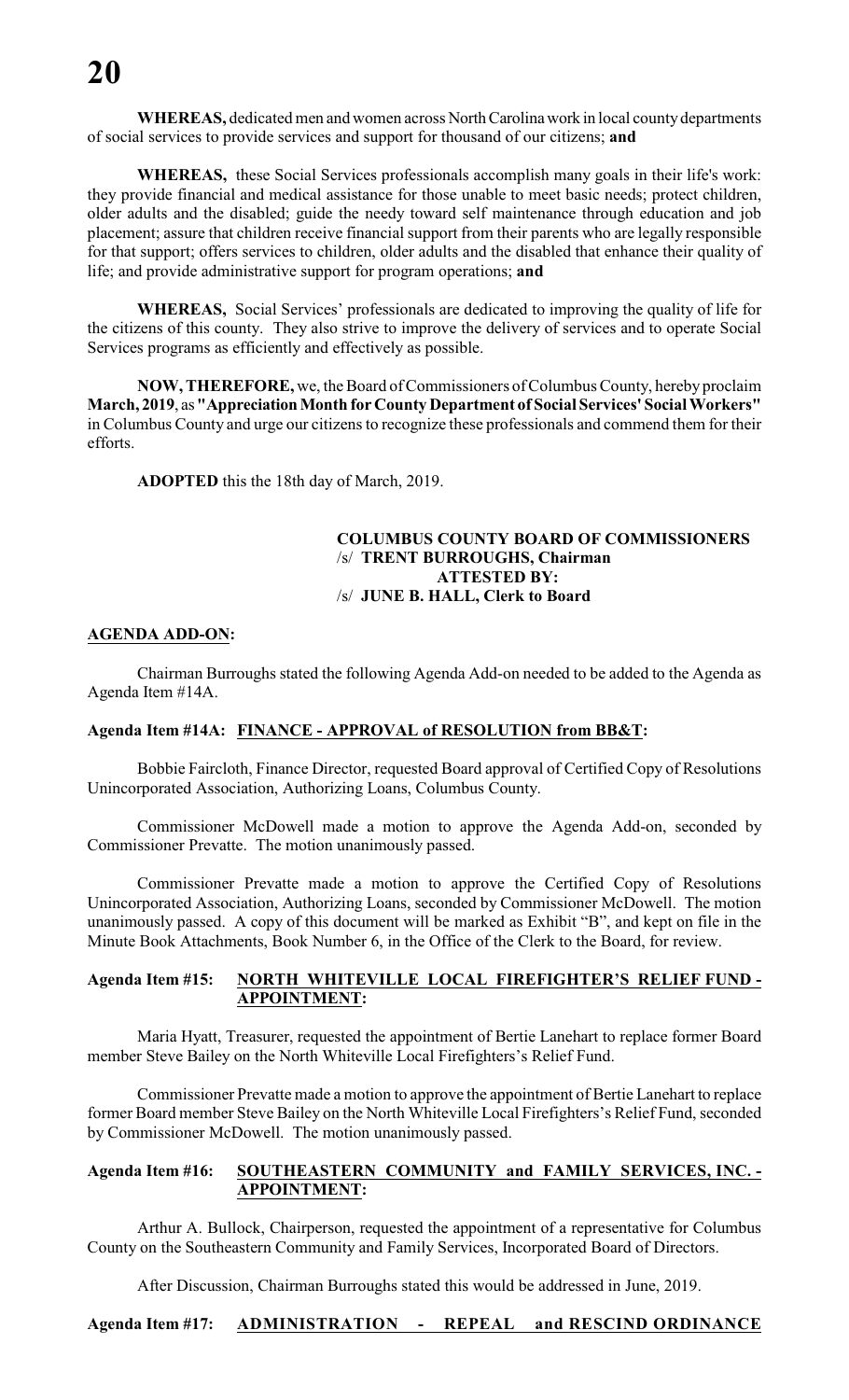**WHEREAS,** dedicated men and women across North Carolina work in local county departments of social services to provide services and support for thousand of our citizens; **and**

**WHEREAS,** these Social Services professionals accomplish many goals in their life's work: they provide financial and medical assistance for those unable to meet basic needs; protect children, older adults and the disabled; guide the needy toward self maintenance through education and job placement; assure that children receive financial support from their parents who are legally responsible for that support; offers services to children, older adults and the disabled that enhance their quality of life; and provide administrative support for program operations; **and**

**WHEREAS,** Social Services' professionals are dedicated to improving the quality of life for the citizens of this county. They also strive to improve the delivery of services and to operate Social Services programs as efficiently and effectively as possible.

**NOW, THEREFORE,** we, the Board of Commissioners of Columbus County, hereby proclaim **March, 2019**, as **"Appreciation Month for County Department of Social Services' Social Workers"** in Columbus County and urge our citizens to recognize these professionals and commend them for their efforts.

**ADOPTED** this the 18th day of March, 2019.

**COLUMBUS COUNTY BOARD OF COMMISSIONERS**
/s/ **TRENT BURROUGHS, Chairman**
**ATTESTED BY:**
/s/ **JUNE B. HALL, Clerk to Board**

**AGENDA ADD-ON:**

Chairman Burroughs stated the following Agenda Add-on needed to be added to the Agenda as Agenda Item #14A.

**Agenda Item #14A: FINANCE - APPROVAL of RESOLUTION from BB&T:**

Bobbie Faircloth, Finance Director, requested Board approval of Certified Copy of Resolutions Unincorporated Association, Authorizing Loans, Columbus County.

Commissioner McDowell made a motion to approve the Agenda Add-on, seconded by Commissioner Prevatte. The motion unanimously passed.

Commissioner Prevatte made a motion to approve the Certified Copy of Resolutions Unincorporated Association, Authorizing Loans, seconded by Commissioner McDowell. The motion unanimously passed. A copy of this document will be marked as Exhibit "B", and kept on file in the Minute Book Attachments, Book Number 6, in the Office of the Clerk to the Board, for review.

**Agenda Item #15: NORTH WHITEVILLE LOCAL FIREFIGHTER'S RELIEF FUND - APPOINTMENT:**

Maria Hyatt, Treasurer, requested the appointment of Bertie Lanehart to replace former Board member Steve Bailey on the North Whiteville Local Firefighters's Relief Fund.

Commissioner Prevatte made a motion to approve the appointment of Bertie Lanehart to replace former Board member Steve Bailey on the North Whiteville Local Firefighters's Relief Fund, seconded by Commissioner McDowell. The motion unanimously passed.

**Agenda Item #16: SOUTHEASTERN COMMUNITY and FAMILY SERVICES, INC. - APPOINTMENT:**

Arthur A. Bullock, Chairperson, requested the appointment of a representative for Columbus County on the Southeastern Community and Family Services, Incorporated Board of Directors.

After Discussion, Chairman Burroughs stated this would be addressed in June, 2019.

**Agenda Item #17: ADMINISTRATION - REPEAL and RESCIND ORDINANCE**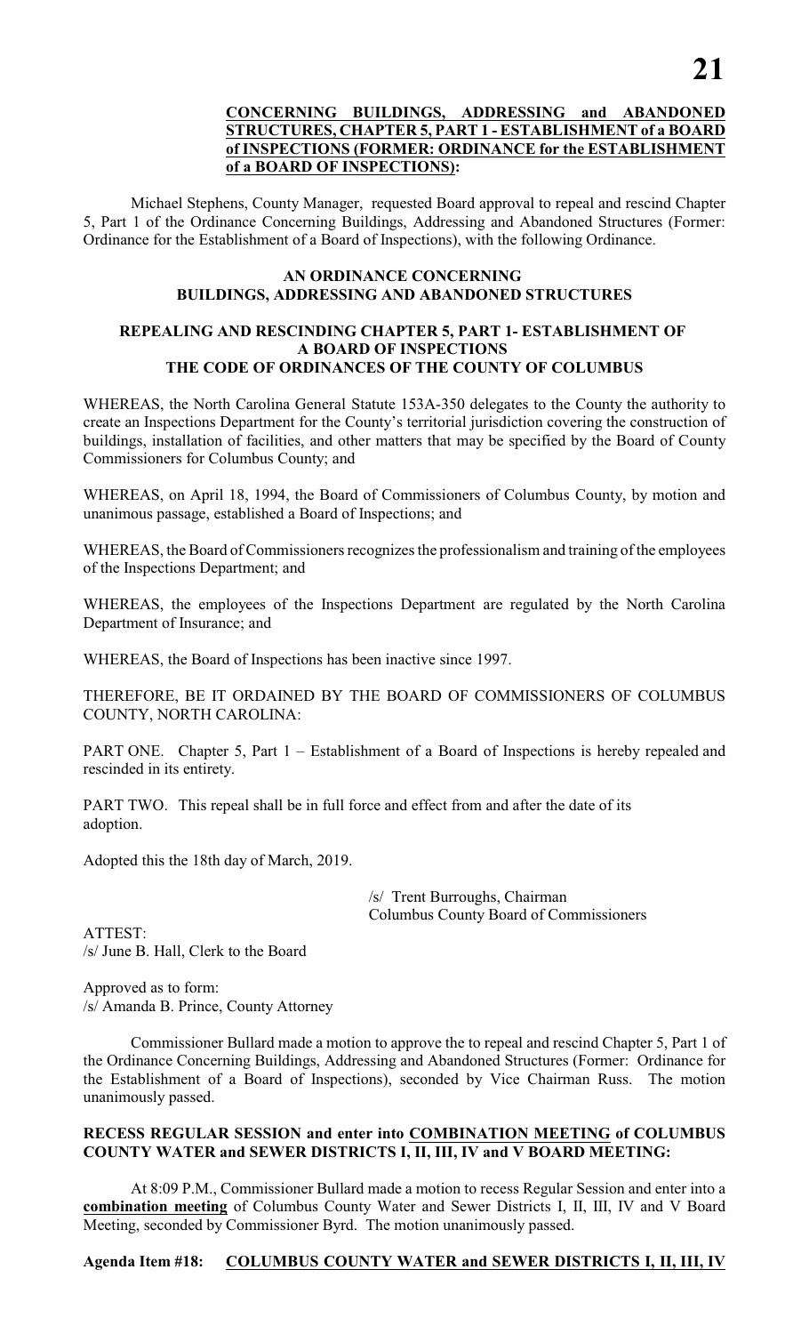**CONCERNING BUILDINGS, ADDRESSING and ABANDONED STRUCTURES, CHAPTER 5, PART 1 - ESTABLISHMENT of a BOARD of INSPECTIONS (FORMER: ORDINANCE for the ESTABLISHMENT of a BOARD OF INSPECTIONS):**

Michael Stephens, County Manager, requested Board approval to repeal and rescind Chapter 5, Part 1 of the Ordinance Concerning Buildings, Addressing and Abandoned Structures (Former: Ordinance for the Establishment of a Board of Inspections), with the following Ordinance.

**AN ORDINANCE CONCERNING BUILDINGS, ADDRESSING AND ABANDONED STRUCTURES**

**REPEALING AND RESCINDING CHAPTER 5, PART 1- ESTABLISHMENT OF A BOARD OF INSPECTIONS THE CODE OF ORDINANCES OF THE COUNTY OF COLUMBUS**

WHEREAS, the North Carolina General Statute 153A-350 delegates to the County the authority to create an Inspections Department for the County's territorial jurisdiction covering the construction of buildings, installation of facilities, and other matters that may be specified by the Board of County Commissioners for Columbus County; and

WHEREAS, on April 18, 1994, the Board of Commissioners of Columbus County, by motion and unanimous passage, established a Board of Inspections; and

WHEREAS, the Board of Commissioners recognizes the professionalism and training of the employees of the Inspections Department; and

WHEREAS, the employees of the Inspections Department are regulated by the North Carolina Department of Insurance; and

WHEREAS, the Board of Inspections has been inactive since 1997.

THEREFORE, BE IT ORDAINED BY THE BOARD OF COMMISSIONERS OF COLUMBUS COUNTY, NORTH CAROLINA:

PART ONE. Chapter 5, Part 1 – Establishment of a Board of Inspections is hereby repealed and rescinded in its entirety.

PART TWO. This repeal shall be in full force and effect from and after the date of its adoption.

Adopted this the 18th day of March, 2019.

/s/ Trent Burroughs, Chairman
Columbus County Board of Commissioners

ATTEST:
/s/ June B. Hall, Clerk to the Board

Approved as to form:
/s/ Amanda B. Prince, County Attorney

Commissioner Bullard made a motion to approve the to repeal and rescind Chapter 5, Part 1 of the Ordinance Concerning Buildings, Addressing and Abandoned Structures (Former: Ordinance for the Establishment of a Board of Inspections), seconded by Vice Chairman Russ. The motion unanimously passed.

**RECESS REGULAR SESSION and enter into COMBINATION MEETING of COLUMBUS COUNTY WATER and SEWER DISTRICTS I, II, III, IV and V BOARD MEETING:**

At 8:09 P.M., Commissioner Bullard made a motion to recess Regular Session and enter into a **combination meeting** of Columbus County Water and Sewer Districts I, II, III, IV and V Board Meeting, seconded by Commissioner Byrd. The motion unanimously passed.

**Agenda Item #18: COLUMBUS COUNTY WATER and SEWER DISTRICTS I, II, III, IV**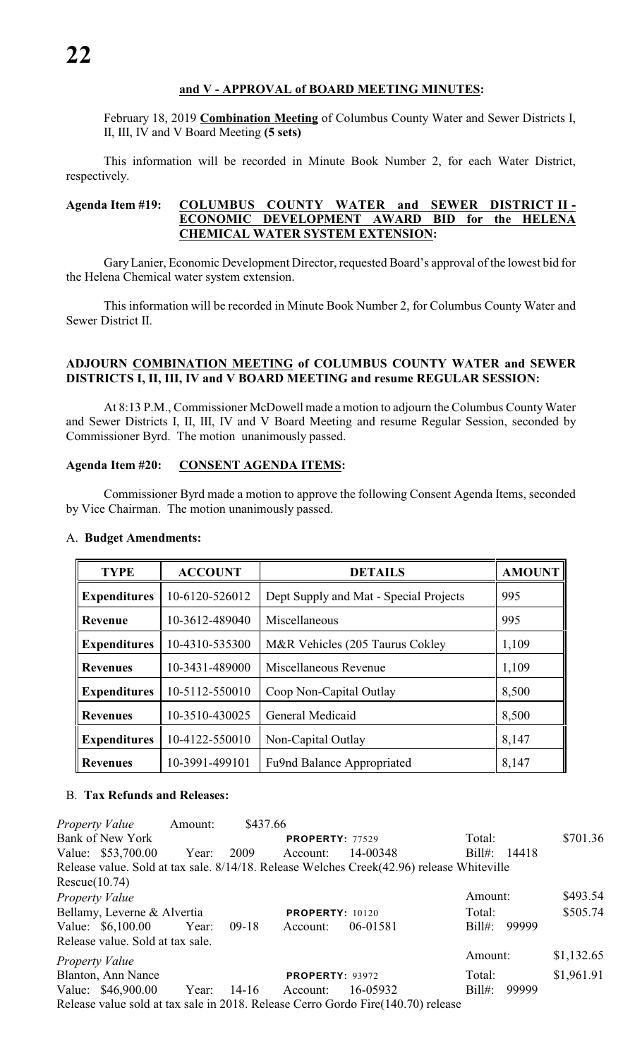**and V - APPROVAL of BOARD MEETING MINUTES:**

February 18, 2019 **Combination Meeting** of Columbus County Water and Sewer Districts I, II, III, IV and V Board Meeting **(5 sets)**

This information will be recorded in Minute Book Number 2, for each Water District, respectively.

**Agenda Item #19: COLUMBUS COUNTY WATER and SEWER DISTRICT II - ECONOMIC DEVELOPMENT AWARD BID for the HELENA CHEMICAL WATER SYSTEM EXTENSION:**

Gary Lanier, Economic Development Director, requested Board's approval of the lowest bid for the Helena Chemical water system extension.

This information will be recorded in Minute Book Number 2, for Columbus County Water and Sewer District II.

**ADJOURN COMBINATION MEETING of COLUMBUS COUNTY WATER and SEWER DISTRICTS I, II, III, IV and V BOARD MEETING and resume REGULAR SESSION:**

At 8:13 P.M., Commissioner McDowell made a motion to adjourn the Columbus County Water and Sewer Districts I, II, III, IV and V Board Meeting and resume Regular Session, seconded by Commissioner Byrd. The motion unanimously passed.

**Agenda Item #20: CONSENT AGENDA ITEMS:**

Commissioner Byrd made a motion to approve the following Consent Agenda Items, seconded by Vice Chairman. The motion unanimously passed.

A. **Budget Amendments:**

| TYPE | ACCOUNT | DETAILS | AMOUNT |
|---|---|---|---|
| **Expenditures** | 10-6120-526012 | Dept Supply and Mat - Special Projects | 995 |
| **Revenue** | 10-3612-489040 | Miscellaneous | 995 |
| **Expenditures** | 10-4310-535300 | M&R Vehicles (205 Taurus Cokley | 1,109 |
| **Revenues** | 10-3431-489000 | Miscellaneous Revenue | 1,109 |
| **Expenditures** | 10-5112-550010 | Coop Non-Capital Outlay | 8,500 |
| **Revenues** | 10-3510-430025 | General Medicaid | 8,500 |
| **Expenditures** | 10-4122-550010 | Non-Capital Outlay | 8,147 |
| **Revenues** | 10-3991-499101 | Fu9nd Balance Appropriated | 8,147 |

B. **Tax Refunds and Releases:**

*Property Value* Amount: $437.66
Bank of New York **PROPERTY:** 77529 Total: $701.36
Value: $53,700.00 Year: 2009 Account: 14-00348 Bill#: 14418
Release value. Sold at tax sale. 8/14/18. Release Welches Creek(42.96) release Whiteville Rescue(10.74)

*Property Value* Amount: $493.54
Bellamy, Leverne & Alvertia **PROPERTY:** 10120 Total: $505.74
Value: $6,100.00 Year: 09-18 Account: 06-01581 Bill#: 99999
Release value. Sold at tax sale.

*Property Value* Amount: $1,132.65
Blanton, Ann Nance **PROPERTY:** 93972 Total: $1,961.91
Value: $46,900.00 Year: 14-16 Account: 16-05932 Bill#: 99999
Release value sold at tax sale in 2018. Release Cerro Gordo Fire(140.70) release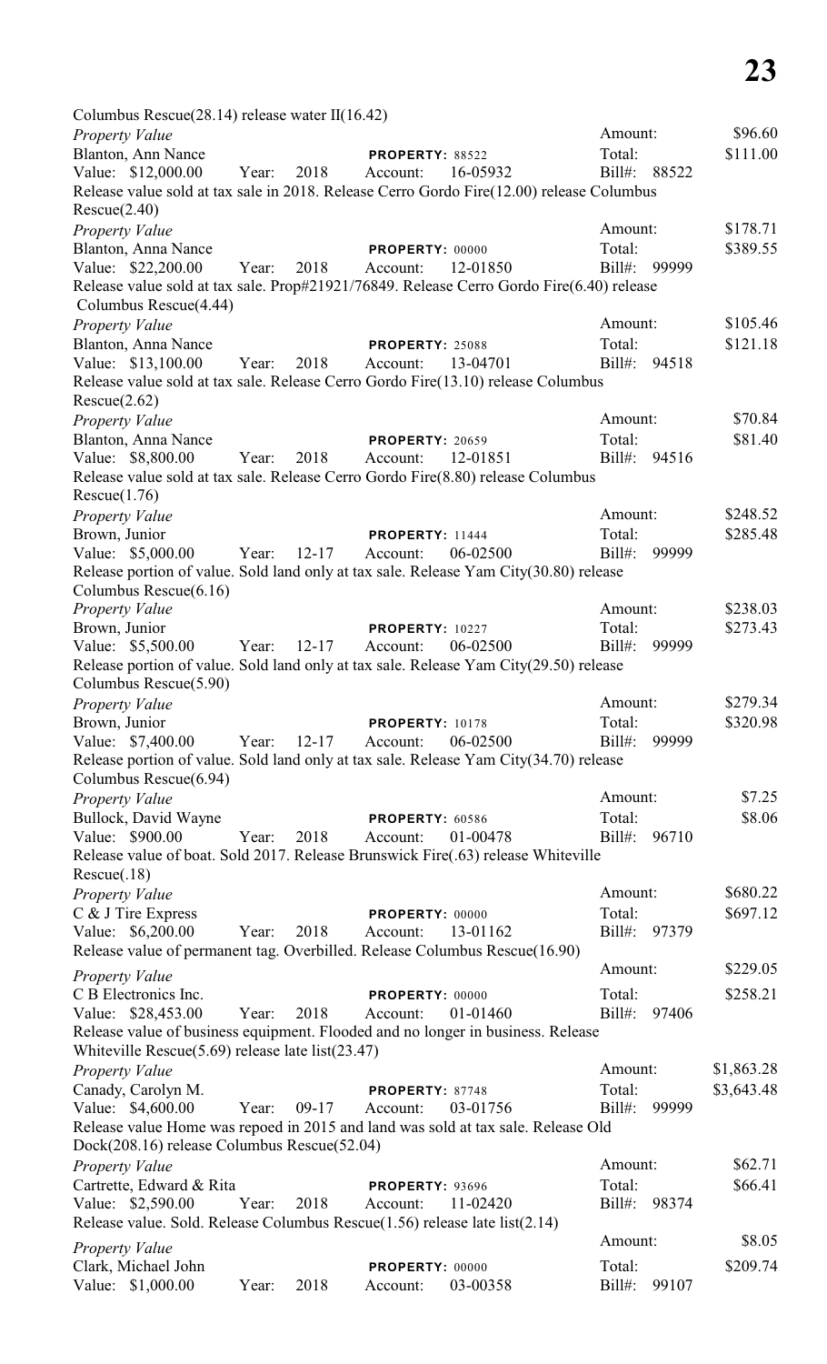Columbus Rescue(28.14) release water II(16.42)

*Property Value* Amount: $96.60
Blanton, Ann Nance **PROPERTY:** 88522 Total: $111.00
Value: $12,000.00 Year: 2018 Account: 16-05932 Bill#: 88522
Release value sold at tax sale in 2018. Release Cerro Gordo Fire(12.00) release Columbus Rescue(2.40)

*Property Value* Amount: $178.71
Blanton, Anna Nance **PROPERTY:** 00000 Total: $389.55
Value: $22,200.00 Year: 2018 Account: 12-01850 Bill#: 99999
Release value sold at tax sale. Prop#21921/76849. Release Cerro Gordo Fire(6.40) release Columbus Rescue(4.44)

*Property Value* Amount: $105.46
Blanton, Anna Nance **PROPERTY:** 25088 Total: $121.18
Value: $13,100.00 Year: 2018 Account: 13-04701 Bill#: 94518
Release value sold at tax sale. Release Cerro Gordo Fire(13.10) release Columbus Rescue(2.62)

*Property Value* Amount: $70.84
Blanton, Anna Nance **PROPERTY:** 20659 Total: $81.40
Value: $8,800.00 Year: 2018 Account: 12-01851 Bill#: 94516
Release value sold at tax sale. Release Cerro Gordo Fire(8.80) release Columbus Rescue(1.76)

*Property Value* Amount: $248.52
Brown, Junior **PROPERTY:** 11444 Total: $285.48
Value: $5,000.00 Year: 12-17 Account: 06-02500 Bill#: 99999
Release portion of value. Sold land only at tax sale. Release Yam City(30.80) release Columbus Rescue(6.16)

*Property Value* Amount: $238.03
Brown, Junior **PROPERTY:** 10227 Total: $273.43
Value: $5,500.00 Year: 12-17 Account: 06-02500 Bill#: 99999
Release portion of value. Sold land only at tax sale. Release Yam City(29.50) release Columbus Rescue(5.90)

*Property Value* Amount: $279.34
Brown, Junior **PROPERTY:** 10178 Total: $320.98
Value: $7,400.00 Year: 12-17 Account: 06-02500 Bill#: 99999
Release portion of value. Sold land only at tax sale. Release Yam City(34.70) release Columbus Rescue(6.94)

*Property Value* Amount: $7.25
Bullock, David Wayne **PROPERTY:** 60586 Total: $8.06
Value: $900.00 Year: 2018 Account: 01-00478 Bill#: 96710
Release value of boat. Sold 2017. Release Brunswick Fire(.63) release Whiteville Rescue(.18)

*Property Value* Amount: $680.22
C & J Tire Express **PROPERTY:** 00000 Total: $697.12
Value: $6,200.00 Year: 2018 Account: 13-01162 Bill#: 97379
Release value of permanent tag. Overbilled. Release Columbus Rescue(16.90)

*Property Value* Amount: $229.05
C B Electronics Inc. **PROPERTY:** 00000 Total: $258.21
Value: $28,453.00 Year: 2018 Account: 01-01460 Bill#: 97406
Release value of business equipment. Flooded and no longer in business. Release Whiteville Rescue(5.69) release late list(23.47)

*Property Value* Amount: $1,863.28
Canady, Carolyn M. **PROPERTY:** 87748 Total: $3,643.48
Value: $4,600.00 Year: 09-17 Account: 03-01756 Bill#: 99999
Release value Home was repoed in 2015 and land was sold at tax sale. Release Old Dock(208.16) release Columbus Rescue(52.04)

*Property Value* Amount: $62.71
Cartrette, Edward & Rita **PROPERTY:** 93696 Total: $66.41
Value: $2,590.00 Year: 2018 Account: 11-02420 Bill#: 98374
Release value. Sold. Release Columbus Rescue(1.56) release late list(2.14)

*Property Value* Amount: $8.05
Clark, Michael John **PROPERTY:** 00000 Total: $209.74
Value: $1,000.00 Year: 2018 Account: 03-00358 Bill#: 99107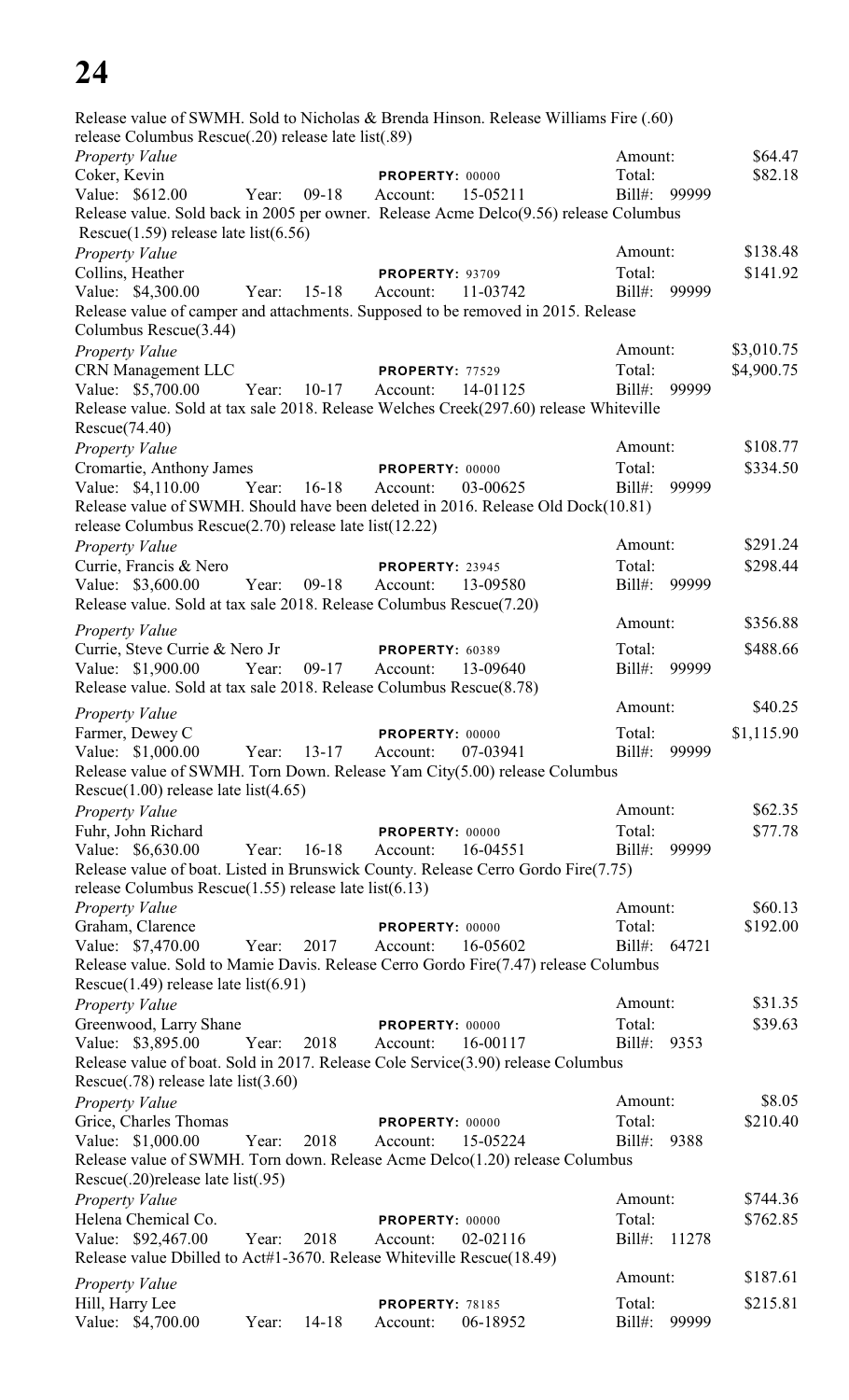Release value of SWMH. Sold to Nicholas & Brenda Hinson. Release Williams Fire (.60) release Columbus Rescue(.20) release late list(.89)

*Property Value* — Amount: $64.47
Coker, Kevin — PROPERTY: 00000 — Total: $82.18
Value: $612.00 Year: 09-18 Account: 15-05211 Bill#: 99999
Release value. Sold back in 2005 per owner. Release Acme Delco(9.56) release Columbus Rescue(1.59) release late list(6.56)

*Property Value* — Amount: $138.48
Collins, Heather — PROPERTY: 93709 — Total: $141.92
Value: $4,300.00 Year: 15-18 Account: 11-03742 Bill#: 99999
Release value of camper and attachments. Supposed to be removed in 2015. Release Columbus Rescue(3.44)

*Property Value* — Amount: $3,010.75
CRN Management LLC — PROPERTY: 77529 — Total: $4,900.75
Value: $5,700.00 Year: 10-17 Account: 14-01125 Bill#: 99999
Release value. Sold at tax sale 2018. Release Welches Creek(297.60) release Whiteville Rescue(74.40)

*Property Value* — Amount: $108.77
Cromartie, Anthony James — PROPERTY: 00000 — Total: $334.50
Value: $4,110.00 Year: 16-18 Account: 03-00625 Bill#: 99999
Release value of SWMH. Should have been deleted in 2016. Release Old Dock(10.81) release Columbus Rescue(2.70) release late list(12.22)

*Property Value* — Amount: $291.24
Currie, Francis & Nero — PROPERTY: 23945 — Total: $298.44
Value: $3,600.00 Year: 09-18 Account: 13-09580 Bill#: 99999
Release value. Sold at tax sale 2018. Release Columbus Rescue(7.20)

*Property Value* — Amount: $356.88
Currie, Steve Currie & Nero Jr — PROPERTY: 60389 — Total: $488.66
Value: $1,900.00 Year: 09-17 Account: 13-09640 Bill#: 99999
Release value. Sold at tax sale 2018. Release Columbus Rescue(8.78)

*Property Value* — Amount: $40.25
Farmer, Dewey C — PROPERTY: 00000 — Total: $1,115.90
Value: $1,000.00 Year: 13-17 Account: 07-03941 Bill#: 99999
Release value of SWMH. Torn Down. Release Yam City(5.00) release Columbus Rescue(1.00) release late list(4.65)

*Property Value* — Amount: $62.35
Fuhr, John Richard — PROPERTY: 00000 — Total: $77.78
Value: $6,630.00 Year: 16-18 Account: 16-04551 Bill#: 99999
Release value of boat. Listed in Brunswick County. Release Cerro Gordo Fire(7.75) release Columbus Rescue(1.55) release late list(6.13)

*Property Value* — Amount: $60.13
Graham, Clarence — PROPERTY: 00000 — Total: $192.00
Value: $7,470.00 Year: 2017 Account: 16-05602 Bill#: 64721
Release value. Sold to Mamie Davis. Release Cerro Gordo Fire(7.47) release Columbus Rescue(1.49) release late list(6.91)

*Property Value* — Amount: $31.35
Greenwood, Larry Shane — PROPERTY: 00000 — Total: $39.63
Value: $3,895.00 Year: 2018 Account: 16-00117 Bill#: 9353
Release value of boat. Sold in 2017. Release Cole Service(3.90) release Columbus Rescue(.78) release late list(3.60)

*Property Value* — Amount: $8.05
Grice, Charles Thomas — PROPERTY: 00000 — Total: $210.40
Value: $1,000.00 Year: 2018 Account: 15-05224 Bill#: 9388
Release value of SWMH. Torn down. Release Acme Delco(1.20) release Columbus Rescue(.20)release late list(.95)

*Property Value* — Amount: $744.36
Helena Chemical Co. — PROPERTY: 00000 — Total: $762.85
Value: $92,467.00 Year: 2018 Account: 02-02116 Bill#: 11278
Release value Dbilled to Act#1-3670. Release Whiteville Rescue(18.49)

*Property Value* — Amount: $187.61
Hill, Harry Lee — PROPERTY: 78185 — Total: $215.81
Value: $4,700.00 Year: 14-18 Account: 06-18952 Bill#: 99999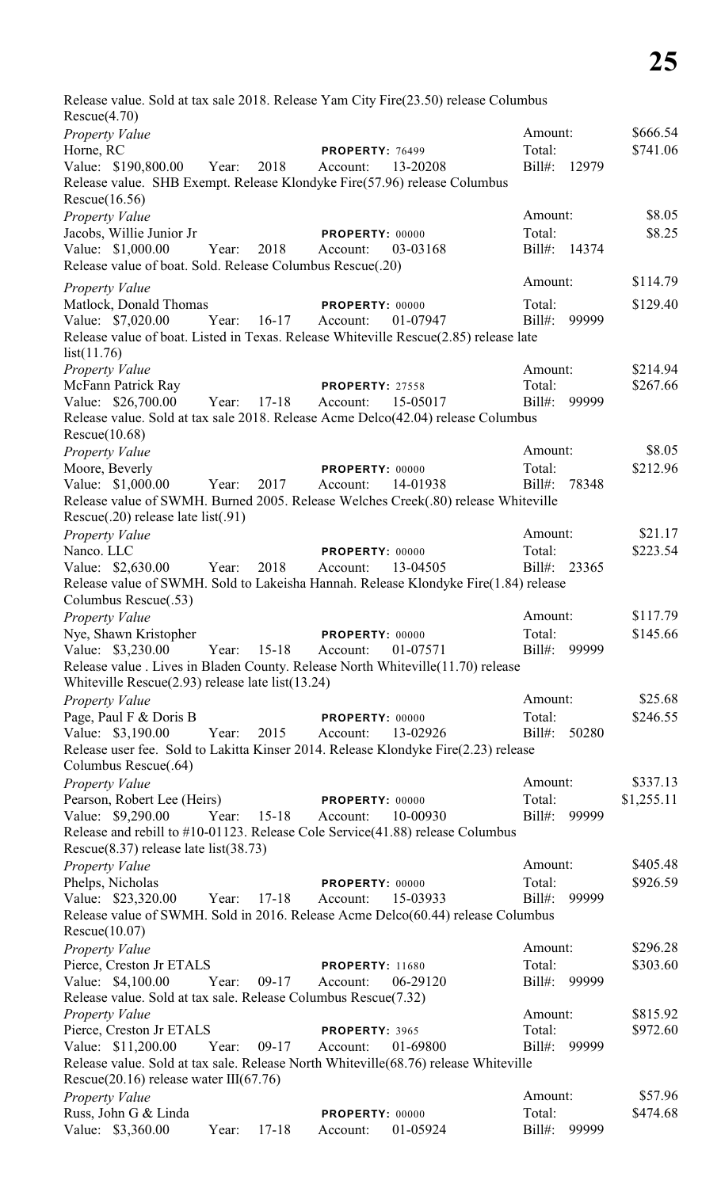Release value. Sold at tax sale 2018. Release Yam City Fire(23.50) release Columbus Rescue(4.70)

*Property Value* Amount: $666.54
Horne, RC **PROPERTY:** 76499 Total: $741.06
Value: $190,800.00 Year: 2018 Account: 13-20208 Bill#: 12979
Release value. SHB Exempt. Release Klondyke Fire(57.96) release Columbus Rescue(16.56)

*Property Value* Amount: $8.05
Jacobs, Willie Junior Jr **PROPERTY:** 00000 Total: $8.25
Value: $1,000.00 Year: 2018 Account: 03-03168 Bill#: 14374
Release value of boat. Sold. Release Columbus Rescue(.20)

*Property Value* Amount: $114.79
Matlock, Donald Thomas **PROPERTY:** 00000 Total: $129.40
Value: $7,020.00 Year: 16-17 Account: 01-07947 Bill#: 99999
Release value of boat. Listed in Texas. Release Whiteville Rescue(2.85) release late list(11.76)

*Property Value* Amount: $214.94
McFann Patrick Ray **PROPERTY:** 27558 Total: $267.66
Value: $26,700.00 Year: 17-18 Account: 15-05017 Bill#: 99999
Release value. Sold at tax sale 2018. Release Acme Delco(42.04) release Columbus Rescue(10.68)

*Property Value* Amount: $8.05
Moore, Beverly **PROPERTY:** 00000 Total: $212.96
Value: $1,000.00 Year: 2017 Account: 14-01938 Bill#: 78348
Release value of SWMH. Burned 2005. Release Welches Creek(.80) release Whiteville Rescue(.20) release late list(.91)

*Property Value* Amount: $21.17
Nanco. LLC **PROPERTY:** 00000 Total: $223.54
Value: $2,630.00 Year: 2018 Account: 13-04505 Bill#: 23365
Release value of SWMH. Sold to Lakeisha Hannah. Release Klondyke Fire(1.84) release Columbus Rescue(.53)

*Property Value* Amount: $117.79
Nye, Shawn Kristopher **PROPERTY:** 00000 Total: $145.66
Value: $3,230.00 Year: 15-18 Account: 01-07571 Bill#: 99999
Release value . Lives in Bladen County. Release North Whiteville(11.70) release Whiteville Rescue(2.93) release late list(13.24)

*Property Value* Amount: $25.68
Page, Paul F & Doris B **PROPERTY:** 00000 Total: $246.55
Value: $3,190.00 Year: 2015 Account: 13-02926 Bill#: 50280
Release user fee. Sold to Lakitta Kinser 2014. Release Klondyke Fire(2.23) release Columbus Rescue(.64)

*Property Value* Amount: $337.13
Pearson, Robert Lee (Heirs) **PROPERTY:** 00000 Total: $1,255.11
Value: $9,290.00 Year: 15-18 Account: 10-00930 Bill#: 99999
Release and rebill to #10-01123. Release Cole Service(41.88) release Columbus Rescue(8.37) release late list(38.73)

*Property Value* Amount: $405.48
Phelps, Nicholas **PROPERTY:** 00000 Total: $926.59
Value: $23,320.00 Year: 17-18 Account: 15-03933 Bill#: 99999
Release value of SWMH. Sold in 2016. Release Acme Delco(60.44) release Columbus Rescue(10.07)

*Property Value* Amount: $296.28
Pierce, Creston Jr ETALS **PROPERTY:** 11680 Total: $303.60
Value: $4,100.00 Year: 09-17 Account: 06-29120 Bill#: 99999
Release value. Sold at tax sale. Release Columbus Rescue(7.32)

*Property Value* Amount: $815.92
Pierce, Creston Jr ETALS **PROPERTY:** 3965 Total: $972.60
Value: $11,200.00 Year: 09-17 Account: 01-69800 Bill#: 99999
Release value. Sold at tax sale. Release North Whiteville(68.76) release Whiteville Rescue(20.16) release water III(67.76)

*Property Value* Amount: $57.96
Russ, John G & Linda **PROPERTY:** 00000 Total: $474.68
Value: $3,360.00 Year: 17-18 Account: 01-05924 Bill#: 99999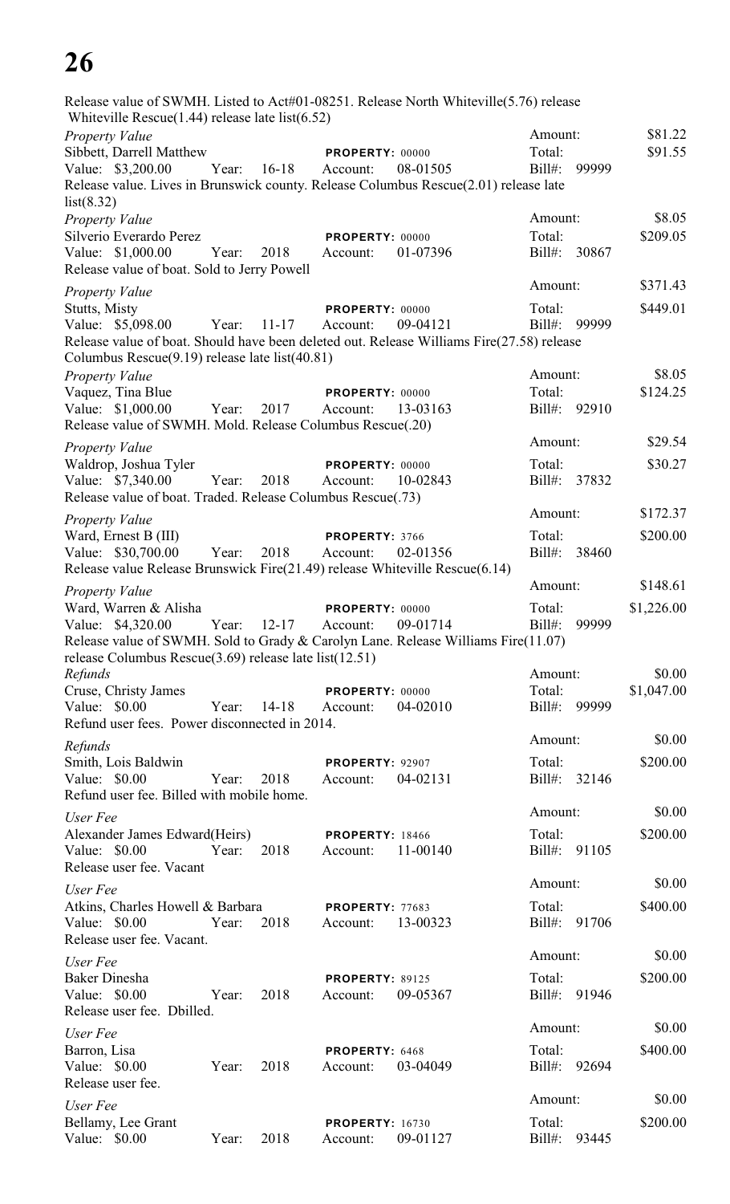Release value of SWMH. Listed to Act#01-08251. Release North Whiteville(5.76) release Whiteville Rescue(1.44) release late list(6.52)

*Property Value* — Amount: $81.22
Sibbett, Darrell Matthew — **PROPERTY:** 00000 — Total: $91.55
Value: $3,200.00 Year: 16-18 Account: 08-01505 Bill#: 99999
Release value. Lives in Brunswick county. Release Columbus Rescue(2.01) release late list(8.32)

*Property Value* — Amount: $8.05
Silverio Everardo Perez — **PROPERTY:** 00000 — Total: $209.05
Value: $1,000.00 Year: 2018 Account: 01-07396 Bill#: 30867
Release value of boat. Sold to Jerry Powell

*Property Value* — Amount: $371.43
Stutts, Misty — **PROPERTY:** 00000 — Total: $449.01
Value: $5,098.00 Year: 11-17 Account: 09-04121 Bill#: 99999
Release value of boat. Should have been deleted out. Release Williams Fire(27.58) release Columbus Rescue(9.19) release late list(40.81)

*Property Value* — Amount: $8.05
Vaquez, Tina Blue — **PROPERTY:** 00000 — Total: $124.25
Value: $1,000.00 Year: 2017 Account: 13-03163 Bill#: 92910
Release value of SWMH. Mold. Release Columbus Rescue(.20)

*Property Value* — Amount: $29.54
Waldrop, Joshua Tyler — **PROPERTY:** 00000 — Total: $30.27
Value: $7,340.00 Year: 2018 Account: 10-02843 Bill#: 37832
Release value of boat. Traded. Release Columbus Rescue(.73)

*Property Value* — Amount: $172.37
Ward, Ernest B (III) — **PROPERTY:** 3766 — Total: $200.00
Value: $30,700.00 Year: 2018 Account: 02-01356 Bill#: 38460
Release value Release Brunswick Fire(21.49) release Whiteville Rescue(6.14)

*Property Value* — Amount: $148.61
Ward, Warren & Alisha — **PROPERTY:** 00000 — Total: $1,226.00
Value: $4,320.00 Year: 12-17 Account: 09-01714 Bill#: 99999
Release value of SWMH. Sold to Grady & Carolyn Lane. Release Williams Fire(11.07) release Columbus Rescue(3.69) release late list(12.51)

*Refunds* — Amount: $0.00
Cruse, Christy James — **PROPERTY:** 00000 — Total: $1,047.00
Value: $0.00 Year: 14-18 Account: 04-02010 Bill#: 99999
Refund user fees. Power disconnected in 2014.

*Refunds* — Amount: $0.00
Smith, Lois Baldwin — **PROPERTY:** 92907 — Total: $200.00
Value: $0.00 Year: 2018 Account: 04-02131 Bill#: 32146
Refund user fee. Billed with mobile home.

*User Fee* — Amount: $0.00
Alexander James Edward(Heirs) — **PROPERTY:** 18466 — Total: $200.00
Value: $0.00 Year: 2018 Account: 11-00140 Bill#: 91105
Release user fee. Vacant

*User Fee* — Amount: $0.00
Atkins, Charles Howell & Barbara — **PROPERTY:** 77683 — Total: $400.00
Value: $0.00 Year: 2018 Account: 13-00323 Bill#: 91706
Release user fee. Vacant.

*User Fee* — Amount: $0.00
Baker Dinesha — **PROPERTY:** 89125 — Total: $200.00
Value: $0.00 Year: 2018 Account: 09-05367 Bill#: 91946
Release user fee. Dbilled.

*User Fee* — Amount: $0.00
Barron, Lisa — **PROPERTY:** 6468 — Total: $400.00
Value: $0.00 Year: 2018 Account: 03-04049 Bill#: 92694
Release user fee.

*User Fee* — Amount: $0.00
Bellamy, Lee Grant — **PROPERTY:** 16730 — Total: $200.00
Value: $0.00 Year: 2018 Account: 09-01127 Bill#: 93445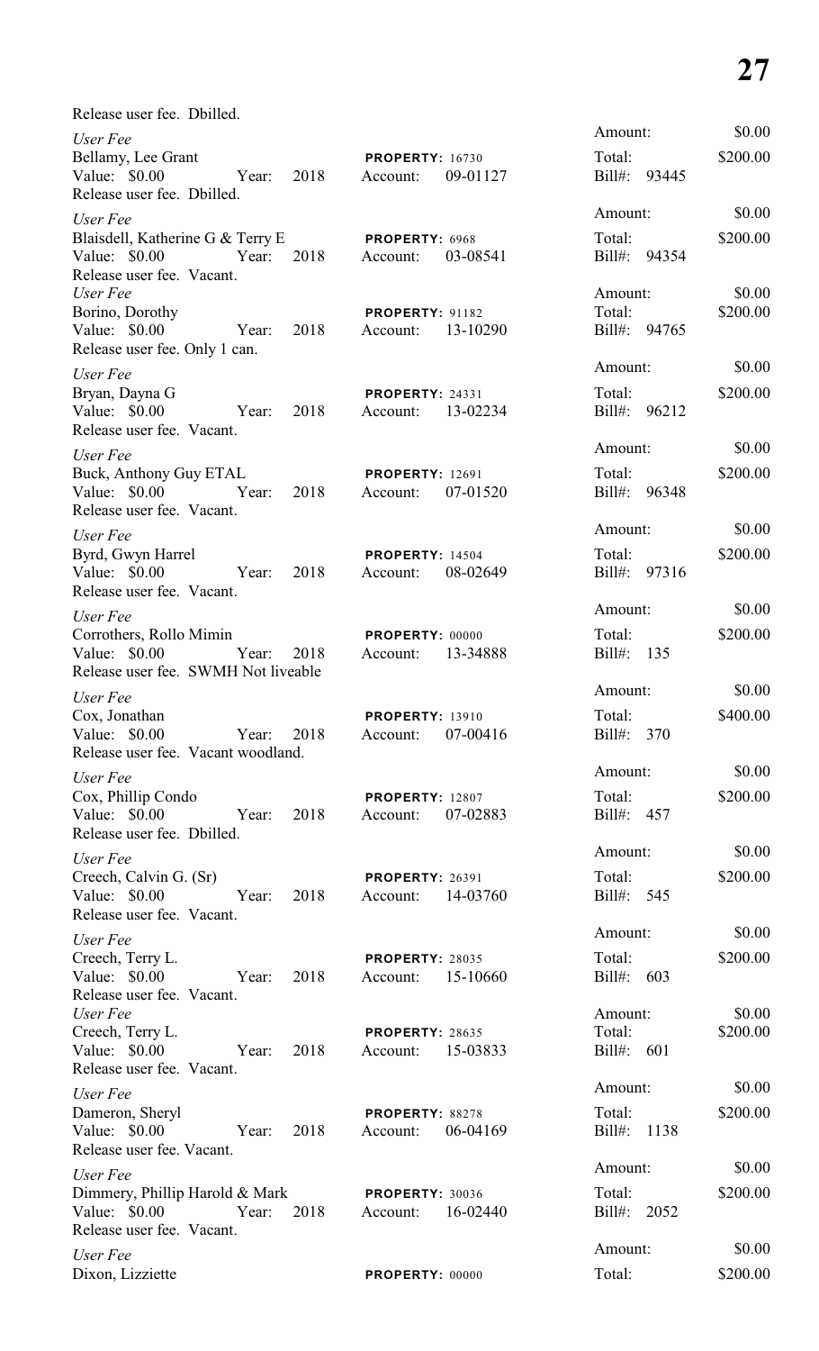Release user fee. Dbilled.

*User Fee*
Bellamy, Lee Grant — **PROPERTY:** 16730
Value: $0.00 Year: 2018 Account: 09-01127
Amount: $0.00 Total: $200.00 Bill#: 93445
Release user fee. Dbilled.

*User Fee*
Blaisdell, Katherine G & Terry E — **PROPERTY:** 6968
Value: $0.00 Year: 2018 Account: 03-08541
Amount: $0.00 Total: $200.00 Bill#: 94354
Release user fee. Vacant.

*User Fee*
Borino, Dorothy — **PROPERTY:** 91182
Value: $0.00 Year: 2018 Account: 13-10290
Amount: $0.00 Total: $200.00 Bill#: 94765
Release user fee. Only 1 can.

*User Fee*
Bryan, Dayna G — **PROPERTY:** 24331
Value: $0.00 Year: 2018 Account: 13-02234
Amount: $0.00 Total: $200.00 Bill#: 96212
Release user fee. Vacant.

*User Fee*
Buck, Anthony Guy ETAL — **PROPERTY:** 12691
Value: $0.00 Year: 2018 Account: 07-01520
Amount: $0.00 Total: $200.00 Bill#: 96348
Release user fee. Vacant.

*User Fee*
Byrd, Gwyn Harrel — **PROPERTY:** 14504
Value: $0.00 Year: 2018 Account: 08-02649
Amount: $0.00 Total: $200.00 Bill#: 97316
Release user fee. Vacant.

*User Fee*
Corrothers, Rollo Mimin — **PROPERTY:** 00000
Value: $0.00 Year: 2018 Account: 13-34888
Amount: $0.00 Total: $200.00 Bill#: 135
Release user fee. SWMH Not liveable

*User Fee*
Cox, Jonathan — **PROPERTY:** 13910
Value: $0.00 Year: 2018 Account: 07-00416
Amount: $0.00 Total: $400.00 Bill#: 370
Release user fee. Vacant woodland.

*User Fee*
Cox, Phillip Condo — **PROPERTY:** 12807
Value: $0.00 Year: 2018 Account: 07-02883
Amount: $0.00 Total: $200.00 Bill#: 457
Release user fee. Dbilled.

*User Fee*
Creech, Calvin G. (Sr) — **PROPERTY:** 26391
Value: $0.00 Year: 2018 Account: 14-03760
Amount: $0.00 Total: $200.00 Bill#: 545
Release user fee. Vacant.

*User Fee*
Creech, Terry L. — **PROPERTY:** 28035
Value: $0.00 Year: 2018 Account: 15-10660
Amount: $0.00 Total: $200.00 Bill#: 603
Release user fee. Vacant.

*User Fee*
Creech, Terry L. — **PROPERTY:** 28635
Value: $0.00 Year: 2018 Account: 15-03833
Amount: $0.00 Total: $200.00 Bill#: 601
Release user fee. Vacant.

*User Fee*
Dameron, Sheryl — **PROPERTY:** 88278
Value: $0.00 Year: 2018 Account: 06-04169
Amount: $0.00 Total: $200.00 Bill#: 1138
Release user fee. Vacant.

*User Fee*
Dimmery, Phillip Harold & Mark — **PROPERTY:** 30036
Value: $0.00 Year: 2018 Account: 16-02440
Amount: $0.00 Total: $200.00 Bill#: 2052
Release user fee. Vacant.

*User Fee*
Dixon, Lizziette — **PROPERTY:** 00000
Amount: $0.00 Total: $200.00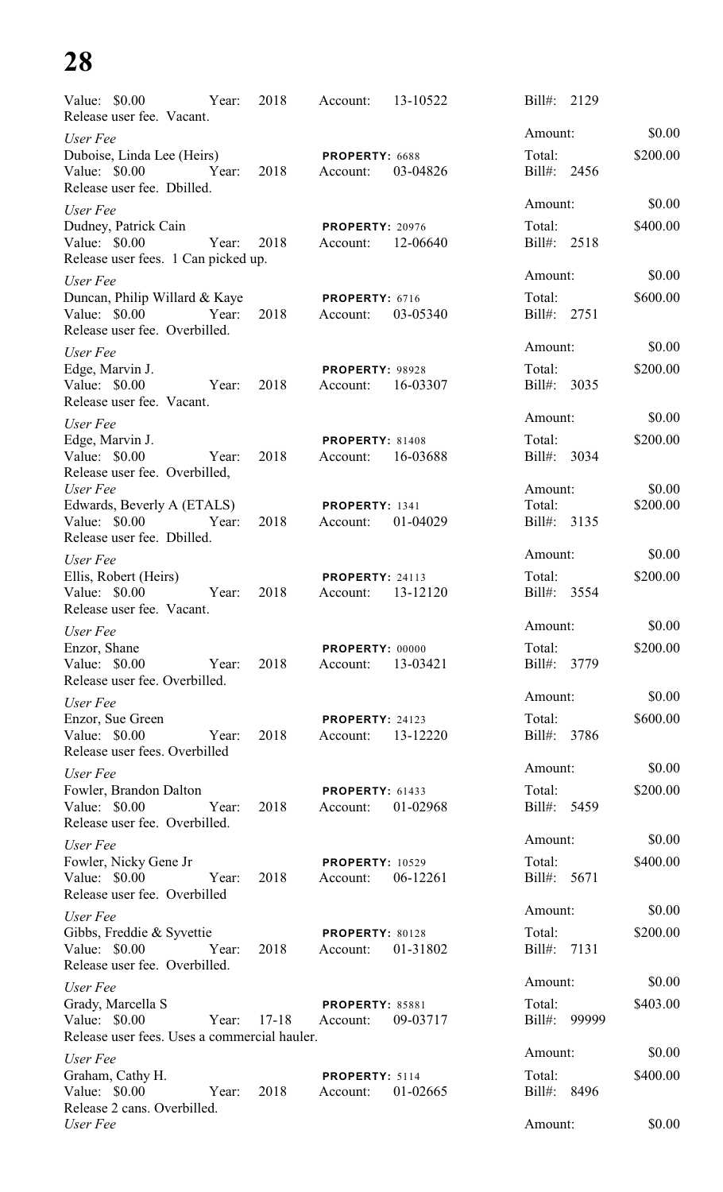Value: $0.00 Year: 2018 Account: 13-10522 Bill#: 2129
Release user fee. Vacant.

*User Fee* Amount: $0.00

Duboise, Linda Lee (Heirs) PROPERTY: 6688 Total: $200.00
Value: $0.00 Year: 2018 Account: 03-04826 Bill#: 2456
Release user fee. Dbilled.

*User Fee* Amount: $0.00

Dudney, Patrick Cain PROPERTY: 20976 Total: $400.00
Value: $0.00 Year: 2018 Account: 12-06640 Bill#: 2518
Release user fees. 1 Can picked up.

*User Fee* Amount: $0.00

Duncan, Philip Willard & Kaye PROPERTY: 6716 Total: $600.00
Value: $0.00 Year: 2018 Account: 03-05340 Bill#: 2751
Release user fee. Overbilled.

*User Fee* Amount: $0.00

Edge, Marvin J. PROPERTY: 98928 Total: $200.00
Value: $0.00 Year: 2018 Account: 16-03307 Bill#: 3035
Release user fee. Vacant.

*User Fee* Amount: $0.00

Edge, Marvin J. PROPERTY: 81408 Total: $200.00
Value: $0.00 Year: 2018 Account: 16-03688 Bill#: 3034
Release user fee. Overbilled,

*User Fee* Amount: $0.00

Edwards, Beverly A (ETALS) PROPERTY: 1341 Total: $200.00
Value: $0.00 Year: 2018 Account: 01-04029 Bill#: 3135
Release user fee. Dbilled.

*User Fee* Amount: $0.00

Ellis, Robert (Heirs) PROPERTY: 24113 Total: $200.00
Value: $0.00 Year: 2018 Account: 13-12120 Bill#: 3554
Release user fee. Vacant.

*User Fee* Amount: $0.00

Enzor, Shane PROPERTY: 00000 Total: $200.00
Value: $0.00 Year: 2018 Account: 13-03421 Bill#: 3779
Release user fee. Overbilled.

*User Fee* Amount: $0.00

Enzor, Sue Green PROPERTY: 24123 Total: $600.00
Value: $0.00 Year: 2018 Account: 13-12220 Bill#: 3786
Release user fees. Overbilled

*User Fee* Amount: $0.00

Fowler, Brandon Dalton PROPERTY: 61433 Total: $200.00
Value: $0.00 Year: 2018 Account: 01-02968 Bill#: 5459
Release user fee. Overbilled.

*User Fee* Amount: $0.00

Fowler, Nicky Gene Jr PROPERTY: 10529 Total: $400.00
Value: $0.00 Year: 2018 Account: 06-12261 Bill#: 5671
Release user fee. Overbilled

*User Fee* Amount: $0.00

Gibbs, Freddie & Syvettie PROPERTY: 80128 Total: $200.00
Value: $0.00 Year: 2018 Account: 01-31802 Bill#: 7131
Release user fee. Overbilled.

*User Fee* Amount: $0.00

Grady, Marcella S PROPERTY: 85881 Total: $403.00
Value: $0.00 Year: 17-18 Account: 09-03717 Bill#: 99999
Release user fees. Uses a commercial hauler.

*User Fee* Amount: $0.00

Graham, Cathy H. PROPERTY: 5114 Total: $400.00
Value: $0.00 Year: 2018 Account: 01-02665 Bill#: 8496
Release 2 cans. Overbilled.

*User Fee* Amount: $0.00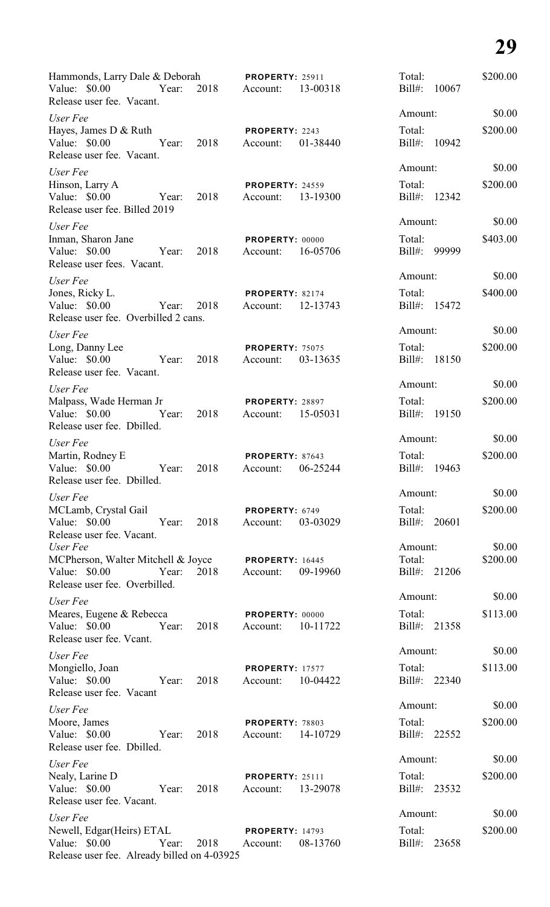Hammonds, Larry Dale & Deborah | **PROPERTY:** 25911 | Total: $200.00
Value: $0.00 Year: 2018 Account: 13-00318 | Bill#: 10067
Release user fee. Vacant.

*User Fee* | Amount: $0.00

Hayes, James D & Ruth | **PROPERTY:** 2243 | Total: $200.00
Value: $0.00 Year: 2018 Account: 01-38440 | Bill#: 10942
Release user fee. Vacant.

*User Fee* | Amount: $0.00

Hinson, Larry A | **PROPERTY:** 24559 | Total: $200.00
Value: $0.00 Year: 2018 Account: 13-19300 | Bill#: 12342
Release user fee. Billed 2019

*User Fee* | Amount: $0.00

Inman, Sharon Jane | **PROPERTY:** 00000 | Total: $403.00
Value: $0.00 Year: 2018 Account: 16-05706 | Bill#: 99999
Release user fees. Vacant.

*User Fee* | Amount: $0.00

Jones, Ricky L. | **PROPERTY:** 82174 | Total: $400.00
Value: $0.00 Year: 2018 Account: 12-13743 | Bill#: 15472
Release user fee. Overbilled 2 cans.

*User Fee* | Amount: $0.00

Long, Danny Lee | **PROPERTY:** 75075 | Total: $200.00
Value: $0.00 Year: 2018 Account: 03-13635 | Bill#: 18150
Release user fee. Vacant.

*User Fee* | Amount: $0.00

Malpass, Wade Herman Jr | **PROPERTY:** 28897 | Total: $200.00
Value: $0.00 Year: 2018 Account: 15-05031 | Bill#: 19150
Release user fee. Dbilled.

*User Fee* | Amount: $0.00

Martin, Rodney E | **PROPERTY:** 87643 | Total: $200.00
Value: $0.00 Year: 2018 Account: 06-25244 | Bill#: 19463
Release user fee. Dbilled.

*User Fee* | Amount: $0.00

MCLamb, Crystal Gail | **PROPERTY:** 6749 | Total: $200.00
Value: $0.00 Year: 2018 Account: 03-03029 | Bill#: 20601
Release user fee. Vacant.

*User Fee* | Amount: $0.00

MCPherson, Walter Mitchell & Joyce | **PROPERTY:** 16445 | Total: $200.00
Value: $0.00 Year: 2018 Account: 09-19960 | Bill#: 21206
Release user fee. Overbilled.

*User Fee* | Amount: $0.00

Meares, Eugene & Rebecca | **PROPERTY:** 00000 | Total: $113.00
Value: $0.00 Year: 2018 Account: 10-11722 | Bill#: 21358
Release user fee. Vcant.

*User Fee* | Amount: $0.00

Mongiello, Joan | **PROPERTY:** 17577 | Total: $113.00
Value: $0.00 Year: 2018 Account: 10-04422 | Bill#: 22340
Release user fee. Vacant

*User Fee* | Amount: $0.00

Moore, James | **PROPERTY:** 78803 | Total: $200.00
Value: $0.00 Year: 2018 Account: 14-10729 | Bill#: 22552
Release user fee. Dbilled.

*User Fee* | Amount: $0.00

Nealy, Larine D | **PROPERTY:** 25111 | Total: $200.00
Value: $0.00 Year: 2018 Account: 13-29078 | Bill#: 23532
Release user fee. Vacant.

*User Fee* | Amount: $0.00

Newell, Edgar(Heirs) ETAL | **PROPERTY:** 14793 | Total: $200.00
Value: $0.00 Year: 2018 Account: 08-13760 | Bill#: 23658
Release user fee. Already billed on 4-03925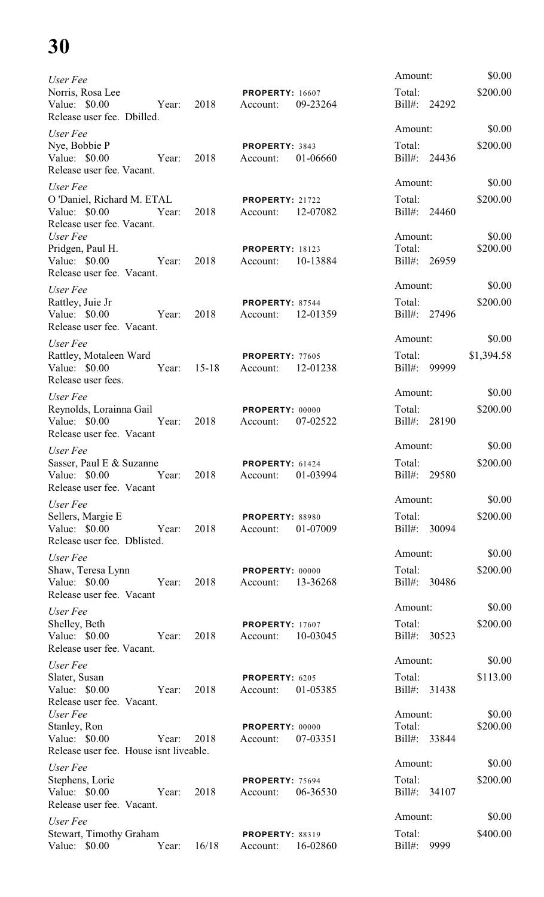*User Fee*
Norris, Rosa Lee
Value: $0.00 Year: 2018
Release user fee. Dbilled.
**PROPERTY:** 16607
Account: 09-23264
Amount: $0.00
Total: $200.00
Bill#: 24292

*User Fee*
Nye, Bobbie P
Value: $0.00 Year: 2018
Release user fee. Vacant.
**PROPERTY:** 3843
Account: 01-06660
Amount: $0.00
Total: $200.00
Bill#: 24436

*User Fee*
O 'Daniel, Richard M. ETAL
Value: $0.00 Year: 2018
Release user fee. Vacant.
**PROPERTY:** 21722
Account: 12-07082
Amount: $0.00
Total: $200.00
Bill#: 24460

*User Fee*
Pridgen, Paul H.
Value: $0.00 Year: 2018
Release user fee. Vacant.
**PROPERTY:** 18123
Account: 10-13884
Amount: $0.00
Total: $200.00
Bill#: 26959

*User Fee*
Rattley, Juie Jr
Value: $0.00 Year: 2018
Release user fee. Vacant.
**PROPERTY:** 87544
Account: 12-01359
Amount: $0.00
Total: $200.00
Bill#: 27496

*User Fee*
Rattley, Motaleen Ward
Value: $0.00 Year: 15-18
Release user fees.
**PROPERTY:** 77605
Account: 12-01238
Amount: $0.00
Total: $1,394.58
Bill#: 99999

*User Fee*
Reynolds, Lorainna Gail
Value: $0.00 Year: 2018
Release user fee. Vacant
**PROPERTY:** 00000
Account: 07-02522
Amount: $0.00
Total: $200.00
Bill#: 28190

*User Fee*
Sasser, Paul E & Suzanne
Value: $0.00 Year: 2018
Release user fee. Vacant
**PROPERTY:** 61424
Account: 01-03994
Amount: $0.00
Total: $200.00
Bill#: 29580

*User Fee*
Sellers, Margie E
Value: $0.00 Year: 2018
Release user fee. Dblisted.
**PROPERTY:** 88980
Account: 01-07009
Amount: $0.00
Total: $200.00
Bill#: 30094

*User Fee*
Shaw, Teresa Lynn
Value: $0.00 Year: 2018
Release user fee. Vacant
**PROPERTY:** 00000
Account: 13-36268
Amount: $0.00
Total: $200.00
Bill#: 30486

*User Fee*
Shelley, Beth
Value: $0.00 Year: 2018
Release user fee. Vacant.
**PROPERTY:** 17607
Account: 10-03045
Amount: $0.00
Total: $200.00
Bill#: 30523

*User Fee*
Slater, Susan
Value: $0.00 Year: 2018
Release user fee. Vacant.
**PROPERTY:** 6205
Account: 01-05385
Amount: $0.00
Total: $113.00
Bill#: 31438

*User Fee*
Stanley, Ron
Value: $0.00 Year: 2018
Release user fee. House isnt liveable.
**PROPERTY:** 00000
Account: 07-03351
Amount: $0.00
Total: $200.00
Bill#: 33844

*User Fee*
Stephens, Lorie
Value: $0.00 Year: 2018
Release user fee. Vacant.
**PROPERTY:** 75694
Account: 06-36530
Amount: $0.00
Total: $200.00
Bill#: 34107

*User Fee*
Stewart, Timothy Graham
Value: $0.00 Year: 16/18
**PROPERTY:** 88319
Account: 16-02860
Amount: $0.00
Total: $400.00
Bill#: 9999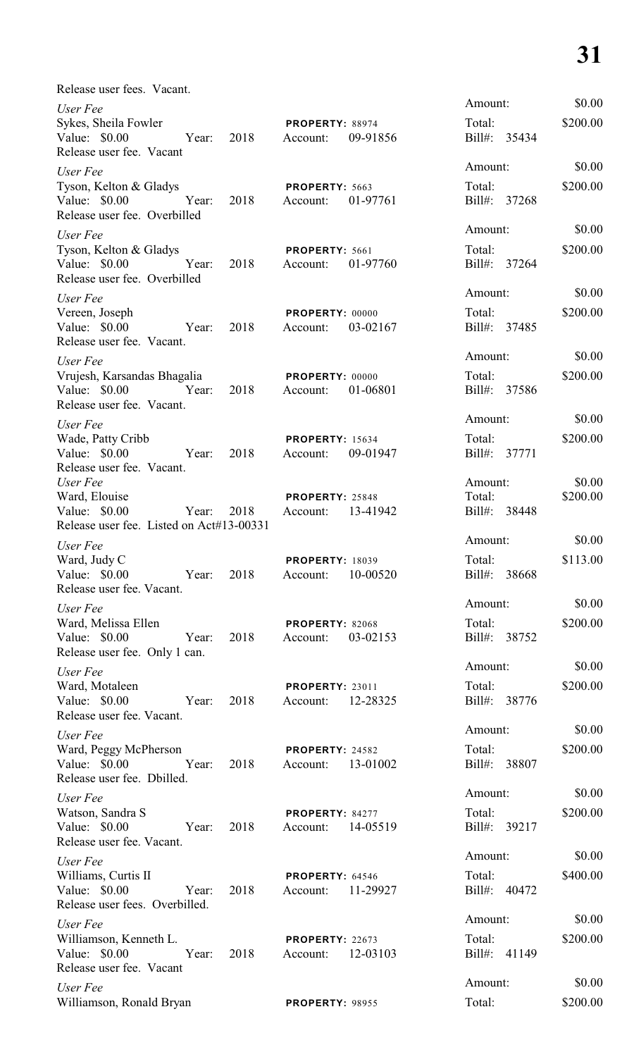Release user fees. Vacant.

| | | | |
|---|---|---|---|
| *User Fee* | | Amount: | $0.00 |
| Sykes, Sheila Fowler | **PROPERTY:** 88974 | Total: | $200.00 |
| Value: $0.00 Year: 2018 | Account: 09-91856 | Bill#: 35434 | |
| Release user fee. Vacant | | | |
| *User Fee* | | Amount: | $0.00 |
| Tyson, Kelton & Gladys | **PROPERTY:** 5663 | Total: | $200.00 |
| Value: $0.00 Year: 2018 | Account: 01-97761 | Bill#: 37268 | |
| Release user fee. Overbilled | | | |
| *User Fee* | | Amount: | $0.00 |
| Tyson, Kelton & Gladys | **PROPERTY:** 5661 | Total: | $200.00 |
| Value: $0.00 Year: 2018 | Account: 01-97760 | Bill#: 37264 | |
| Release user fee. Overbilled | | | |
| *User Fee* | | Amount: | $0.00 |
| Vereen, Joseph | **PROPERTY:** 00000 | Total: | $200.00 |
| Value: $0.00 Year: 2018 | Account: 03-02167 | Bill#: 37485 | |
| Release user fee. Vacant. | | | |
| *User Fee* | | Amount: | $0.00 |
| Vrujesh, Karsandas Bhagalia | **PROPERTY:** 00000 | Total: | $200.00 |
| Value: $0.00 Year: 2018 | Account: 01-06801 | Bill#: 37586 | |
| Release user fee. Vacant. | | | |
| *User Fee* | | Amount: | $0.00 |
| Wade, Patty Cribb | **PROPERTY:** 15634 | Total: | $200.00 |
| Value: $0.00 Year: 2018 | Account: 09-01947 | Bill#: 37771 | |
| Release user fee. Vacant. | | | |
| *User Fee* | | Amount: | $0.00 |
| Ward, Elouise | **PROPERTY:** 25848 | Total: | $200.00 |
| Value: $0.00 Year: 2018 | Account: 13-41942 | Bill#: 38448 | |
| Release user fee. Listed on Act#13-00331 | | | |
| *User Fee* | | Amount: | $0.00 |
| Ward, Judy C | **PROPERTY:** 18039 | Total: | $113.00 |
| Value: $0.00 Year: 2018 | Account: 10-00520 | Bill#: 38668 | |
| Release user fee. Vacant. | | | |
| *User Fee* | | Amount: | $0.00 |
| Ward, Melissa Ellen | **PROPERTY:** 82068 | Total: | $200.00 |
| Value: $0.00 Year: 2018 | Account: 03-02153 | Bill#: 38752 | |
| Release user fee. Only 1 can. | | | |
| *User Fee* | | Amount: | $0.00 |
| Ward, Motaleen | **PROPERTY:** 23011 | Total: | $200.00 |
| Value: $0.00 Year: 2018 | Account: 12-28325 | Bill#: 38776 | |
| Release user fee. Vacant. | | | |
| *User Fee* | | Amount: | $0.00 |
| Ward, Peggy McPherson | **PROPERTY:** 24582 | Total: | $200.00 |
| Value: $0.00 Year: 2018 | Account: 13-01002 | Bill#: 38807 | |
| Release user fee. Dbilled. | | | |
| *User Fee* | | Amount: | $0.00 |
| Watson, Sandra S | **PROPERTY:** 84277 | Total: | $200.00 |
| Value: $0.00 Year: 2018 | Account: 14-05519 | Bill#: 39217 | |
| Release user fee. Vacant. | | | |
| *User Fee* | | Amount: | $0.00 |
| Williams, Curtis II | **PROPERTY:** 64546 | Total: | $400.00 |
| Value: $0.00 Year: 2018 | Account: 11-29927 | Bill#: 40472 | |
| Release user fees. Overbilled. | | | |
| *User Fee* | | Amount: | $0.00 |
| Williamson, Kenneth L. | **PROPERTY:** 22673 | Total: | $200.00 |
| Value: $0.00 Year: 2018 | Account: 12-03103 | Bill#: 41149 | |
| Release user fee. Vacant | | | |
| *User Fee* | | Amount: | $0.00 |
| Williamson, Ronald Bryan | **PROPERTY:** 98955 | Total: | $200.00 |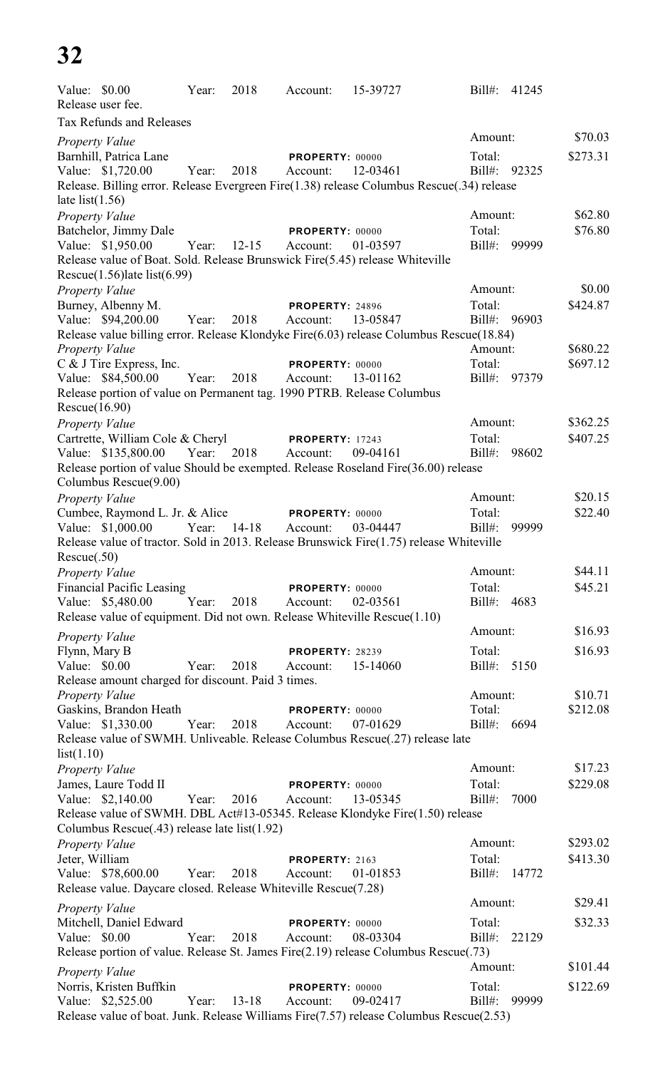Value: $0.00 Year: 2018 Account: 15-39727 Bill#: 41245
Release user fee.

Tax Refunds and Releases

*Property Value* Amount: $70.03
Barnhill, Patrica Lane **PROPERTY:** 00000 Total: $273.31
Value: $1,720.00 Year: 2018 Account: 12-03461 Bill#: 92325
Release. Billing error. Release Evergreen Fire(1.38) release Columbus Rescue(.34) release late list(1.56)

*Property Value* Amount: $62.80
Batchelor, Jimmy Dale **PROPERTY:** 00000 Total: $76.80
Value: $1,950.00 Year: 12-15 Account: 01-03597 Bill#: 99999
Release value of Boat. Sold. Release Brunswick Fire(5.45) release Whiteville Rescue(1.56)late list(6.99)

*Property Value* Amount: $0.00
Burney, Albenny M. **PROPERTY:** 24896 Total: $424.87
Value: $94,200.00 Year: 2018 Account: 13-05847 Bill#: 96903
Release value billing error. Release Klondyke Fire(6.03) release Columbus Rescue(18.84)

*Property Value* Amount: $680.22
C & J Tire Express, Inc. **PROPERTY:** 00000 Total: $697.12
Value: $84,500.00 Year: 2018 Account: 13-01162 Bill#: 97379
Release portion of value on Permanent tag. 1990 PTRB. Release Columbus Rescue(16.90)

*Property Value* Amount: $362.25
Cartrette, William Cole & Cheryl **PROPERTY:** 17243 Total: $407.25
Value: $135,800.00 Year: 2018 Account: 09-04161 Bill#: 98602
Release portion of value Should be exempted. Release Roseland Fire(36.00) release Columbus Rescue(9.00)

*Property Value* Amount: $20.15
Cumbee, Raymond L. Jr. & Alice **PROPERTY:** 00000 Total: $22.40
Value: $1,000.00 Year: 14-18 Account: 03-04447 Bill#: 99999
Release value of tractor. Sold in 2013. Release Brunswick Fire(1.75) release Whiteville Rescue(.50)

*Property Value* Amount: $44.11
Financial Pacific Leasing **PROPERTY:** 00000 Total: $45.21
Value: $5,480.00 Year: 2018 Account: 02-03561 Bill#: 4683
Release value of equipment. Did not own. Release Whiteville Rescue(1.10)

*Property Value* Amount: $16.93
Flynn, Mary B **PROPERTY:** 28239 Total: $16.93
Value: $0.00 Year: 2018 Account: 15-14060 Bill#: 5150
Release amount charged for discount. Paid 3 times.

*Property Value* Amount: $10.71
Gaskins, Brandon Heath **PROPERTY:** 00000 Total: $212.08
Value: $1,330.00 Year: 2018 Account: 07-01629 Bill#: 6694
Release value of SWMH. Unliveable. Release Columbus Rescue(.27) release late list(1.10)

*Property Value* Amount: $17.23
James, Laure Todd II **PROPERTY:** 00000 Total: $229.08
Value: $2,140.00 Year: 2016 Account: 13-05345 Bill#: 7000
Release value of SWMH. DBL Act#13-05345. Release Klondyke Fire(1.50) release Columbus Rescue(.43) release late list(1.92)

*Property Value* Amount: $293.02
Jeter, William **PROPERTY:** 2163 Total: $413.30
Value: $78,600.00 Year: 2018 Account: 01-01853 Bill#: 14772
Release value. Daycare closed. Release Whiteville Rescue(7.28)

*Property Value* Amount: $29.41
Mitchell, Daniel Edward **PROPERTY:** 00000 Total: $32.33
Value: $0.00 Year: 2018 Account: 08-03304 Bill#: 22129
Release portion of value. Release St. James Fire(2.19) release Columbus Rescue(.73)

*Property Value* Amount: $101.44
Norris, Kristen Buffkin **PROPERTY:** 00000 Total: $122.69
Value: $2,525.00 Year: 13-18 Account: 09-02417 Bill#: 99999
Release value of boat. Junk. Release Williams Fire(7.57) release Columbus Rescue(2.53)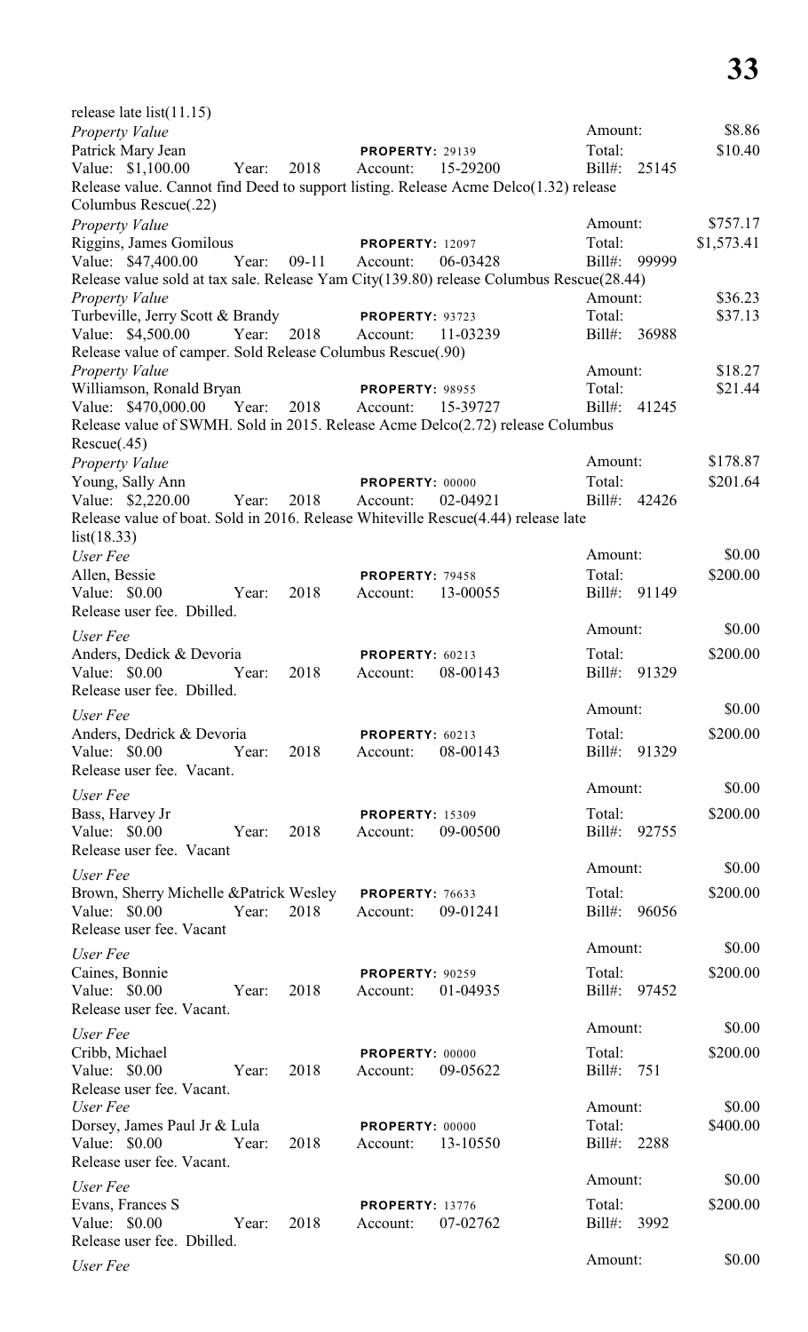release late list(11.15)

*Property Value* — Amount: $8.86
Patrick Mary Jean — **PROPERTY:** 29139 — Total: $10.40
Value: $1,100.00 Year: 2018 Account: 15-29200 Bill#: 25145
Release value. Cannot find Deed to support listing. Release Acme Delco(1.32) release Columbus Rescue(.22)

*Property Value* — Amount: $757.17
Riggins, James Gomilous — **PROPERTY:** 12097 — Total: $1,573.41
Value: $47,400.00 Year: 09-11 Account: 06-03428 Bill#: 99999
Release value sold at tax sale. Release Yam City(139.80) release Columbus Rescue(28.44)

*Property Value* — Amount: $36.23
Turbeville, Jerry Scott & Brandy — **PROPERTY:** 93723 — Total: $37.13
Value: $4,500.00 Year: 2018 Account: 11-03239 Bill#: 36988
Release value of camper. Sold Release Columbus Rescue(.90)

*Property Value* — Amount: $18.27
Williamson, Ronald Bryan — **PROPERTY:** 98955 — Total: $21.44
Value: $470,000.00 Year: 2018 Account: 15-39727 Bill#: 41245
Release value of SWMH. Sold in 2015. Release Acme Delco(2.72) release Columbus Rescue(.45)

*Property Value* — Amount: $178.87
Young, Sally Ann — **PROPERTY:** 00000 — Total: $201.64
Value: $2,220.00 Year: 2018 Account: 02-04921 Bill#: 42426
Release value of boat. Sold in 2016. Release Whiteville Rescue(4.44) release late list(18.33)

*User Fee* — Amount: $0.00
Allen, Bessie — **PROPERTY:** 79458 — Total: $200.00
Value: $0.00 Year: 2018 Account: 13-00055 Bill#: 91149
Release user fee. Dbilled.

*User Fee* — Amount: $0.00
Anders, Dedick & Devoria — **PROPERTY:** 60213 — Total: $200.00
Value: $0.00 Year: 2018 Account: 08-00143 Bill#: 91329
Release user fee. Dbilled.

*User Fee* — Amount: $0.00
Anders, Dedrick & Devoria — **PROPERTY:** 60213 — Total: $200.00
Value: $0.00 Year: 2018 Account: 08-00143 Bill#: 91329
Release user fee. Vacant.

*User Fee* — Amount: $0.00
Bass, Harvey Jr — **PROPERTY:** 15309 — Total: $200.00
Value: $0.00 Year: 2018 Account: 09-00500 Bill#: 92755
Release user fee. Vacant

*User Fee* — Amount: $0.00
Brown, Sherry Michelle &Patrick Wesley — **PROPERTY:** 76633 — Total: $200.00
Value: $0.00 Year: 2018 Account: 09-01241 Bill#: 96056
Release user fee. Vacant

*User Fee* — Amount: $0.00
Caines, Bonnie — **PROPERTY:** 90259 — Total: $200.00
Value: $0.00 Year: 2018 Account: 01-04935 Bill#: 97452
Release user fee. Vacant.

*User Fee* — Amount: $0.00
Cribb, Michael — **PROPERTY:** 00000 — Total: $200.00
Value: $0.00 Year: 2018 Account: 09-05622 Bill#: 751
Release user fee. Vacant.

*User Fee* — Amount: $0.00
Dorsey, James Paul Jr & Lula — **PROPERTY:** 00000 — Total: $400.00
Value: $0.00 Year: 2018 Account: 13-10550 Bill#: 2288
Release user fee. Vacant.

*User Fee* — Amount: $0.00
Evans, Frances S — **PROPERTY:** 13776 — Total: $200.00
Value: $0.00 Year: 2018 Account: 07-02762 Bill#: 3992
Release user fee. Dbilled.

*User Fee* — Amount: $0.00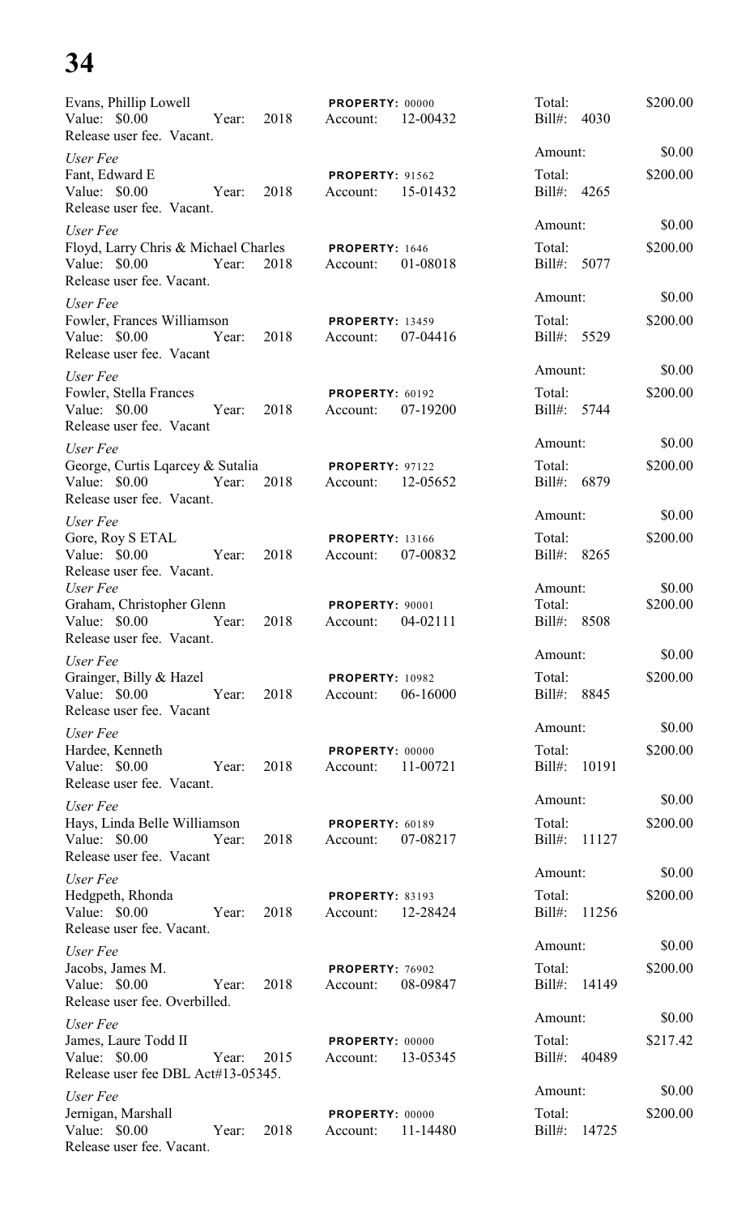Evans, Phillip Lowell — PROPERTY: 00000 — Total: $200.00
Value: $0.00 Year: 2018 Account: 12-00432 Bill#: 4030
Release user fee. Vacant.

*User Fee* — Amount: $0.00

Fant, Edward E — PROPERTY: 91562 — Total: $200.00
Value: $0.00 Year: 2018 Account: 15-01432 Bill#: 4265
Release user fee. Vacant.

*User Fee* — Amount: $0.00

Floyd, Larry Chris & Michael Charles — PROPERTY: 1646 — Total: $200.00
Value: $0.00 Year: 2018 Account: 01-08018 Bill#: 5077
Release user fee. Vacant.

*User Fee* — Amount: $0.00

Fowler, Frances Williamson — PROPERTY: 13459 — Total: $200.00
Value: $0.00 Year: 2018 Account: 07-04416 Bill#: 5529
Release user fee. Vacant

*User Fee* — Amount: $0.00

Fowler, Stella Frances — PROPERTY: 60192 — Total: $200.00
Value: $0.00 Year: 2018 Account: 07-19200 Bill#: 5744
Release user fee. Vacant

*User Fee* — Amount: $0.00

George, Curtis Lqarcey & Sutalia — PROPERTY: 97122 — Total: $200.00
Value: $0.00 Year: 2018 Account: 12-05652 Bill#: 6879
Release user fee. Vacant.

*User Fee* — Amount: $0.00

Gore, Roy S ETAL — PROPERTY: 13166 — Total: $200.00
Value: $0.00 Year: 2018 Account: 07-00832 Bill#: 8265
Release user fee. Vacant.

*User Fee* — Amount: $0.00

Graham, Christopher Glenn — PROPERTY: 90001 — Total: $200.00
Value: $0.00 Year: 2018 Account: 04-02111 Bill#: 8508
Release user fee. Vacant.

*User Fee* — Amount: $0.00

Grainger, Billy & Hazel — PROPERTY: 10982 — Total: $200.00
Value: $0.00 Year: 2018 Account: 06-16000 Bill#: 8845
Release user fee. Vacant

*User Fee* — Amount: $0.00

Hardee, Kenneth — PROPERTY: 00000 — Total: $200.00
Value: $0.00 Year: 2018 Account: 11-00721 Bill#: 10191
Release user fee. Vacant.

*User Fee* — Amount: $0.00

Hays, Linda Belle Williamson — PROPERTY: 60189 — Total: $200.00
Value: $0.00 Year: 2018 Account: 07-08217 Bill#: 11127
Release user fee. Vacant

*User Fee* — Amount: $0.00

Hedgpeth, Rhonda — PROPERTY: 83193 — Total: $200.00
Value: $0.00 Year: 2018 Account: 12-28424 Bill#: 11256
Release user fee. Vacant.

*User Fee* — Amount: $0.00

Jacobs, James M. — PROPERTY: 76902 — Total: $200.00
Value: $0.00 Year: 2018 Account: 08-09847 Bill#: 14149
Release user fee. Overbilled.

*User Fee* — Amount: $0.00

James, Laure Todd II — PROPERTY: 00000 — Total: $217.42
Value: $0.00 Year: 2015 Account: 13-05345 Bill#: 40489
Release user fee DBL Act#13-05345.

*User Fee* — Amount: $0.00

Jernigan, Marshall — PROPERTY: 00000 — Total: $200.00
Value: $0.00 Year: 2018 Account: 11-14480 Bill#: 14725
Release user fee. Vacant.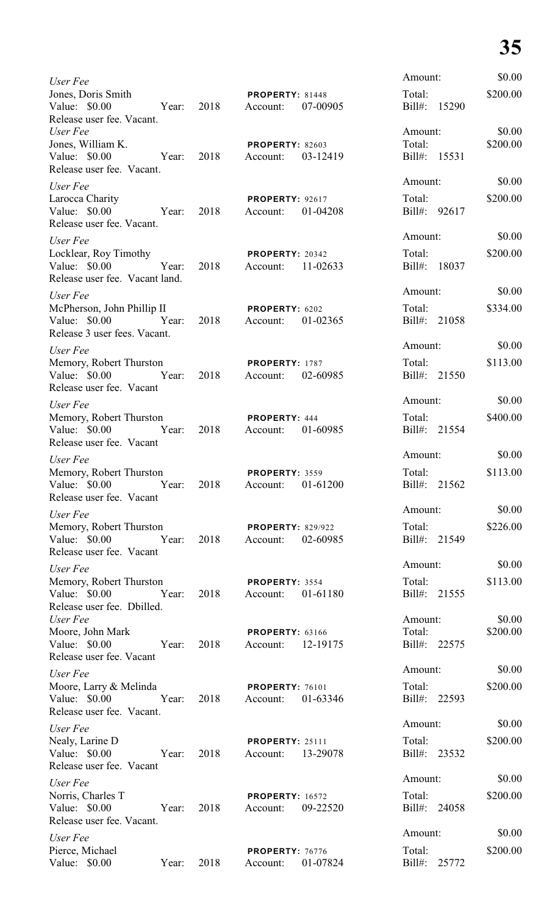*User Fee*
Jones, Doris Smith — **PROPERTY:** 81448
Value: $0.00 Year: 2018 Account: 07-00905
Release user fee. Vacant.
Amount: $0.00 Total: $200.00 Bill#: 15290

*User Fee*
Jones, William K. — **PROPERTY:** 82603
Value: $0.00 Year: 2018 Account: 03-12419
Release user fee. Vacant.
Amount: $0.00 Total: $200.00 Bill#: 15531

*User Fee*
Larocca Charity — **PROPERTY:** 92617
Value: $0.00 Year: 2018 Account: 01-04208
Release user fee. Vacant.
Amount: $0.00 Total: $200.00 Bill#: 92617

*User Fee*
Locklear, Roy Timothy — **PROPERTY:** 20342
Value: $0.00 Year: 2018 Account: 11-02633
Release user fee. Vacant land.
Amount: $0.00 Total: $200.00 Bill#: 18037

*User Fee*
McPherson, John Phillip II — **PROPERTY:** 6202
Value: $0.00 Year: 2018 Account: 01-02365
Release 3 user fees. Vacant.
Amount: $0.00 Total: $334.00 Bill#: 21058

*User Fee*
Memory, Robert Thurston — **PROPERTY:** 1787
Value: $0.00 Year: 2018 Account: 02-60985
Release user fee. Vacant
Amount: $0.00 Total: $113.00 Bill#: 21550

*User Fee*
Memory, Robert Thurston — **PROPERTY:** 444
Value: $0.00 Year: 2018 Account: 01-60985
Release user fee. Vacant
Amount: $0.00 Total: $400.00 Bill#: 21554

*User Fee*
Memory, Robert Thurston — **PROPERTY:** 3559
Value: $0.00 Year: 2018 Account: 01-61200
Release user fee. Vacant
Amount: $0.00 Total: $113.00 Bill#: 21562

*User Fee*
Memory, Robert Thurston — **PROPERTY:** 829/922
Value: $0.00 Year: 2018 Account: 02-60985
Release user fee. Vacant
Amount: $0.00 Total: $226.00 Bill#: 21549

*User Fee*
Memory, Robert Thurston — **PROPERTY:** 3554
Value: $0.00 Year: 2018 Account: 01-61180
Release user fee. Dbilled.
Amount: $0.00 Total: $113.00 Bill#: 21555

*User Fee*
Moore, John Mark — **PROPERTY:** 63166
Value: $0.00 Year: 2018 Account: 12-19175
Release user fee. Vacant
Amount: $0.00 Total: $200.00 Bill#: 22575

*User Fee*
Moore, Larry & Melinda — **PROPERTY:** 76101
Value: $0.00 Year: 2018 Account: 01-63346
Release user fee. Vacant.
Amount: $0.00 Total: $200.00 Bill#: 22593

*User Fee*
Nealy, Larine D — **PROPERTY:** 25111
Value: $0.00 Year: 2018 Account: 13-29078
Release user fee. Vacant
Amount: $0.00 Total: $200.00 Bill#: 23532

*User Fee*
Norris, Charles T — **PROPERTY:** 16572
Value: $0.00 Year: 2018 Account: 09-22520
Release user fee. Vacant.
Amount: $0.00 Total: $200.00 Bill#: 24058

*User Fee*
Pierce, Michael — **PROPERTY:** 76776
Value: $0.00 Year: 2018 Account: 01-07824
Amount: $0.00 Total: $200.00 Bill#: 25772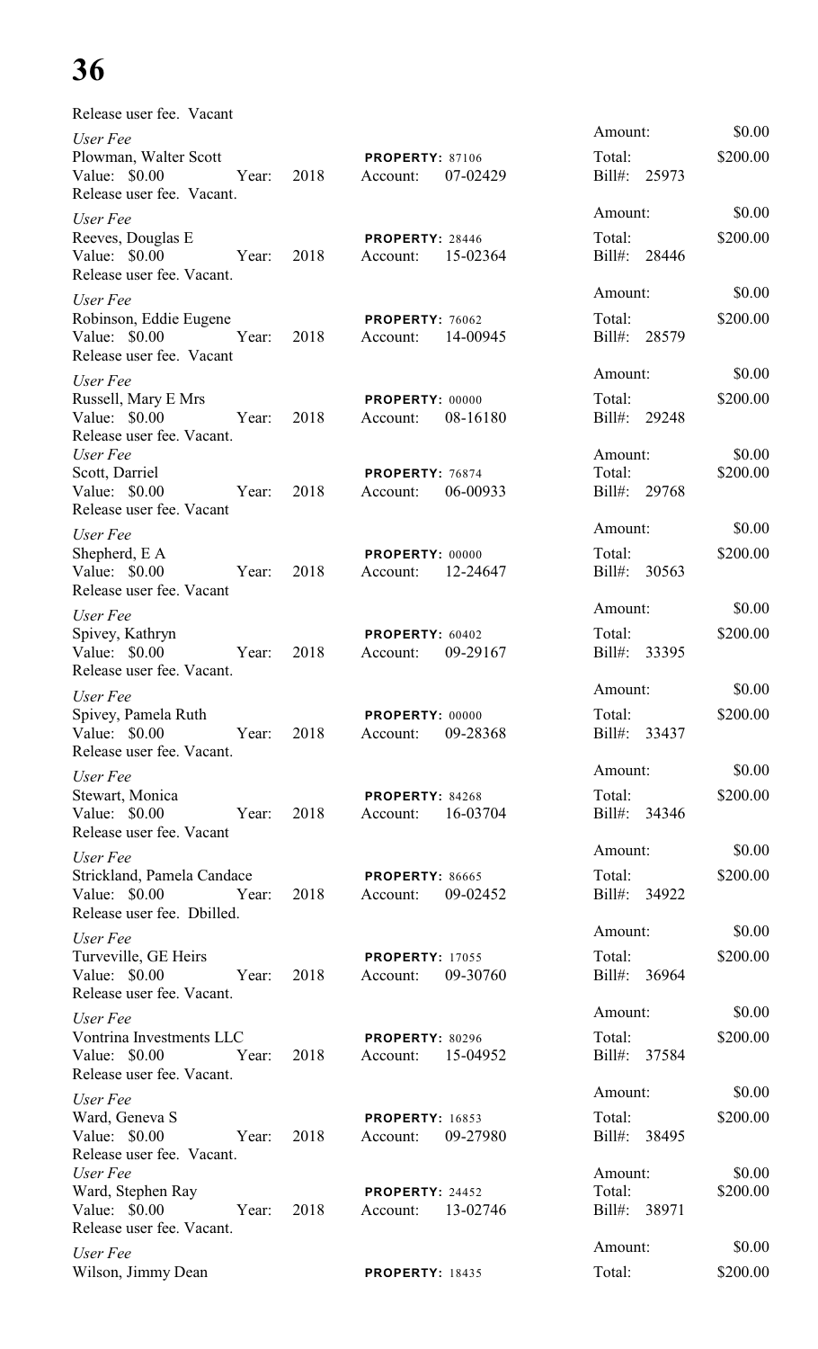Release user fee. Vacant

*User Fee*
Plowman, Walter Scott — PROPERTY: 87106
Value: $0.00 Year: 2018 Account: 07-02429
Amount: $0.00 Total: $200.00 Bill#: 25973
Release user fee. Vacant.

*User Fee*
Reeves, Douglas E — PROPERTY: 28446
Value: $0.00 Year: 2018 Account: 15-02364
Amount: $0.00 Total: $200.00 Bill#: 28446
Release user fee. Vacant.

*User Fee*
Robinson, Eddie Eugene — PROPERTY: 76062
Value: $0.00 Year: 2018 Account: 14-00945
Amount: $0.00 Total: $200.00 Bill#: 28579
Release user fee. Vacant

*User Fee*
Russell, Mary E Mrs — PROPERTY: 00000
Value: $0.00 Year: 2018 Account: 08-16180
Amount: $0.00 Total: $200.00 Bill#: 29248
Release user fee. Vacant.

*User Fee*
Scott, Darriel — PROPERTY: 76874
Value: $0.00 Year: 2018 Account: 06-00933
Amount: $0.00 Total: $200.00 Bill#: 29768
Release user fee. Vacant

*User Fee*
Shepherd, E A — PROPERTY: 00000
Value: $0.00 Year: 2018 Account: 12-24647
Amount: $0.00 Total: $200.00 Bill#: 30563
Release user fee. Vacant

*User Fee*
Spivey, Kathryn — PROPERTY: 60402
Value: $0.00 Year: 2018 Account: 09-29167
Amount: $0.00 Total: $200.00 Bill#: 33395
Release user fee. Vacant.

*User Fee*
Spivey, Pamela Ruth — PROPERTY: 00000
Value: $0.00 Year: 2018 Account: 09-28368
Amount: $0.00 Total: $200.00 Bill#: 33437
Release user fee. Vacant.

*User Fee*
Stewart, Monica — PROPERTY: 84268
Value: $0.00 Year: 2018 Account: 16-03704
Amount: $0.00 Total: $200.00 Bill#: 34346
Release user fee. Vacant

*User Fee*
Strickland, Pamela Candace — PROPERTY: 86665
Value: $0.00 Year: 2018 Account: 09-02452
Amount: $0.00 Total: $200.00 Bill#: 34922
Release user fee. Dbilled.

*User Fee*
Turveville, GE Heirs — PROPERTY: 17055
Value: $0.00 Year: 2018 Account: 09-30760
Amount: $0.00 Total: $200.00 Bill#: 36964
Release user fee. Vacant.

*User Fee*
Vontrina Investments LLC — PROPERTY: 80296
Value: $0.00 Year: 2018 Account: 15-04952
Amount: $0.00 Total: $200.00 Bill#: 37584
Release user fee. Vacant.

*User Fee*
Ward, Geneva S — PROPERTY: 16853
Value: $0.00 Year: 2018 Account: 09-27980
Amount: $0.00 Total: $200.00 Bill#: 38495
Release user fee. Vacant.

*User Fee*
Ward, Stephen Ray — PROPERTY: 24452
Value: $0.00 Year: 2018 Account: 13-02746
Amount: $0.00 Total: $200.00 Bill#: 38971
Release user fee. Vacant.

*User Fee*
Wilson, Jimmy Dean — PROPERTY: 18435
Amount: $0.00 Total: $200.00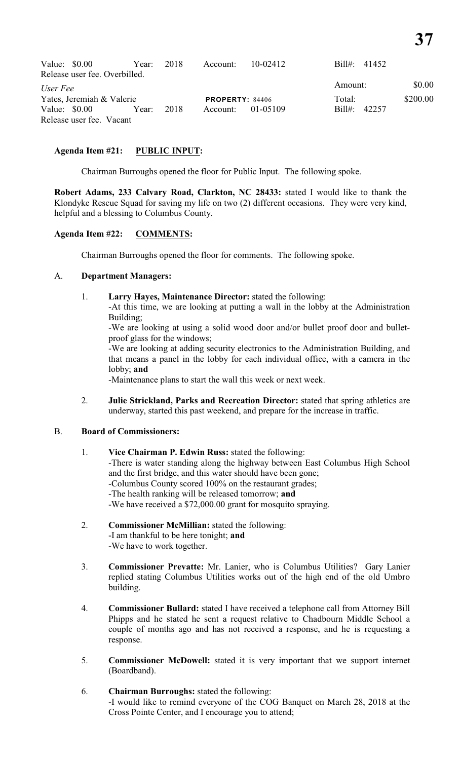Value: $0.00 Year: 2018 Account: 10-02412 Bill#: 41452
Release user fee. Overbilled.

*User Fee* Amount: $0.00
Yates, Jeremiah & Valerie **PROPERTY:** 84406 Total: $200.00
Value: $0.00 Year: 2018 Account: 01-05109 Bill#: 42257
Release user fee. Vacant

**Agenda Item #21: PUBLIC INPUT:**

Chairman Burroughs opened the floor for Public Input. The following spoke.

**Robert Adams, 233 Calvary Road, Clarkton, NC 28433:** stated I would like to thank the Klondyke Rescue Squad for saving my life on two (2) different occasions. They were very kind, helpful and a blessing to Columbus County.

**Agenda Item #22: COMMENTS:**

Chairman Burroughs opened the floor for comments. The following spoke.

A. **Department Managers:**

1. **Larry Hayes, Maintenance Director:** stated the following:
   -At this time, we are looking at putting a wall in the lobby at the Administration Building;
   -We are looking at using a solid wood door and/or bullet proof door and bullet-proof glass for the windows;
   -We are looking at adding security electronics to the Administration Building, and that means a panel in the lobby for each individual office, with a camera in the lobby; **and**
   -Maintenance plans to start the wall this week or next week.

2. **Julie Strickland, Parks and Recreation Director:** stated that spring athletics are underway, started this past weekend, and prepare for the increase in traffic.

B. **Board of Commissioners:**

1. **Vice Chairman P. Edwin Russ:** stated the following:
   -There is water standing along the highway between East Columbus High School and the first bridge, and this water should have been gone;
   -Columbus County scored 100% on the restaurant grades;
   -The health ranking will be released tomorrow; **and**
   -We have received a $72,000.00 grant for mosquito spraying.

2. **Commissioner McMillian:** stated the following:
   -I am thankful to be here tonight; **and**
   -We have to work together.

3. **Commissioner Prevatte:** Mr. Lanier, who is Columbus Utilities? Gary Lanier replied stating Columbus Utilities works out of the high end of the old Umbro building.

4. **Commissioner Bullard:** stated I have received a telephone call from Attorney Bill Phipps and he stated he sent a request relative to Chadbourn Middle School a couple of months ago and has not received a response, and he is requesting a response.

5. **Commissioner McDowell:** stated it is very important that we support internet (Boardband).

6. **Chairman Burroughs:** stated the following:
   -I would like to remind everyone of the COG Banquet on March 28, 2018 at the Cross Pointe Center, and I encourage you to attend;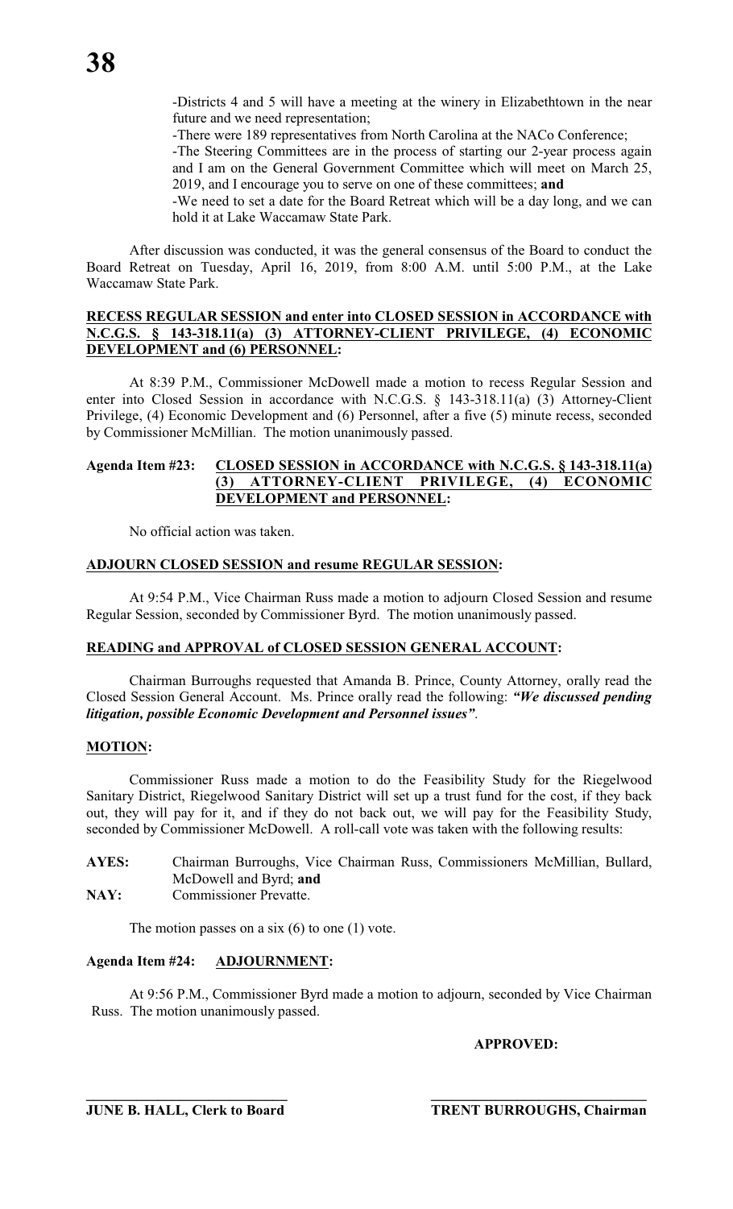-Districts 4 and 5 will have a meeting at the winery in Elizabethtown in the near future and we need representation;

-There were 189 representatives from North Carolina at the NACo Conference;

-The Steering Committees are in the process of starting our 2-year process again and I am on the General Government Committee which will meet on March 25, 2019, and I encourage you to serve on one of these committees; **and**

-We need to set a date for the Board Retreat which will be a day long, and we can hold it at Lake Waccamaw State Park.

After discussion was conducted, it was the general consensus of the Board to conduct the Board Retreat on Tuesday, April 16, 2019, from 8:00 A.M. until 5:00 P.M., at the Lake Waccamaw State Park.

**RECESS REGULAR SESSION and enter into CLOSED SESSION in ACCORDANCE with N.C.G.S. § 143-318.11(a) (3) ATTORNEY-CLIENT PRIVILEGE, (4) ECONOMIC DEVELOPMENT and (6) PERSONNEL:**

At 8:39 P.M., Commissioner McDowell made a motion to recess Regular Session and enter into Closed Session in accordance with N.C.G.S. § 143-318.11(a) (3) Attorney-Client Privilege, (4) Economic Development and (6) Personnel, after a five (5) minute recess, seconded by Commissioner McMillian. The motion unanimously passed.

**Agenda Item #23: CLOSED SESSION in ACCORDANCE with N.C.G.S. § 143-318.11(a) (3) ATTORNEY-CLIENT PRIVILEGE, (4) ECONOMIC DEVELOPMENT and PERSONNEL:**

No official action was taken.

**ADJOURN CLOSED SESSION and resume REGULAR SESSION:**

At 9:54 P.M., Vice Chairman Russ made a motion to adjourn Closed Session and resume Regular Session, seconded by Commissioner Byrd. The motion unanimously passed.

**READING and APPROVAL of CLOSED SESSION GENERAL ACCOUNT:**

Chairman Burroughs requested that Amanda B. Prince, County Attorney, orally read the Closed Session General Account. Ms. Prince orally read the following: ***"We discussed pending litigation, possible Economic Development and Personnel issues"***.

**MOTION:**

Commissioner Russ made a motion to do the Feasibility Study for the Riegelwood Sanitary District, Riegelwood Sanitary District will set up a trust fund for the cost, if they back out, they will pay for it, and if they do not back out, we will pay for the Feasibility Study, seconded by Commissioner McDowell. A roll-call vote was taken with the following results:

**AYES:** Chairman Burroughs, Vice Chairman Russ, Commissioners McMillian, Bullard, McDowell and Byrd; **and**

**NAY:** Commissioner Prevatte.

The motion passes on a six (6) to one (1) vote.

**Agenda Item #24: ADJOURNMENT:**

At 9:56 P.M., Commissioner Byrd made a motion to adjourn, seconded by Vice Chairman Russ. The motion unanimously passed.

**APPROVED:**

**JUNE B. HALL, Clerk to Board** **TRENT BURROUGHS, Chairman**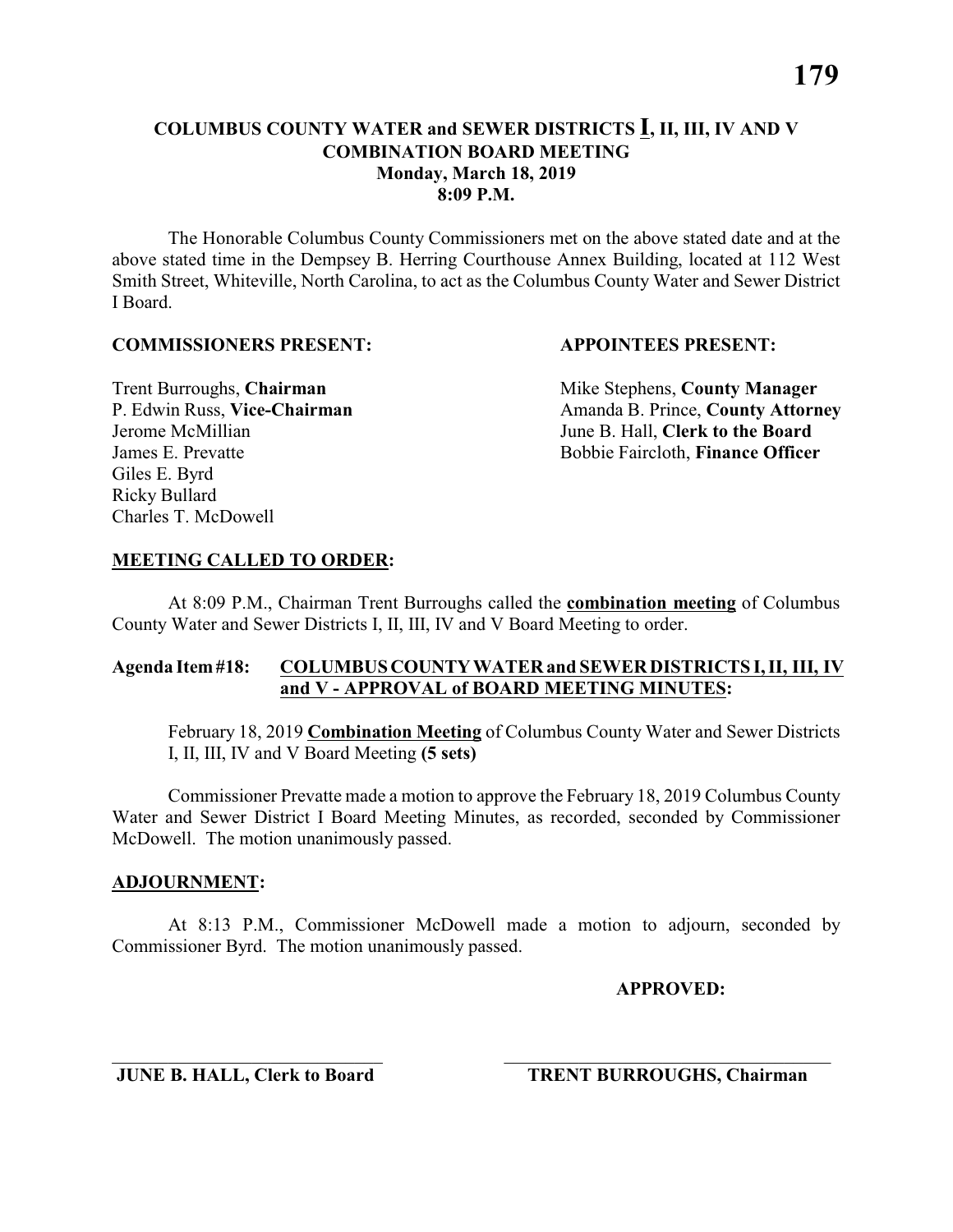**COLUMBUS COUNTY WATER and SEWER DISTRICTS I, II, III, IV AND V**
**COMBINATION BOARD MEETING**
**Monday, March 18, 2019**
**8:09 P.M.**

The Honorable Columbus County Commissioners met on the above stated date and at the above stated time in the Dempsey B. Herring Courthouse Annex Building, located at 112 West Smith Street, Whiteville, North Carolina, to act as the Columbus County Water and Sewer District I Board.

**COMMISSIONERS PRESENT:**

Trent Burroughs, **Chairman**
P. Edwin Russ, **Vice-Chairman**
Jerome McMillian
James E. Prevatte
Giles E. Byrd
Ricky Bullard
Charles T. McDowell

**APPOINTEES PRESENT:**

Mike Stephens, **County Manager**
Amanda B. Prince, **County Attorney**
June B. Hall, **Clerk to the Board**
Bobbie Faircloth, **Finance Officer**

**MEETING CALLED TO ORDER:**

At 8:09 P.M., Chairman Trent Burroughs called the **combination meeting** of Columbus County Water and Sewer Districts I, II, III, IV and V Board Meeting to order.

**Agenda Item #18: COLUMBUS COUNTY WATER and SEWER DISTRICTS I, II, III, IV and V - APPROVAL of BOARD MEETING MINUTES:**

February 18, 2019 **Combination Meeting** of Columbus County Water and Sewer Districts I, II, III, IV and V Board Meeting **(5 sets)**

Commissioner Prevatte made a motion to approve the February 18, 2019 Columbus County Water and Sewer District I Board Meeting Minutes, as recorded, seconded by Commissioner McDowell. The motion unanimously passed.

**ADJOURNMENT:**

At 8:13 P.M., Commissioner McDowell made a motion to adjourn, seconded by Commissioner Byrd. The motion unanimously passed.

**APPROVED:**

\_\_\_\_\_\_\_\_\_\_\_\_\_\_\_\_\_\_\_\_\_\_\_\_\_\_\_\_\_\_
**JUNE B. HALL, Clerk to Board**

\_\_\_\_\_\_\_\_\_\_\_\_\_\_\_\_\_\_\_\_\_\_\_\_\_\_\_\_\_\_
**TRENT BURROUGHS, Chairman**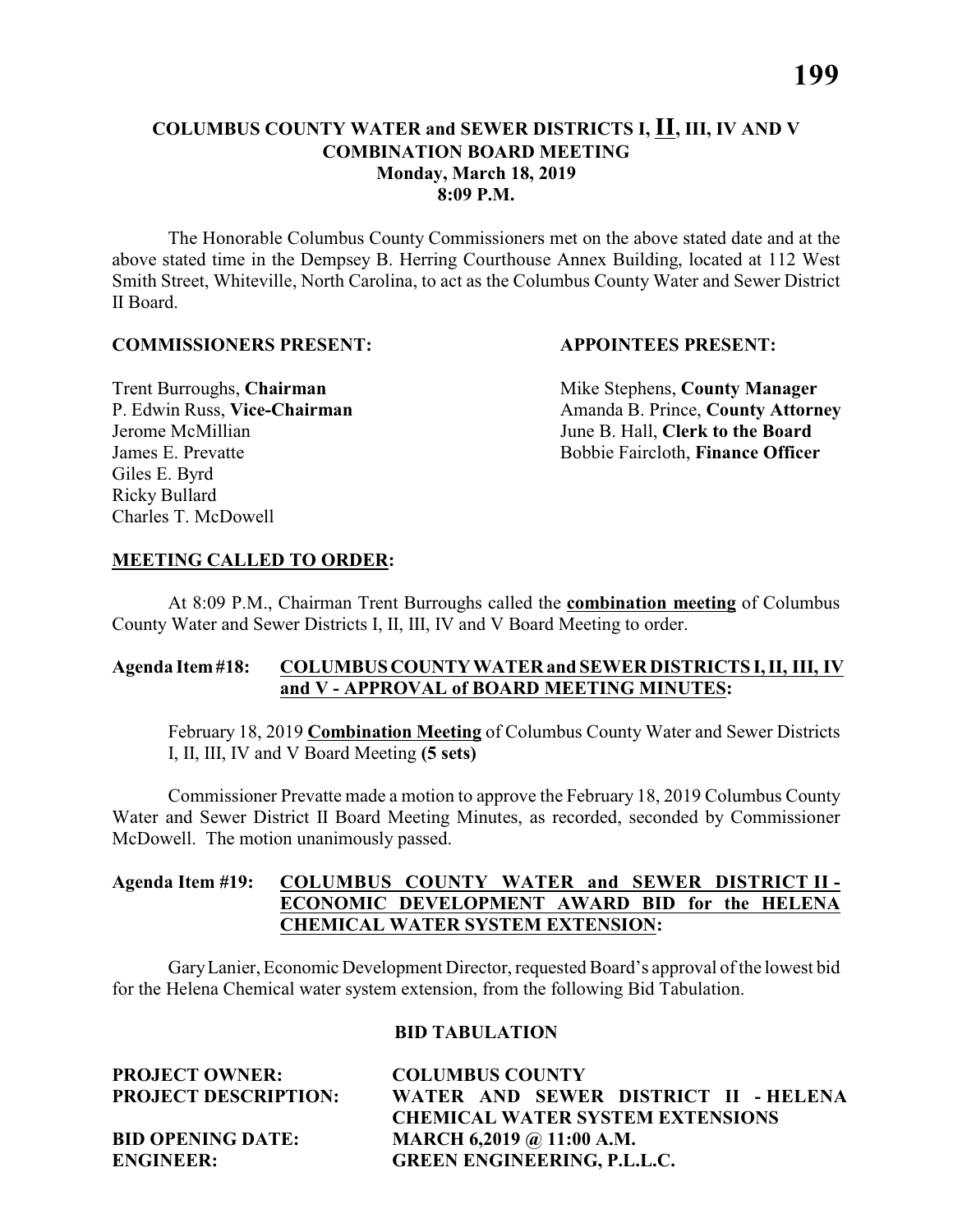# COLUMBUS COUNTY WATER and SEWER DISTRICTS I, II, III, IV AND V COMBINATION BOARD MEETING

**Monday, March 18, 2019**
**8:09 P.M.**

The Honorable Columbus County Commissioners met on the above stated date and at the above stated time in the Dempsey B. Herring Courthouse Annex Building, located at 112 West Smith Street, Whiteville, North Carolina, to act as the Columbus County Water and Sewer District II Board.

**COMMISSIONERS PRESENT:**

Trent Burroughs, **Chairman**
P. Edwin Russ, **Vice-Chairman**
Jerome McMillian
James E. Prevatte
Giles E. Byrd
Ricky Bullard
Charles T. McDowell

**APPOINTEES PRESENT:**

Mike Stephens, **County Manager**
Amanda B. Prince, **County Attorney**
June B. Hall, **Clerk to the Board**
Bobbie Faircloth, **Finance Officer**

**MEETING CALLED TO ORDER:**

At 8:09 P.M., Chairman Trent Burroughs called the **combination meeting** of Columbus County Water and Sewer Districts I, II, III, IV and V Board Meeting to order.

**Agenda Item #18: COLUMBUS COUNTY WATER and SEWER DISTRICTS I, II, III, IV and V - APPROVAL of BOARD MEETING MINUTES:**

February 18, 2019 **Combination Meeting** of Columbus County Water and Sewer Districts I, II, III, IV and V Board Meeting **(5 sets)**

Commissioner Prevatte made a motion to approve the February 18, 2019 Columbus County Water and Sewer District II Board Meeting Minutes, as recorded, seconded by Commissioner McDowell. The motion unanimously passed.

**Agenda Item #19: COLUMBUS COUNTY WATER and SEWER DISTRICT II - ECONOMIC DEVELOPMENT AWARD BID for the HELENA CHEMICAL WATER SYSTEM EXTENSION:**

Gary Lanier, Economic Development Director, requested Board's approval of the lowest bid for the Helena Chemical water system extension, from the following Bid Tabulation.

**BID TABULATION**

| | |
|---|---|
| **PROJECT OWNER:** | **COLUMBUS COUNTY** |
| **PROJECT DESCRIPTION:** | **WATER AND SEWER DISTRICT II - HELENA CHEMICAL WATER SYSTEM EXTENSIONS** |
| **BID OPENING DATE:** | **MARCH 6,2019 @ 11:00 A.M.** |
| **ENGINEER:** | **GREEN ENGINEERING, P.L.L.C.** |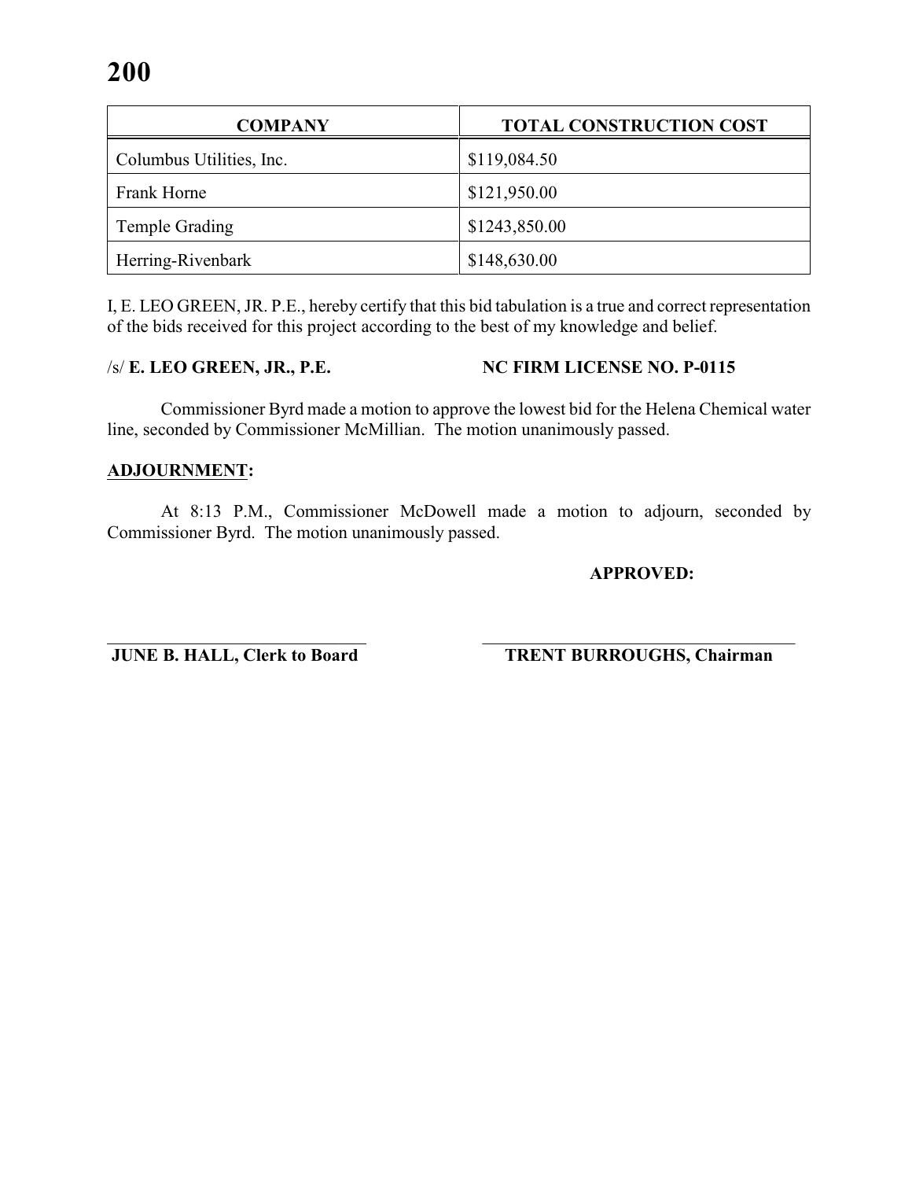| COMPANY | TOTAL CONSTRUCTION COST |
|---|---|
| Columbus Utilities, Inc. | $119,084.50 |
| Frank Horne | $121,950.00 |
| Temple Grading | $1243,850.00 |
| Herring-Rivenbark | $148,630.00 |

I, E. LEO GREEN, JR. P.E., hereby certify that this bid tabulation is a true and correct representation of the bids received for this project according to the best of my knowledge and belief.

/s/ **E. LEO GREEN, JR., P.E.** **NC FIRM LICENSE NO. P-0115**

Commissioner Byrd made a motion to approve the lowest bid for the Helena Chemical water line, seconded by Commissioner McMillian. The motion unanimously passed.

**ADJOURNMENT:**

At 8:13 P.M., Commissioner McDowell made a motion to adjourn, seconded by Commissioner Byrd. The motion unanimously passed.

**APPROVED:**

**JUNE B. HALL, Clerk to Board** **TRENT BURROUGHS, Chairman**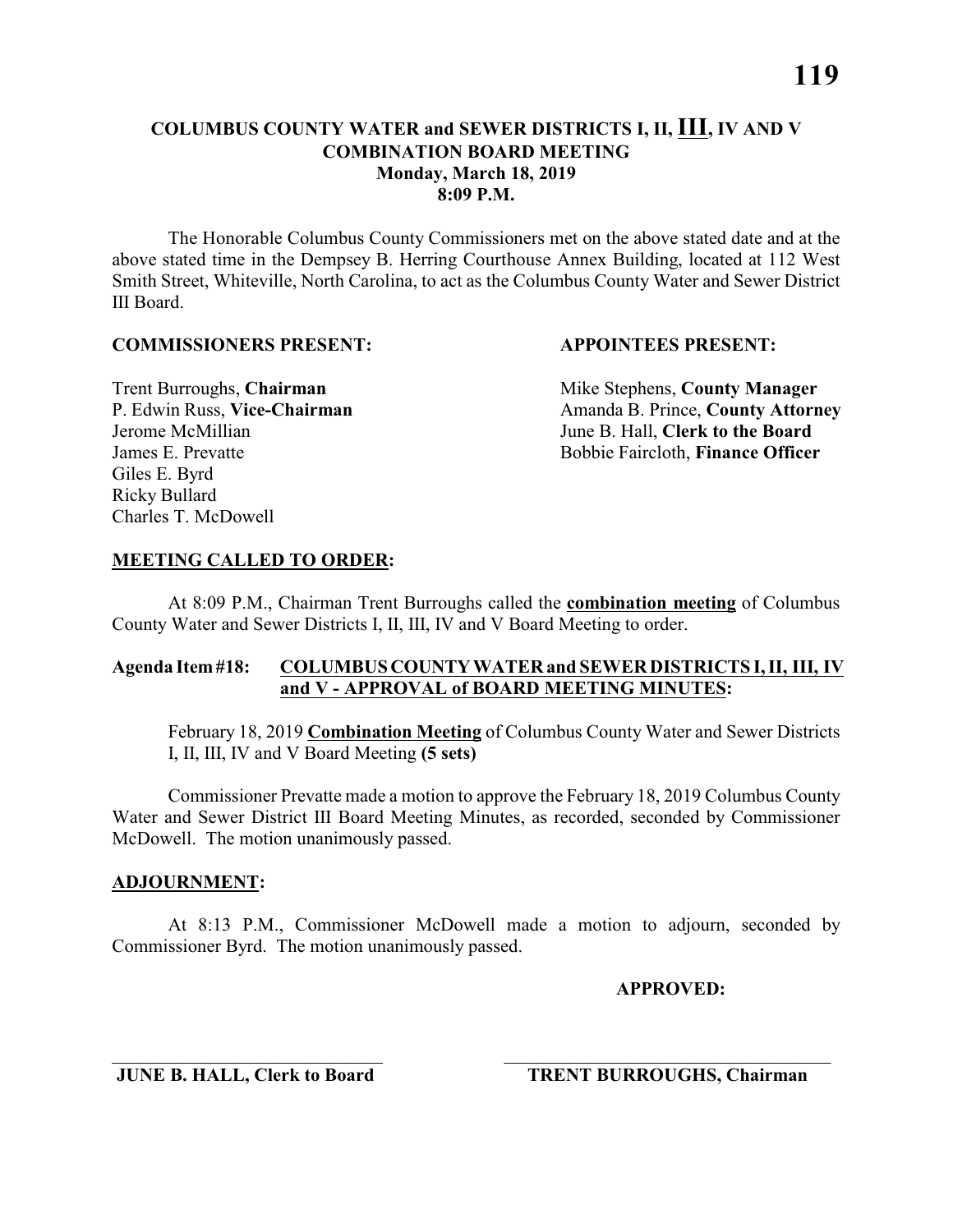# COLUMBUS COUNTY WATER and SEWER DISTRICTS I, II, III, IV AND V COMBINATION BOARD MEETING

**Monday, March 18, 2019**
**8:09 P.M.**

The Honorable Columbus County Commissioners met on the above stated date and at the above stated time in the Dempsey B. Herring Courthouse Annex Building, located at 112 West Smith Street, Whiteville, North Carolina, to act as the Columbus County Water and Sewer District III Board.

**COMMISSIONERS PRESENT:**

Trent Burroughs, **Chairman**
P. Edwin Russ, **Vice-Chairman**
Jerome McMillian
James E. Prevatte
Giles E. Byrd
Ricky Bullard
Charles T. McDowell

**APPOINTEES PRESENT:**

Mike Stephens, **County Manager**
Amanda B. Prince, **County Attorney**
June B. Hall, **Clerk to the Board**
Bobbie Faircloth, **Finance Officer**

**MEETING CALLED TO ORDER:**

At 8:09 P.M., Chairman Trent Burroughs called the **combination meeting** of Columbus County Water and Sewer Districts I, II, III, IV and V Board Meeting to order.

**Agenda Item #18: COLUMBUS COUNTY WATER and SEWER DISTRICTS I, II, III, IV and V - APPROVAL of BOARD MEETING MINUTES:**

February 18, 2019 **Combination Meeting** of Columbus County Water and Sewer Districts I, II, III, IV and V Board Meeting **(5 sets)**

Commissioner Prevatte made a motion to approve the February 18, 2019 Columbus County Water and Sewer District III Board Meeting Minutes, as recorded, seconded by Commissioner McDowell. The motion unanimously passed.

**ADJOURNMENT:**

At 8:13 P.M., Commissioner McDowell made a motion to adjourn, seconded by Commissioner Byrd. The motion unanimously passed.

**APPROVED:**

______________________________ ______________________________
**JUNE B. HALL, Clerk to Board** **TRENT BURROUGHS, Chairman**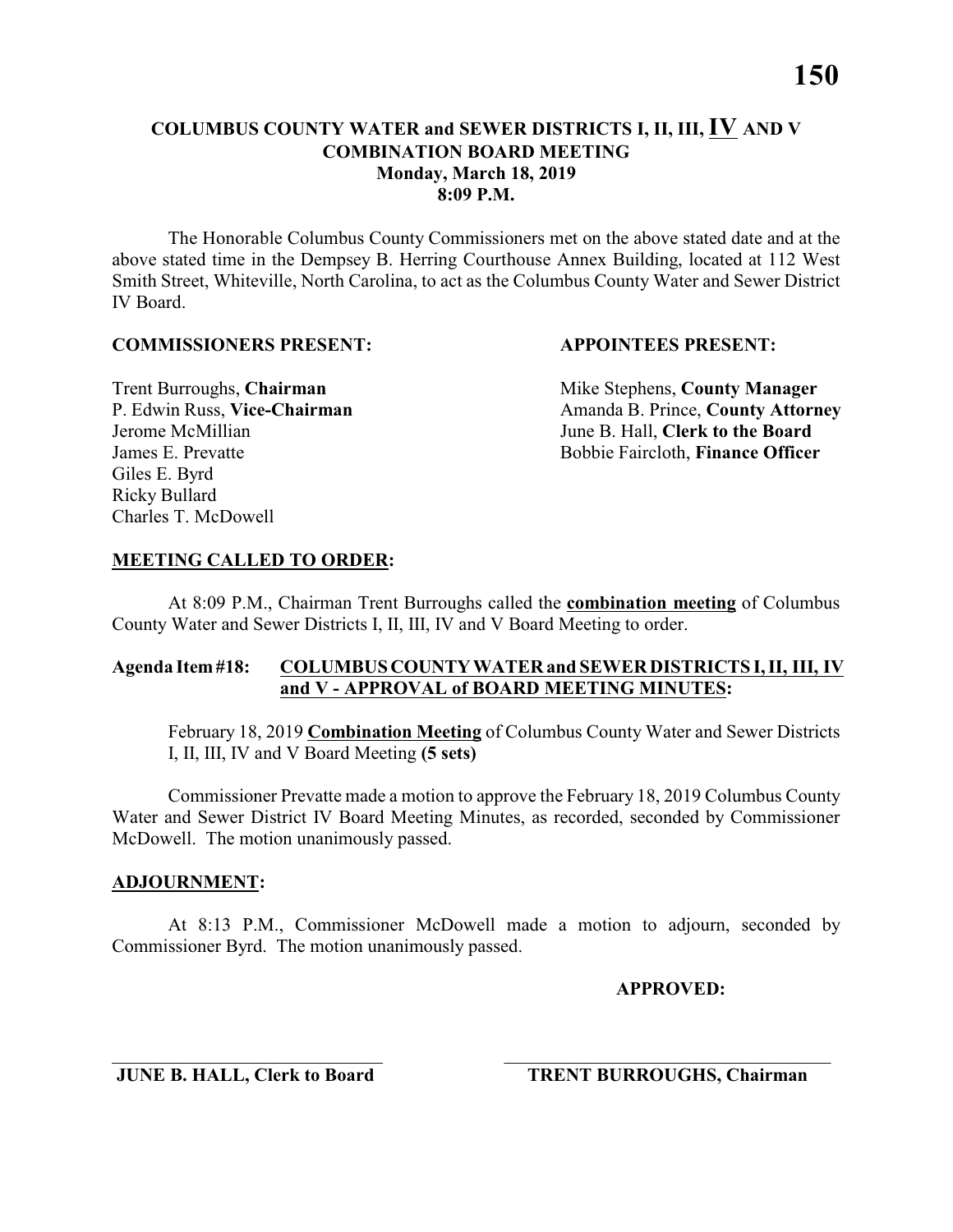# COLUMBUS COUNTY WATER and SEWER DISTRICTS I, II, III, IV AND V COMBINATION BOARD MEETING
## Monday, March 18, 2019
## 8:09 P.M.

The Honorable Columbus County Commissioners met on the above stated date and at the above stated time in the Dempsey B. Herring Courthouse Annex Building, located at 112 West Smith Street, Whiteville, North Carolina, to act as the Columbus County Water and Sewer District IV Board.

**COMMISSIONERS PRESENT:**

Trent Burroughs, **Chairman**
P. Edwin Russ, **Vice-Chairman**
Jerome McMillian
James E. Prevatte
Giles E. Byrd
Ricky Bullard
Charles T. McDowell

**APPOINTEES PRESENT:**

Mike Stephens, **County Manager**
Amanda B. Prince, **County Attorney**
June B. Hall, **Clerk to the Board**
Bobbie Faircloth, **Finance Officer**

**MEETING CALLED TO ORDER:**

At 8:09 P.M., Chairman Trent Burroughs called the **combination meeting** of Columbus County Water and Sewer Districts I, II, III, IV and V Board Meeting to order.

**Agenda Item #18: COLUMBUS COUNTY WATER and SEWER DISTRICTS I, II, III, IV and V - APPROVAL of BOARD MEETING MINUTES:**

February 18, 2019 **Combination Meeting** of Columbus County Water and Sewer Districts I, II, III, IV and V Board Meeting **(5 sets)**

Commissioner Prevatte made a motion to approve the February 18, 2019 Columbus County Water and Sewer District IV Board Meeting Minutes, as recorded, seconded by Commissioner McDowell. The motion unanimously passed.

**ADJOURNMENT:**

At 8:13 P.M., Commissioner McDowell made a motion to adjourn, seconded by Commissioner Byrd. The motion unanimously passed.

**APPROVED:**

\_\_\_\_\_\_\_\_\_\_\_\_\_\_\_\_\_\_\_\_\_\_\_\_\_\_\_\_\_\_
**JUNE B. HALL, Clerk to Board**

\_\_\_\_\_\_\_\_\_\_\_\_\_\_\_\_\_\_\_\_\_\_\_\_\_\_\_\_\_\_
**TRENT BURROUGHS, Chairman**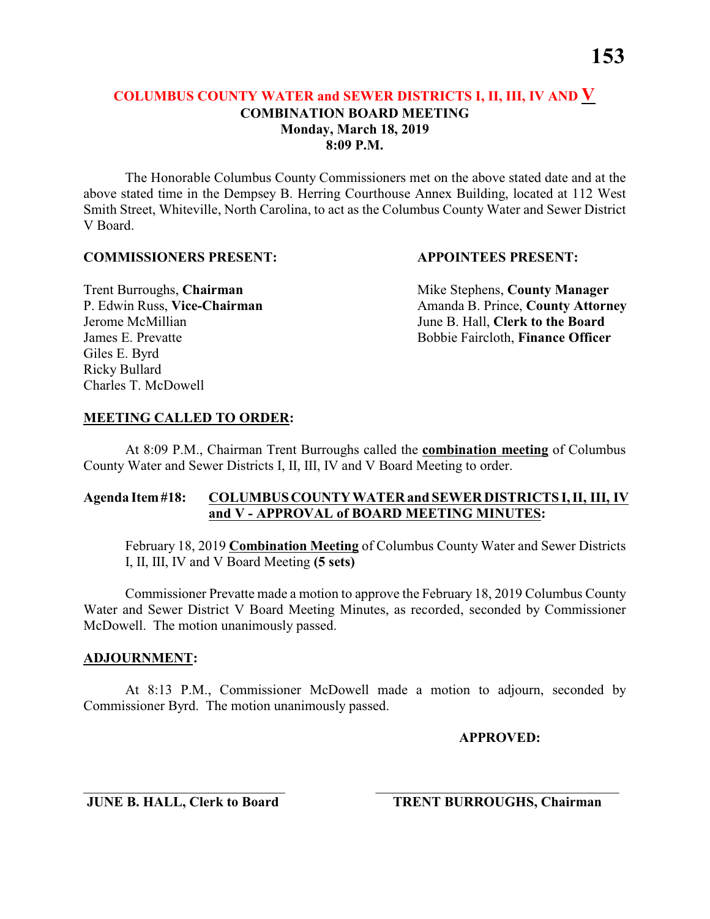## COLUMBUS COUNTY WATER and SEWER DISTRICTS I, II, III, IV AND V
**COMBINATION BOARD MEETING**
**Monday, March 18, 2019**
**8:09 P.M.**

The Honorable Columbus County Commissioners met on the above stated date and at the above stated time in the Dempsey B. Herring Courthouse Annex Building, located at 112 West Smith Street, Whiteville, North Carolina, to act as the Columbus County Water and Sewer District V Board.

**COMMISSIONERS PRESENT:**

Trent Burroughs, **Chairman**
P. Edwin Russ, **Vice-Chairman**
Jerome McMillian
James E. Prevatte
Giles E. Byrd
Ricky Bullard
Charles T. McDowell

**APPOINTEES PRESENT:**

Mike Stephens, **County Manager**
Amanda B. Prince, **County Attorney**
June B. Hall, **Clerk to the Board**
Bobbie Faircloth, **Finance Officer**

**MEETING CALLED TO ORDER:**

At 8:09 P.M., Chairman Trent Burroughs called the **combination meeting** of Columbus County Water and Sewer Districts I, II, III, IV and V Board Meeting to order.

**Agenda Item #18: COLUMBUS COUNTY WATER and SEWER DISTRICTS I, II, III, IV and V - APPROVAL of BOARD MEETING MINUTES:**

February 18, 2019 **Combination Meeting** of Columbus County Water and Sewer Districts I, II, III, IV and V Board Meeting **(5 sets)**

Commissioner Prevatte made a motion to approve the February 18, 2019 Columbus County Water and Sewer District V Board Meeting Minutes, as recorded, seconded by Commissioner McDowell. The motion unanimously passed.

**ADJOURNMENT:**

At 8:13 P.M., Commissioner McDowell made a motion to adjourn, seconded by Commissioner Byrd. The motion unanimously passed.

**APPROVED:**

\_\_\_\_\_\_\_\_\_\_\_\_\_\_\_\_\_\_\_\_\_\_\_\_\_\_\_\_
**JUNE B. HALL, Clerk to Board**

\_\_\_\_\_\_\_\_\_\_\_\_\_\_\_\_\_\_\_\_\_\_\_\_\_\_\_\_
**TRENT BURROUGHS, Chairman**